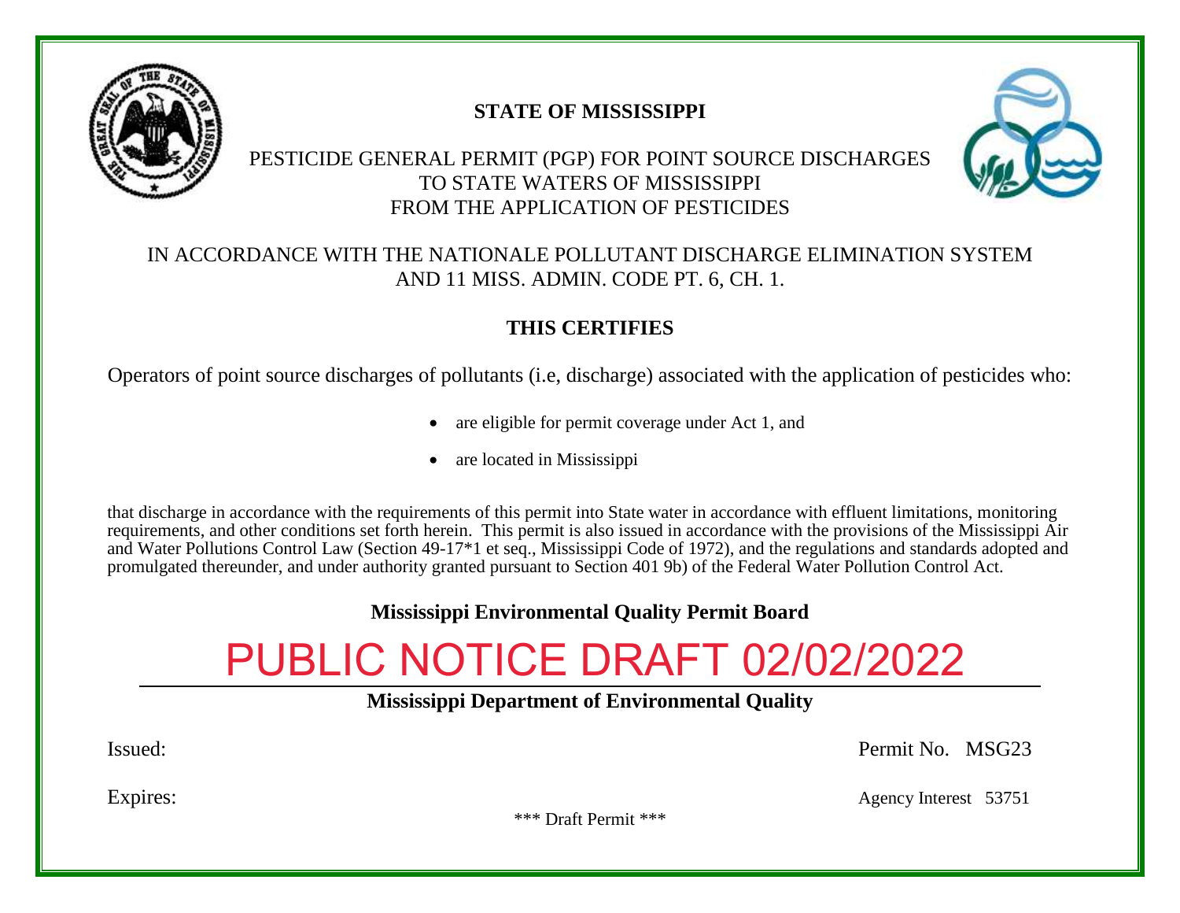**STATE OF MISSISSIPPI**

PESTICIDE GENERAL PERMIT (PGP) FOR POINT SOURCE DISCHARGES
TO STATE WATERS OF MISSISSIPPI
FROM THE APPLICATION OF PESTICIDES

IN ACCORDANCE WITH THE NATIONALE POLLUTANT DISCHARGE ELIMINATION SYSTEM
AND 11 MISS. ADMIN. CODE PT. 6, CH. 1.

**THIS CERTIFIES**

Operators of point source discharges of pollutants (i.e, discharge) associated with the application of pesticides who:

- are eligible for permit coverage under Act 1, and
- are located in Mississippi

that discharge in accordance with the requirements of this permit into State water in accordance with effluent limitations, monitoring requirements, and other conditions set forth herein. This permit is also issued in accordance with the provisions of the Mississippi Air and Water Pollutions Control Law (Section 49-17*1 et seq., Mississippi Code of 1972), and the regulations and standards adopted and promulgated thereunder, and under authority granted pursuant to Section 401 9b) of the Federal Water Pollution Control Act.

**Mississippi Environmental Quality Permit Board**

PUBLIC NOTICE DRAFT 02/02/2022

**Mississippi Department of Environmental Quality**

Issued:

Permit No. MSG23

Expires:

Agency Interest 53751

\*\*\* Draft Permit \*\*\*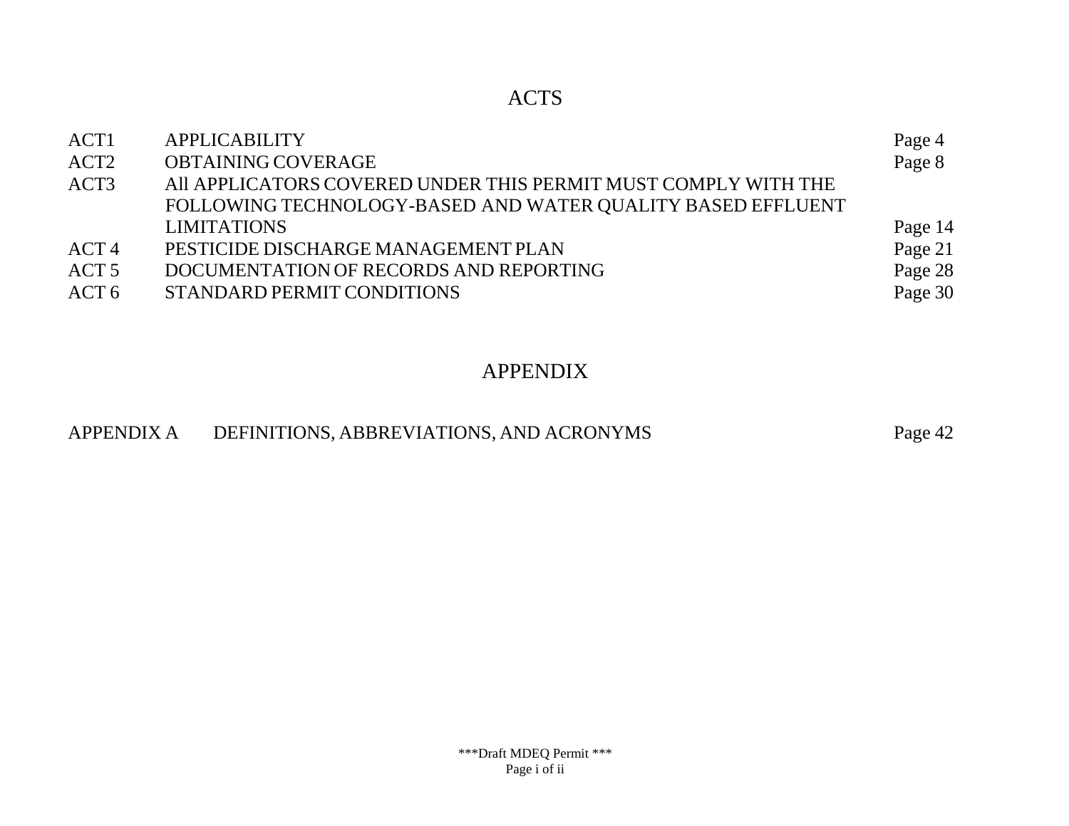## ACTS

| | | |
|---|---|---|
| ACT1 | APPLICABILITY | Page 4 |
| ACT2 | OBTAINING COVERAGE | Page 8 |
| ACT3 | All APPLICATORS COVERED UNDER THIS PERMIT MUST COMPLY WITH THE FOLLOWING TECHNOLOGY-BASED AND WATER QUALITY BASED EFFLUENT LIMITATIONS | Page 14 |
| ACT 4 | PESTICIDE DISCHARGE MANAGEMENT PLAN | Page 21 |
| ACT 5 | DOCUMENTATION OF RECORDS AND REPORTING | Page 28 |
| ACT 6 | STANDARD PERMIT CONDITIONS | Page 30 |

## APPENDIX

| | | |
|---|---|---|
| APPENDIX A | DEFINITIONS, ABBREVIATIONS, AND ACRONYMS | Page 42 |

***Draft MDEQ Permit ***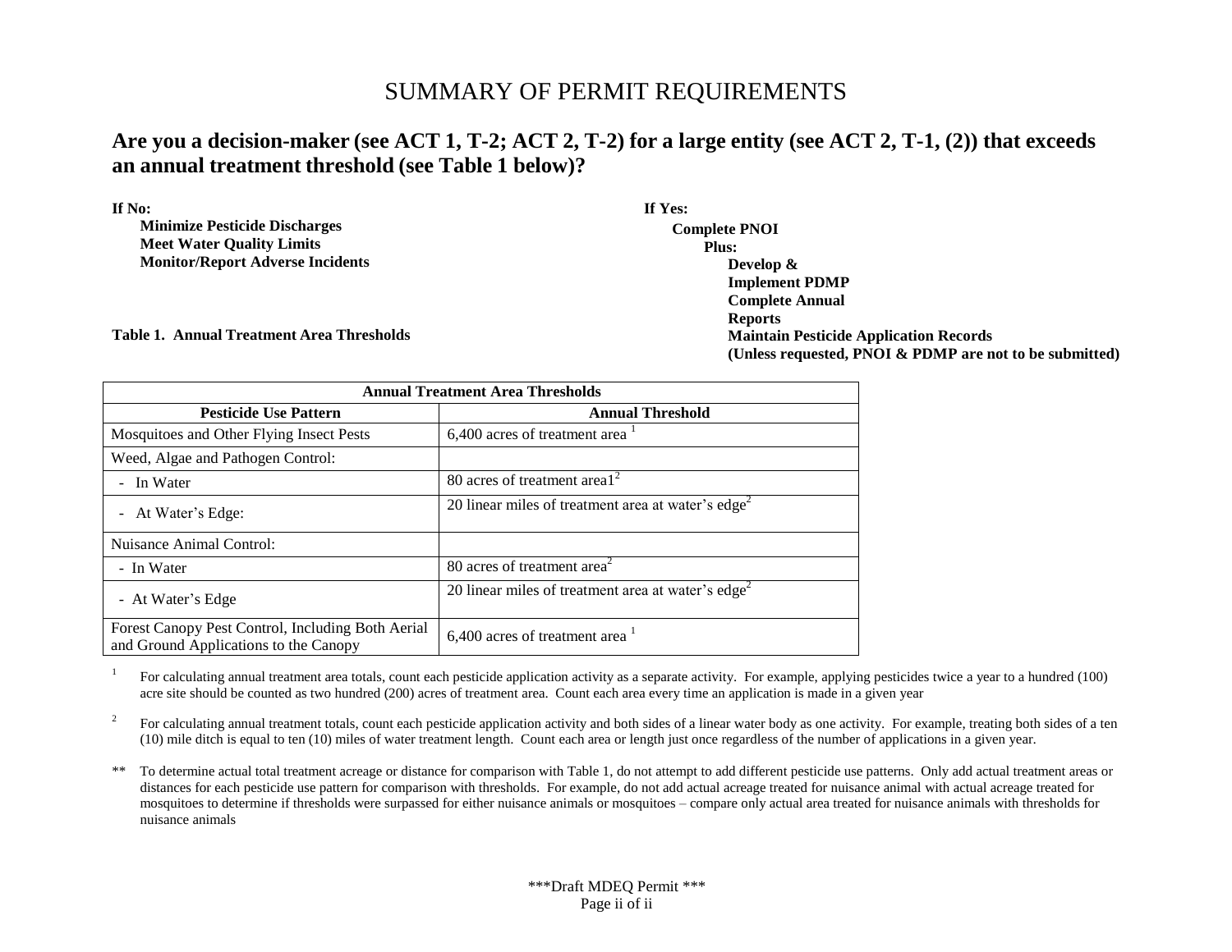# SUMMARY OF PERMIT REQUIREMENTS

## Are you a decision-maker (see ACT 1, T-2; ACT 2, T-2) for a large entity (see ACT 2, T-1, (2)) that exceeds an annual treatment threshold (see Table 1 below)?

**If No:**

**Minimize Pesticide Discharges**
**Meet Water Quality Limits**
**Monitor/Report Adverse Incidents**

**If Yes:**

**Complete PNOI**
**Plus:**
**Develop & Implement PDMP**
**Complete Annual Reports**
**Maintain Pesticide Application Records**
**(Unless requested, PNOI & PDMP are not to be submitted)**

**Table 1. Annual Treatment Area Thresholds**

| Annual Treatment Area Thresholds | |
|---|---|
| **Pesticide Use Pattern** | **Annual Threshold** |
| Mosquitoes and Other Flying Insect Pests | 6,400 acres of treatment area [1] |
| Weed, Algae and Pathogen Control: | |
| - In Water | 80 acres of treatment area1[2] |
| - At Water's Edge: | 20 linear miles of treatment area at water's edge[2] |
| Nuisance Animal Control: | |
| - In Water | 80 acres of treatment area[2] |
| - At Water's Edge | 20 linear miles of treatment area at water's edge[2] |
| Forest Canopy Pest Control, Including Both Aerial and Ground Applications to the Canopy | 6,400 acres of treatment area [1] |

[1] For calculating annual treatment area totals, count each pesticide application activity as a separate activity. For example, applying pesticides twice a year to a hundred (100) acre site should be counted as two hundred (200) acres of treatment area. Count each area every time an application is made in a given year

[2] For calculating annual treatment totals, count each pesticide application activity and both sides of a linear water body as one activity. For example, treating both sides of a ten (10) mile ditch is equal to ten (10) miles of water treatment length. Count each area or length just once regardless of the number of applications in a given year.

** To determine actual total treatment acreage or distance for comparison with Table 1, do not attempt to add different pesticide use patterns. Only add actual treatment areas or distances for each pesticide use pattern for comparison with thresholds. For example, do not add actual acreage treated for nuisance animal with actual acreage treated for mosquitoes to determine if thresholds were surpassed for either nuisance animals or mosquitoes – compare only actual area treated for nuisance animals with thresholds for nuisance animals

***Draft MDEQ Permit ***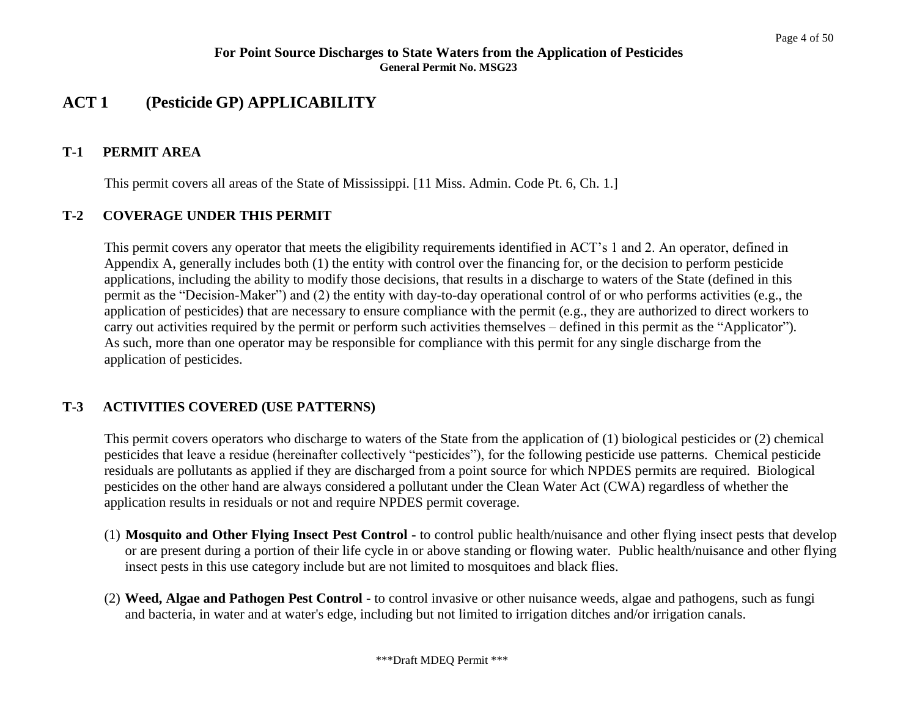## ACT 1 (Pesticide GP) APPLICABILITY

### T-1 PERMIT AREA

This permit covers all areas of the State of Mississippi. [11 Miss. Admin. Code Pt. 6, Ch. 1.]

### T-2 COVERAGE UNDER THIS PERMIT

This permit covers any operator that meets the eligibility requirements identified in ACT's 1 and 2. An operator, defined in Appendix A, generally includes both (1) the entity with control over the financing for, or the decision to perform pesticide applications, including the ability to modify those decisions, that results in a discharge to waters of the State (defined in this permit as the "Decision-Maker") and (2) the entity with day-to-day operational control of or who performs activities (e.g., the application of pesticides) that are necessary to ensure compliance with the permit (e.g., they are authorized to direct workers to carry out activities required by the permit or perform such activities themselves – defined in this permit as the "Applicator"). As such, more than one operator may be responsible for compliance with this permit for any single discharge from the application of pesticides.

### T-3 ACTIVITIES COVERED (USE PATTERNS)

This permit covers operators who discharge to waters of the State from the application of (1) biological pesticides or (2) chemical pesticides that leave a residue (hereinafter collectively "pesticides"), for the following pesticide use patterns. Chemical pesticide residuals are pollutants as applied if they are discharged from a point source for which NPDES permits are required. Biological pesticides on the other hand are always considered a pollutant under the Clean Water Act (CWA) regardless of whether the application results in residuals or not and require NPDES permit coverage.

(1) **Mosquito and Other Flying Insect Pest Control -** to control public health/nuisance and other flying insect pests that develop or are present during a portion of their life cycle in or above standing or flowing water. Public health/nuisance and other flying insect pests in this use category include but are not limited to mosquitoes and black flies.

(2) **Weed, Algae and Pathogen Pest Control -** to control invasive or other nuisance weeds, algae and pathogens, such as fungi and bacteria, in water and at water's edge, including but not limited to irrigation ditches and/or irrigation canals.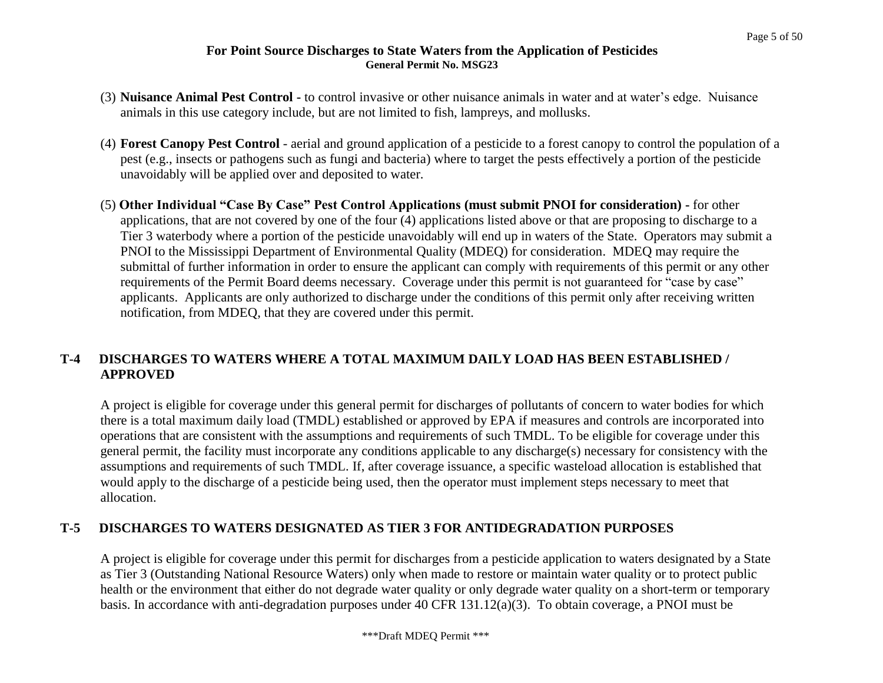(3) **Nuisance Animal Pest Control -** to control invasive or other nuisance animals in water and at water's edge. Nuisance animals in this use category include, but are not limited to fish, lampreys, and mollusks.

(4) **Forest Canopy Pest Control** - aerial and ground application of a pesticide to a forest canopy to control the population of a pest (e.g., insects or pathogens such as fungi and bacteria) where to target the pests effectively a portion of the pesticide unavoidably will be applied over and deposited to water.

(5) **Other Individual "Case By Case" Pest Control Applications (must submit PNOI for consideration) -** for other applications, that are not covered by one of the four (4) applications listed above or that are proposing to discharge to a Tier 3 waterbody where a portion of the pesticide unavoidably will end up in waters of the State. Operators may submit a PNOI to the Mississippi Department of Environmental Quality (MDEQ) for consideration. MDEQ may require the submittal of further information in order to ensure the applicant can comply with requirements of this permit or any other requirements of the Permit Board deems necessary. Coverage under this permit is not guaranteed for "case by case" applicants. Applicants are only authorized to discharge under the conditions of this permit only after receiving written notification, from MDEQ, that they are covered under this permit.

## T-4 DISCHARGES TO WATERS WHERE A TOTAL MAXIMUM DAILY LOAD HAS BEEN ESTABLISHED / APPROVED

A project is eligible for coverage under this general permit for discharges of pollutants of concern to water bodies for which there is a total maximum daily load (TMDL) established or approved by EPA if measures and controls are incorporated into operations that are consistent with the assumptions and requirements of such TMDL. To be eligible for coverage under this general permit, the facility must incorporate any conditions applicable to any discharge(s) necessary for consistency with the assumptions and requirements of such TMDL. If, after coverage issuance, a specific wasteload allocation is established that would apply to the discharge of a pesticide being used, then the operator must implement steps necessary to meet that allocation.

## T-5 DISCHARGES TO WATERS DESIGNATED AS TIER 3 FOR ANTIDEGRADATION PURPOSES

A project is eligible for coverage under this permit for discharges from a pesticide application to waters designated by a State as Tier 3 (Outstanding National Resource Waters) only when made to restore or maintain water quality or to protect public health or the environment that either do not degrade water quality or only degrade water quality on a short-term or temporary basis. In accordance with anti-degradation purposes under 40 CFR 131.12(a)(3). To obtain coverage, a PNOI must be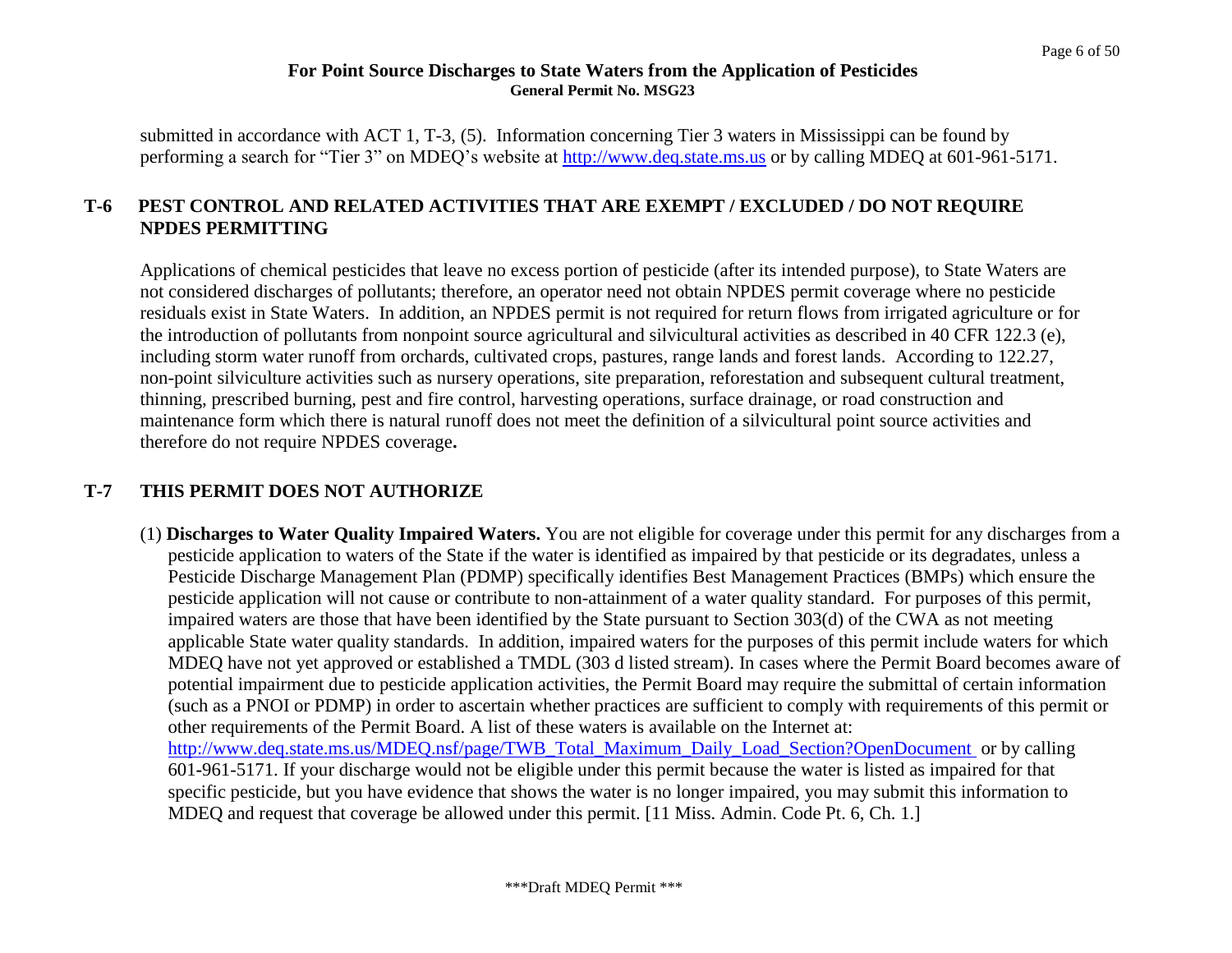submitted in accordance with ACT 1, T-3, (5). Information concerning Tier 3 waters in Mississippi can be found by performing a search for "Tier 3" on MDEQ's website at http://www.deq.state.ms.us or by calling MDEQ at 601-961-5171.

## T-6 PEST CONTROL AND RELATED ACTIVITIES THAT ARE EXEMPT / EXCLUDED / DO NOT REQUIRE NPDES PERMITTING

Applications of chemical pesticides that leave no excess portion of pesticide (after its intended purpose), to State Waters are not considered discharges of pollutants; therefore, an operator need not obtain NPDES permit coverage where no pesticide residuals exist in State Waters. In addition, an NPDES permit is not required for return flows from irrigated agriculture or for the introduction of pollutants from nonpoint source agricultural and silvicultural activities as described in 40 CFR 122.3 (e), including storm water runoff from orchards, cultivated crops, pastures, range lands and forest lands. According to 122.27, non-point silviculture activities such as nursery operations, site preparation, reforestation and subsequent cultural treatment, thinning, prescribed burning, pest and fire control, harvesting operations, surface drainage, or road construction and maintenance form which there is natural runoff does not meet the definition of a silvicultural point source activities and therefore do not require NPDES coverage**.**

## T-7 THIS PERMIT DOES NOT AUTHORIZE

(1) **Discharges to Water Quality Impaired Waters.** You are not eligible for coverage under this permit for any discharges from a pesticide application to waters of the State if the water is identified as impaired by that pesticide or its degradates, unless a Pesticide Discharge Management Plan (PDMP) specifically identifies Best Management Practices (BMPs) which ensure the pesticide application will not cause or contribute to non-attainment of a water quality standard. For purposes of this permit, impaired waters are those that have been identified by the State pursuant to Section 303(d) of the CWA as not meeting applicable State water quality standards. In addition, impaired waters for the purposes of this permit include waters for which MDEQ have not yet approved or established a TMDL (303 d listed stream). In cases where the Permit Board becomes aware of potential impairment due to pesticide application activities, the Permit Board may require the submittal of certain information (such as a PNOI or PDMP) in order to ascertain whether practices are sufficient to comply with requirements of this permit or other requirements of the Permit Board. A list of these waters is available on the Internet at: http://www.deq.state.ms.us/MDEQ.nsf/page/TWB_Total_Maximum_Daily_Load_Section?OpenDocument or by calling 601-961-5171. If your discharge would not be eligible under this permit because the water is listed as impaired for that specific pesticide, but you have evidence that shows the water is no longer impaired, you may submit this information to MDEQ and request that coverage be allowed under this permit. [11 Miss. Admin. Code Pt. 6, Ch. 1.]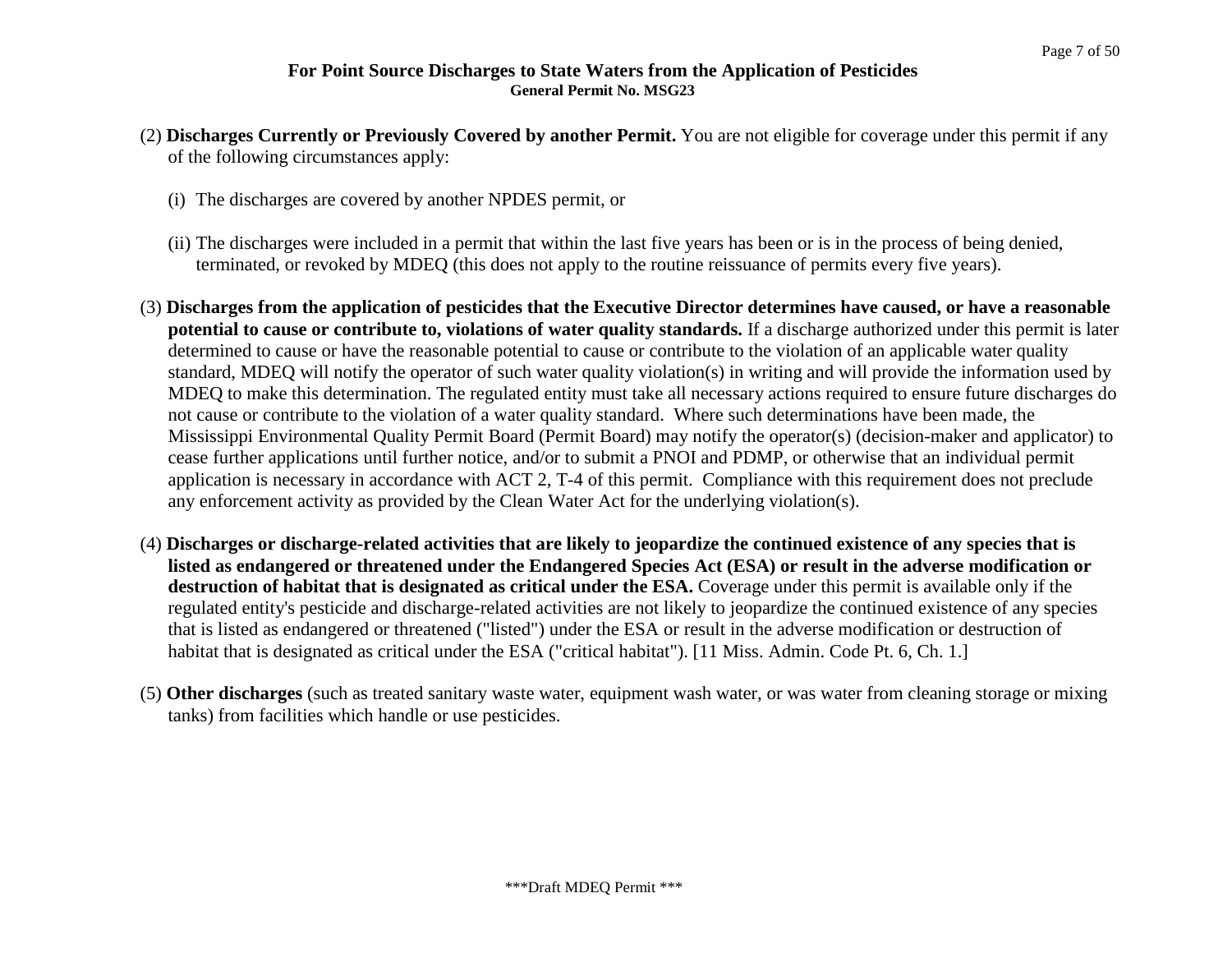(2) **Discharges Currently or Previously Covered by another Permit.** You are not eligible for coverage under this permit if any of the following circumstances apply:

(i) The discharges are covered by another NPDES permit, or

(ii) The discharges were included in a permit that within the last five years has been or is in the process of being denied, terminated, or revoked by MDEQ (this does not apply to the routine reissuance of permits every five years).

(3) **Discharges from the application of pesticides that the Executive Director determines have caused, or have a reasonable potential to cause or contribute to, violations of water quality standards.** If a discharge authorized under this permit is later determined to cause or have the reasonable potential to cause or contribute to the violation of an applicable water quality standard, MDEQ will notify the operator of such water quality violation(s) in writing and will provide the information used by MDEQ to make this determination. The regulated entity must take all necessary actions required to ensure future discharges do not cause or contribute to the violation of a water quality standard. Where such determinations have been made, the Mississippi Environmental Quality Permit Board (Permit Board) may notify the operator(s) (decision-maker and applicator) to cease further applications until further notice, and/or to submit a PNOI and PDMP, or otherwise that an individual permit application is necessary in accordance with ACT 2, T-4 of this permit. Compliance with this requirement does not preclude any enforcement activity as provided by the Clean Water Act for the underlying violation(s).

(4) **Discharges or discharge-related activities that are likely to jeopardize the continued existence of any species that is listed as endangered or threatened under the Endangered Species Act (ESA) or result in the adverse modification or destruction of habitat that is designated as critical under the ESA.** Coverage under this permit is available only if the regulated entity's pesticide and discharge-related activities are not likely to jeopardize the continued existence of any species that is listed as endangered or threatened ("listed") under the ESA or result in the adverse modification or destruction of habitat that is designated as critical under the ESA ("critical habitat"). [11 Miss. Admin. Code Pt. 6, Ch. 1.]

(5) **Other discharges** (such as treated sanitary waste water, equipment wash water, or was water from cleaning storage or mixing tanks) from facilities which handle or use pesticides.

\*\*\*Draft MDEQ Permit \*\*\*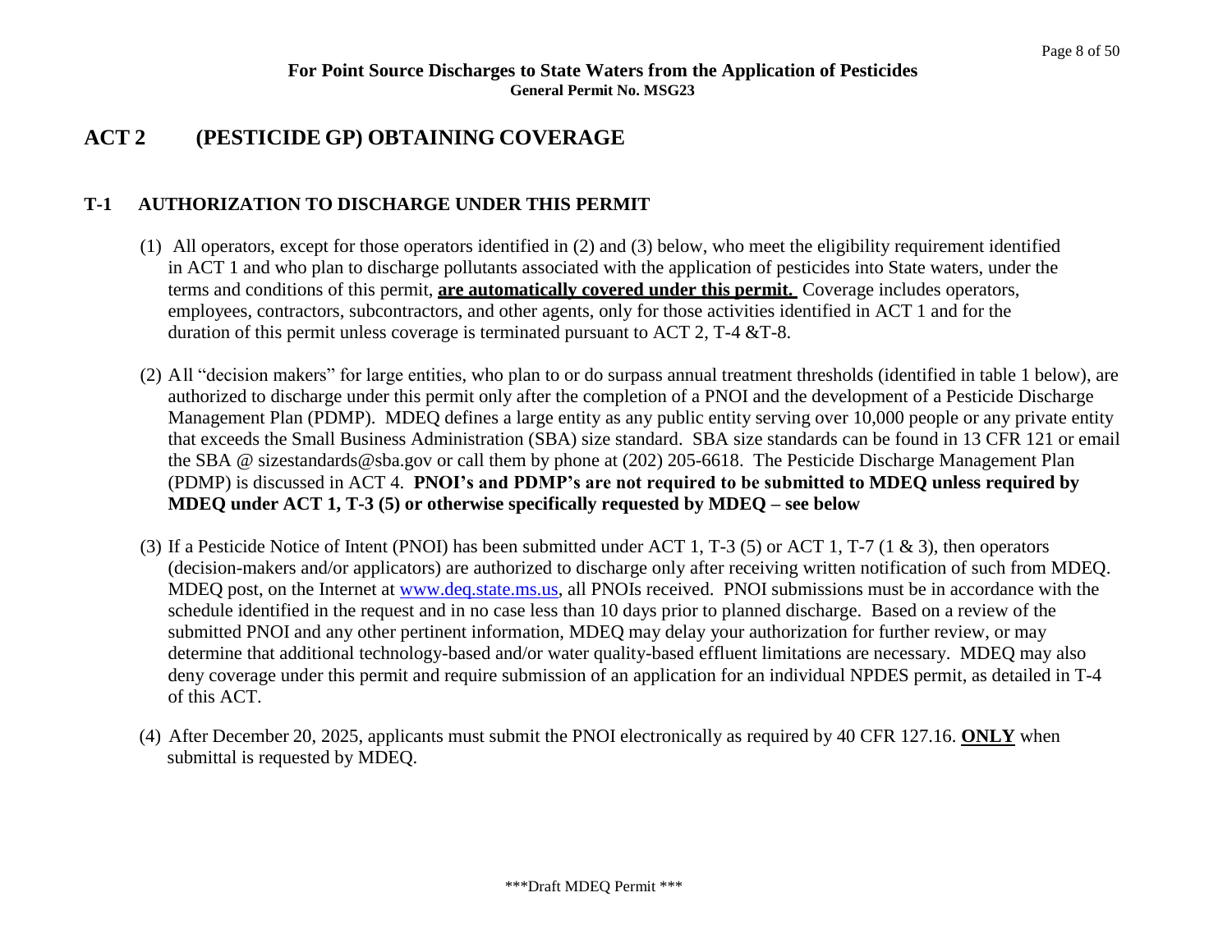## ACT 2 (PESTICIDE GP) OBTAINING COVERAGE

### T-1 AUTHORIZATION TO DISCHARGE UNDER THIS PERMIT

(1) All operators, except for those operators identified in (2) and (3) below, who meet the eligibility requirement identified in ACT 1 and who plan to discharge pollutants associated with the application of pesticides into State waters, under the terms and conditions of this permit, **are automatically covered under this permit.** Coverage includes operators, employees, contractors, subcontractors, and other agents, only for those activities identified in ACT 1 and for the duration of this permit unless coverage is terminated pursuant to ACT 2, T-4 &T-8.

(2) All "decision makers" for large entities, who plan to or do surpass annual treatment thresholds (identified in table 1 below), are authorized to discharge under this permit only after the completion of a PNOI and the development of a Pesticide Discharge Management Plan (PDMP). MDEQ defines a large entity as any public entity serving over 10,000 people or any private entity that exceeds the Small Business Administration (SBA) size standard. SBA size standards can be found in 13 CFR 121 or email the SBA @ sizestandards@sba.gov or call them by phone at (202) 205-6618. The Pesticide Discharge Management Plan (PDMP) is discussed in ACT 4. **PNOI's and PDMP's are not required to be submitted to MDEQ unless required by MDEQ under ACT 1, T-3 (5) or otherwise specifically requested by MDEQ – see below**

(3) If a Pesticide Notice of Intent (PNOI) has been submitted under ACT 1, T-3 (5) or ACT 1, T-7 (1 & 3), then operators (decision-makers and/or applicators) are authorized to discharge only after receiving written notification of such from MDEQ. MDEQ post, on the Internet at www.deq.state.ms.us, all PNOIs received. PNOI submissions must be in accordance with the schedule identified in the request and in no case less than 10 days prior to planned discharge. Based on a review of the submitted PNOI and any other pertinent information, MDEQ may delay your authorization for further review, or may determine that additional technology-based and/or water quality-based effluent limitations are necessary. MDEQ may also deny coverage under this permit and require submission of an application for an individual NPDES permit, as detailed in T-4 of this ACT.

(4) After December 20, 2025, applicants must submit the PNOI electronically as required by 40 CFR 127.16. **ONLY** when submittal is requested by MDEQ.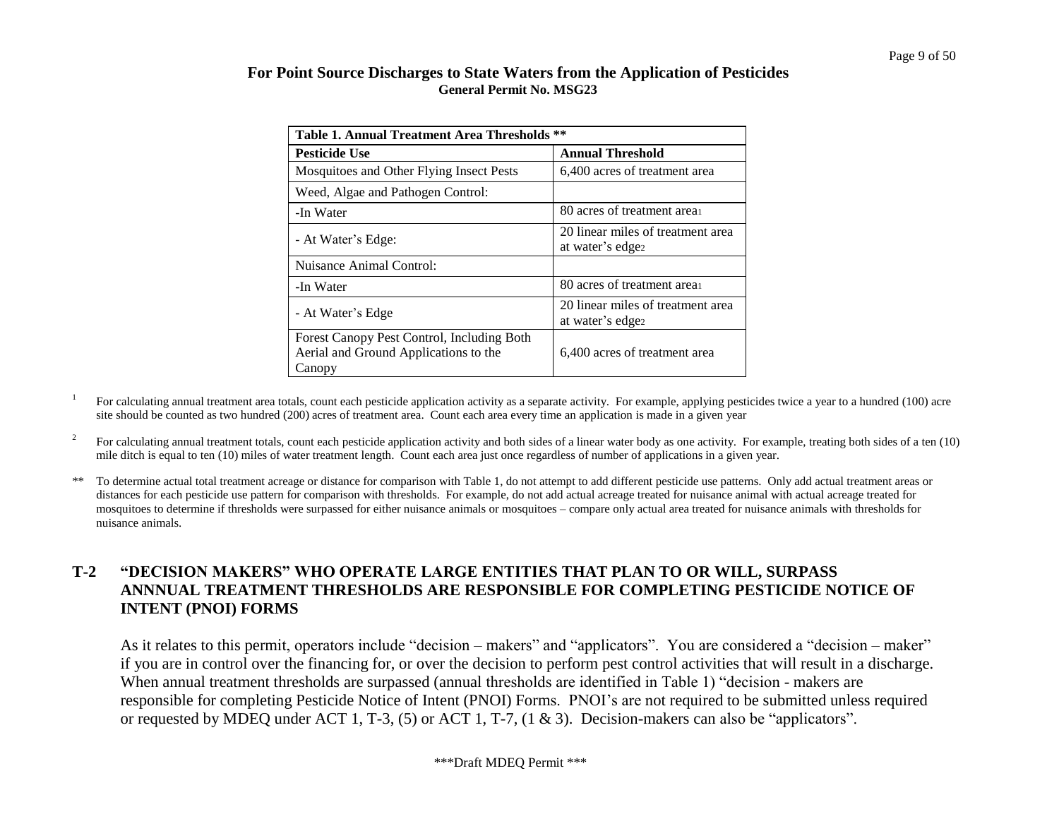| Table 1. Annual Treatment Area Thresholds ** | |
|---|---|
| **Pesticide Use** | **Annual Threshold** |
| Mosquitoes and Other Flying Insect Pests | 6,400 acres of treatment area |
| Weed, Algae and Pathogen Control: | |
| -In Water | 80 acres of treatment area[1] |
| - At Water's Edge: | 20 linear miles of treatment area at water's edge[2] |
| Nuisance Animal Control: | |
| -In Water | 80 acres of treatment area[1] |
| - At Water's Edge | 20 linear miles of treatment area at water's edge[2] |
| Forest Canopy Pest Control, Including Both Aerial and Ground Applications to the Canopy | 6,400 acres of treatment area |

[1] For calculating annual treatment area totals, count each pesticide application activity as a separate activity. For example, applying pesticides twice a year to a hundred (100) acre site should be counted as two hundred (200) acres of treatment area. Count each area every time an application is made in a given year

[2] For calculating annual treatment totals, count each pesticide application activity and both sides of a linear water body as one activity. For example, treating both sides of a ten (10) mile ditch is equal to ten (10) miles of water treatment length. Count each area just once regardless of number of applications in a given year.

** To determine actual total treatment acreage or distance for comparison with Table 1, do not attempt to add different pesticide use patterns. Only add actual treatment areas or distances for each pesticide use pattern for comparison with thresholds. For example, do not add actual acreage treated for nuisance animal with actual acreage treated for mosquitoes to determine if thresholds were surpassed for either nuisance animals or mosquitoes – compare only actual area treated for nuisance animals with thresholds for nuisance animals.

## T-2 "DECISION MAKERS" WHO OPERATE LARGE ENTITIES THAT PLAN TO OR WILL, SURPASS ANNNUAL TREATMENT THRESHOLDS ARE RESPONSIBLE FOR COMPLETING PESTICIDE NOTICE OF INTENT (PNOI) FORMS

As it relates to this permit, operators include "decision – makers" and "applicators". You are considered a "decision – maker" if you are in control over the financing for, or over the decision to perform pest control activities that will result in a discharge. When annual treatment thresholds are surpassed (annual thresholds are identified in Table 1) "decision - makers are responsible for completing Pesticide Notice of Intent (PNOI) Forms. PNOI's are not required to be submitted unless required or requested by MDEQ under ACT 1, T-3, (5) or ACT 1, T-7, (1 & 3). Decision-makers can also be "applicators".

***Draft MDEQ Permit ***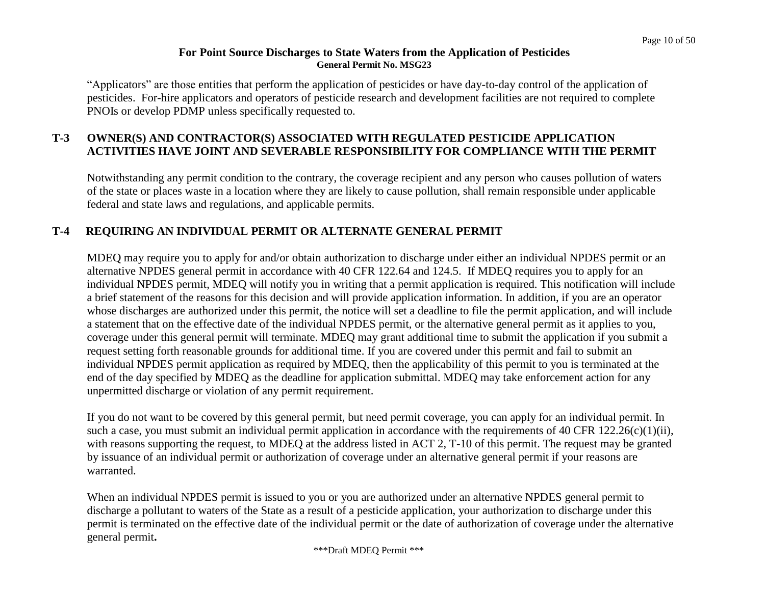"Applicators" are those entities that perform the application of pesticides or have day-to-day control of the application of pesticides. For-hire applicators and operators of pesticide research and development facilities are not required to complete PNOIs or develop PDMP unless specifically requested to.

## T-3 OWNER(S) AND CONTRACTOR(S) ASSOCIATED WITH REGULATED PESTICIDE APPLICATION ACTIVITIES HAVE JOINT AND SEVERABLE RESPONSIBILITY FOR COMPLIANCE WITH THE PERMIT

Notwithstanding any permit condition to the contrary, the coverage recipient and any person who causes pollution of waters of the state or places waste in a location where they are likely to cause pollution, shall remain responsible under applicable federal and state laws and regulations, and applicable permits.

## T-4 REQUIRING AN INDIVIDUAL PERMIT OR ALTERNATE GENERAL PERMIT

MDEQ may require you to apply for and/or obtain authorization to discharge under either an individual NPDES permit or an alternative NPDES general permit in accordance with 40 CFR 122.64 and 124.5. If MDEQ requires you to apply for an individual NPDES permit, MDEQ will notify you in writing that a permit application is required. This notification will include a brief statement of the reasons for this decision and will provide application information. In addition, if you are an operator whose discharges are authorized under this permit, the notice will set a deadline to file the permit application, and will include a statement that on the effective date of the individual NPDES permit, or the alternative general permit as it applies to you, coverage under this general permit will terminate. MDEQ may grant additional time to submit the application if you submit a request setting forth reasonable grounds for additional time. If you are covered under this permit and fail to submit an individual NPDES permit application as required by MDEQ, then the applicability of this permit to you is terminated at the end of the day specified by MDEQ as the deadline for application submittal. MDEQ may take enforcement action for any unpermitted discharge or violation of any permit requirement.

If you do not want to be covered by this general permit, but need permit coverage, you can apply for an individual permit. In such a case, you must submit an individual permit application in accordance with the requirements of 40 CFR 122.26(c)(1)(ii), with reasons supporting the request, to MDEQ at the address listed in ACT 2, T-10 of this permit. The request may be granted by issuance of an individual permit or authorization of coverage under an alternative general permit if your reasons are warranted.

When an individual NPDES permit is issued to you or you are authorized under an alternative NPDES general permit to discharge a pollutant to waters of the State as a result of a pesticide application, your authorization to discharge under this permit is terminated on the effective date of the individual permit or the date of authorization of coverage under the alternative general permit**.**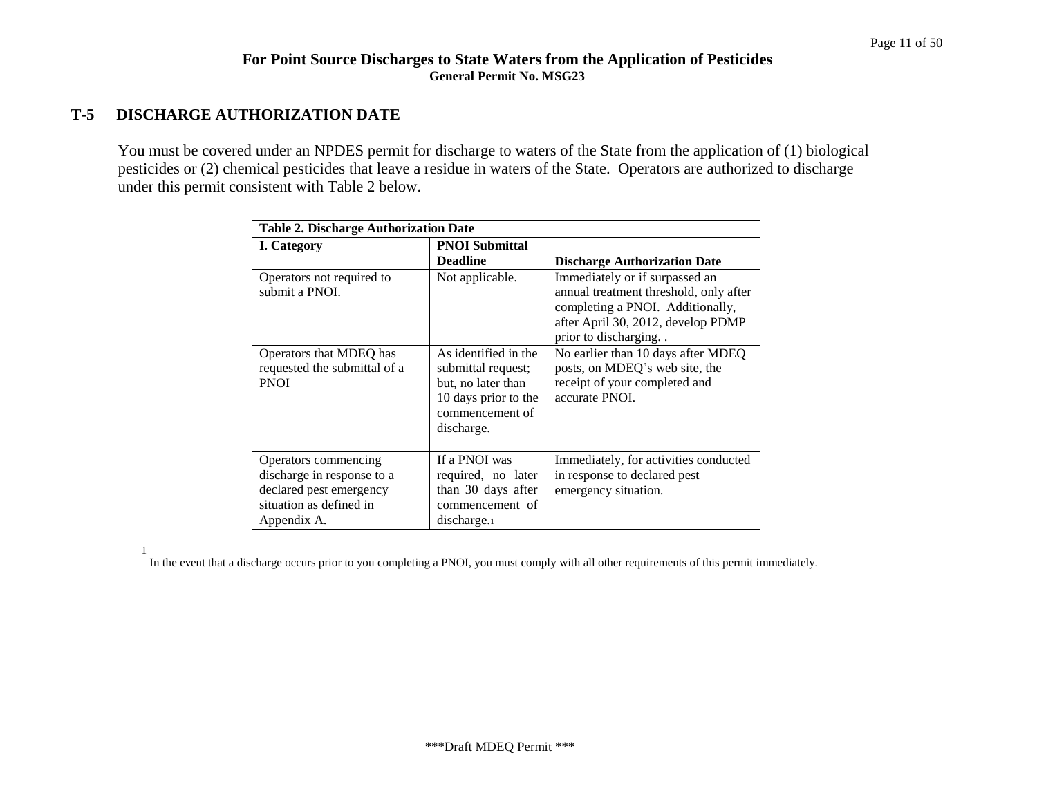## T-5 DISCHARGE AUTHORIZATION DATE

You must be covered under an NPDES permit for discharge to waters of the State from the application of (1) biological pesticides or (2) chemical pesticides that leave a residue in waters of the State. Operators are authorized to discharge under this permit consistent with Table 2 below.

**Table 2. Discharge Authorization Date**

| I. Category | PNOI Submittal Deadline | Discharge Authorization Date |
|---|---|---|
| Operators not required to submit a PNOI. | Not applicable. | Immediately or if surpassed an annual treatment threshold, only after completing a PNOI. Additionally, after April 30, 2012, develop PDMP prior to discharging. . |
| Operators that MDEQ has requested the submittal of a PNOI | As identified in the submittal request; but, no later than 10 days prior to the commencement of discharge. | No earlier than 10 days after MDEQ posts, on MDEQ's web site, the receipt of your completed and accurate PNOI. |
| Operators commencing discharge in response to a declared pest emergency situation as defined in Appendix A. | If a PNOI was required, no later than 30 days after commencement of discharge.[1] | Immediately, for activities conducted in response to declared pest emergency situation. |

[1] In the event that a discharge occurs prior to you completing a PNOI, you must comply with all other requirements of this permit immediately.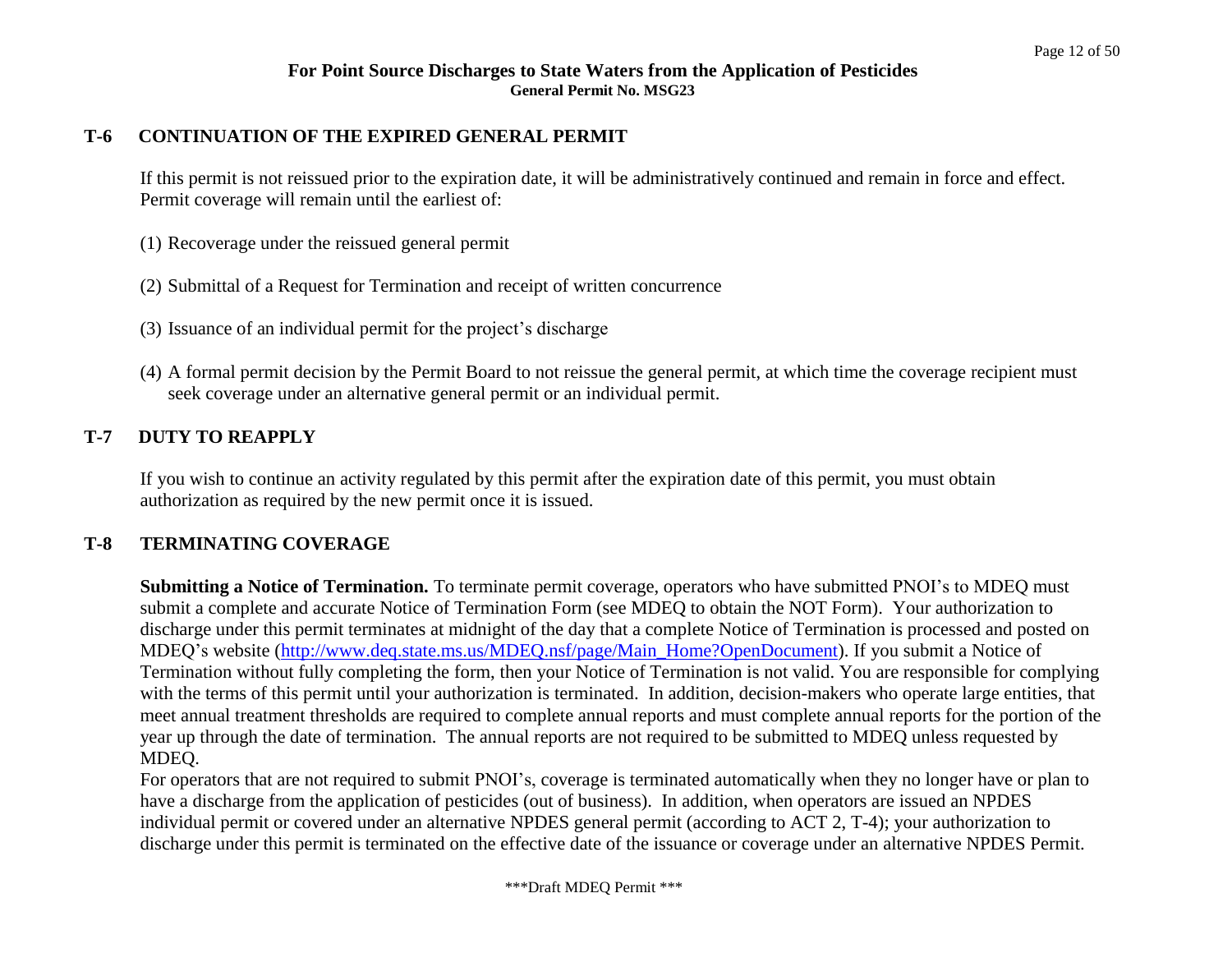## T-6 CONTINUATION OF THE EXPIRED GENERAL PERMIT

If this permit is not reissued prior to the expiration date, it will be administratively continued and remain in force and effect. Permit coverage will remain until the earliest of:

(1) Recoverage under the reissued general permit

(2) Submittal of a Request for Termination and receipt of written concurrence

(3) Issuance of an individual permit for the project's discharge

(4) A formal permit decision by the Permit Board to not reissue the general permit, at which time the coverage recipient must seek coverage under an alternative general permit or an individual permit.

## T-7 DUTY TO REAPPLY

If you wish to continue an activity regulated by this permit after the expiration date of this permit, you must obtain authorization as required by the new permit once it is issued.

## T-8 TERMINATING COVERAGE

**Submitting a Notice of Termination.** To terminate permit coverage, operators who have submitted PNOI's to MDEQ must submit a complete and accurate Notice of Termination Form (see MDEQ to obtain the NOT Form). Your authorization to discharge under this permit terminates at midnight of the day that a complete Notice of Termination is processed and posted on MDEQ's website (http://www.deq.state.ms.us/MDEQ.nsf/page/Main_Home?OpenDocument). If you submit a Notice of Termination without fully completing the form, then your Notice of Termination is not valid. You are responsible for complying with the terms of this permit until your authorization is terminated. In addition, decision-makers who operate large entities, that meet annual treatment thresholds are required to complete annual reports and must complete annual reports for the portion of the year up through the date of termination. The annual reports are not required to be submitted to MDEQ unless requested by MDEQ.

For operators that are not required to submit PNOI's, coverage is terminated automatically when they no longer have or plan to have a discharge from the application of pesticides (out of business). In addition, when operators are issued an NPDES individual permit or covered under an alternative NPDES general permit (according to ACT 2, T-4); your authorization to discharge under this permit is terminated on the effective date of the issuance or coverage under an alternative NPDES Permit.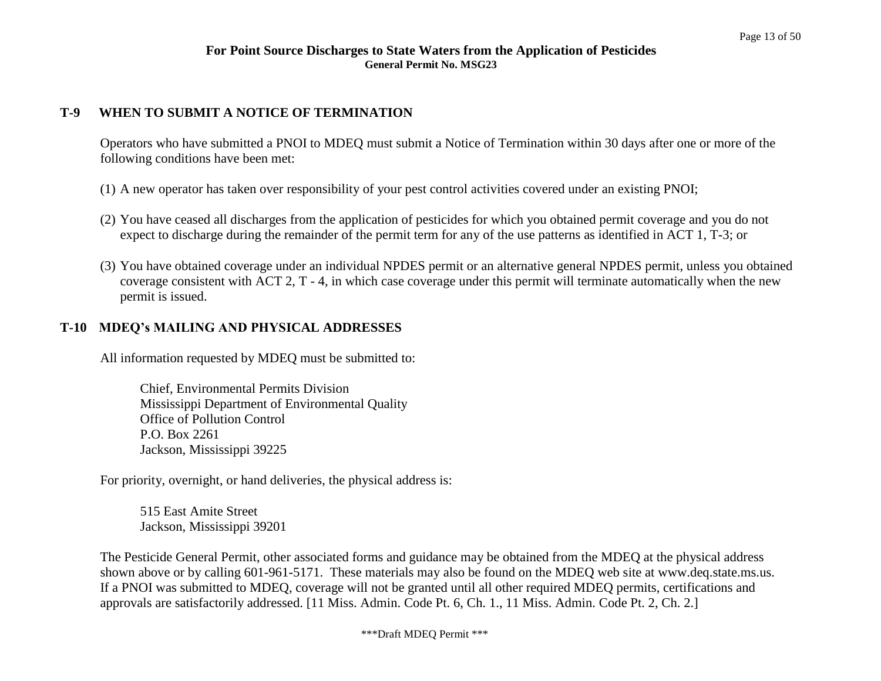## T-9 WHEN TO SUBMIT A NOTICE OF TERMINATION

Operators who have submitted a PNOI to MDEQ must submit a Notice of Termination within 30 days after one or more of the following conditions have been met:

(1) A new operator has taken over responsibility of your pest control activities covered under an existing PNOI;

(2) You have ceased all discharges from the application of pesticides for which you obtained permit coverage and you do not expect to discharge during the remainder of the permit term for any of the use patterns as identified in ACT 1, T-3; or

(3) You have obtained coverage under an individual NPDES permit or an alternative general NPDES permit, unless you obtained coverage consistent with ACT 2, T - 4, in which case coverage under this permit will terminate automatically when the new permit is issued.

## T-10 MDEQ's MAILING AND PHYSICAL ADDRESSES

All information requested by MDEQ must be submitted to:

Chief, Environmental Permits Division
Mississippi Department of Environmental Quality
Office of Pollution Control
P.O. Box 2261
Jackson, Mississippi 39225

For priority, overnight, or hand deliveries, the physical address is:

515 East Amite Street
Jackson, Mississippi 39201

The Pesticide General Permit, other associated forms and guidance may be obtained from the MDEQ at the physical address shown above or by calling 601-961-5171. These materials may also be found on the MDEQ web site at www.deq.state.ms.us. If a PNOI was submitted to MDEQ, coverage will not be granted until all other required MDEQ permits, certifications and approvals are satisfactorily addressed. [11 Miss. Admin. Code Pt. 6, Ch. 1., 11 Miss. Admin. Code Pt. 2, Ch. 2.]

***Draft MDEQ Permit ***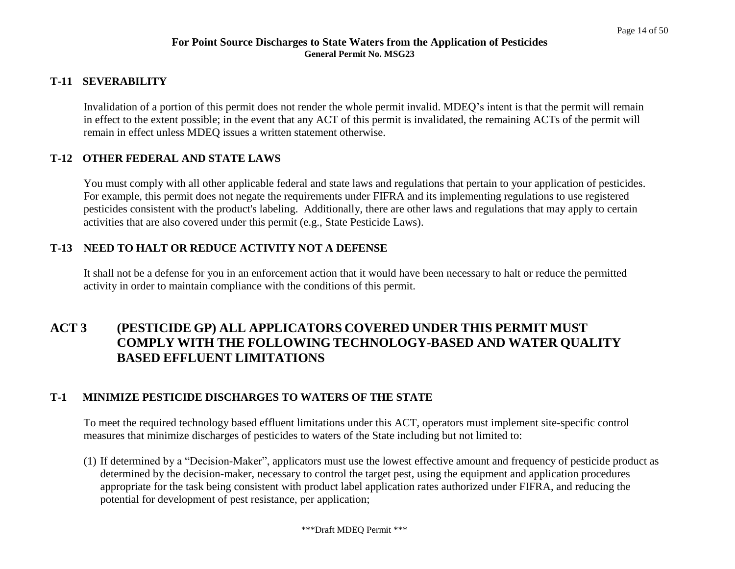### T-11 SEVERABILITY

Invalidation of a portion of this permit does not render the whole permit invalid. MDEQ's intent is that the permit will remain in effect to the extent possible; in the event that any ACT of this permit is invalidated, the remaining ACTs of the permit will remain in effect unless MDEQ issues a written statement otherwise.

### T-12 OTHER FEDERAL AND STATE LAWS

You must comply with all other applicable federal and state laws and regulations that pertain to your application of pesticides. For example, this permit does not negate the requirements under FIFRA and its implementing regulations to use registered pesticides consistent with the product's labeling. Additionally, there are other laws and regulations that may apply to certain activities that are also covered under this permit (e.g., State Pesticide Laws).

### T-13 NEED TO HALT OR REDUCE ACTIVITY NOT A DEFENSE

It shall not be a defense for you in an enforcement action that it would have been necessary to halt or reduce the permitted activity in order to maintain compliance with the conditions of this permit.

## ACT 3 (PESTICIDE GP) ALL APPLICATORS COVERED UNDER THIS PERMIT MUST COMPLY WITH THE FOLLOWING TECHNOLOGY-BASED AND WATER QUALITY BASED EFFLUENT LIMITATIONS

### T-1 MINIMIZE PESTICIDE DISCHARGES TO WATERS OF THE STATE

To meet the required technology based effluent limitations under this ACT, operators must implement site-specific control measures that minimize discharges of pesticides to waters of the State including but not limited to:

(1) If determined by a "Decision-Maker", applicators must use the lowest effective amount and frequency of pesticide product as determined by the decision-maker, necessary to control the target pest, using the equipment and application procedures appropriate for the task being consistent with product label application rates authorized under FIFRA, and reducing the potential for development of pest resistance, per application;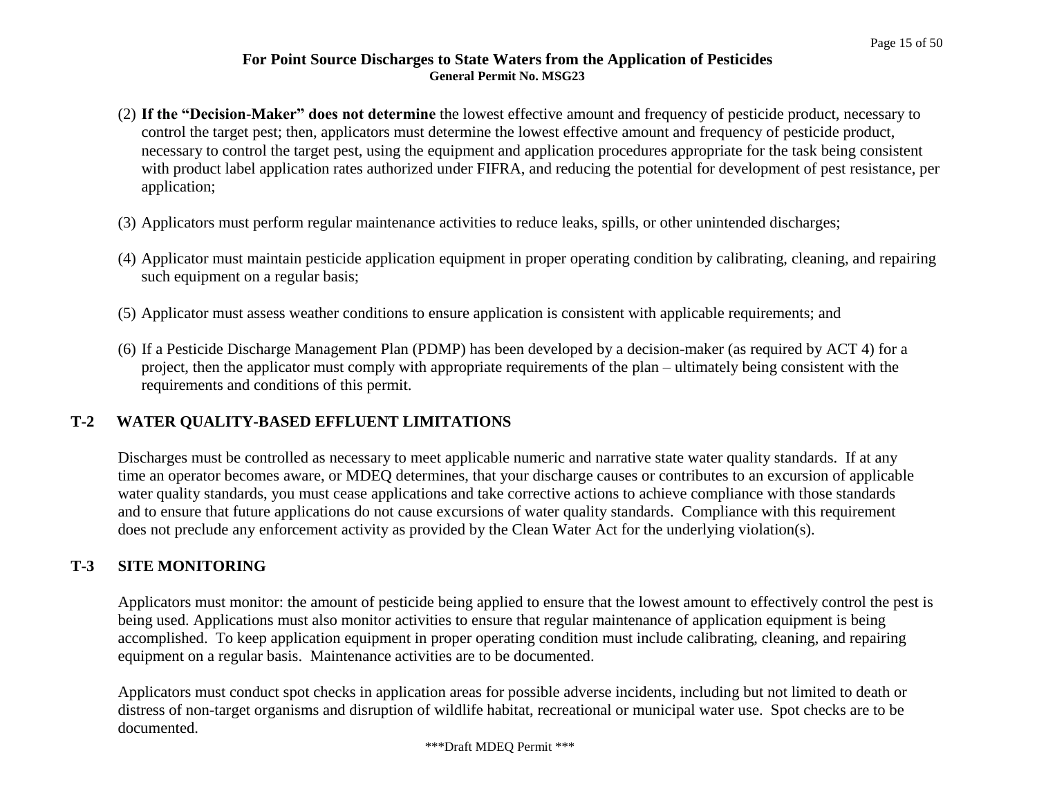(2) **If the "Decision-Maker" does not determine** the lowest effective amount and frequency of pesticide product, necessary to control the target pest; then, applicators must determine the lowest effective amount and frequency of pesticide product, necessary to control the target pest, using the equipment and application procedures appropriate for the task being consistent with product label application rates authorized under FIFRA, and reducing the potential for development of pest resistance, per application;

(3) Applicators must perform regular maintenance activities to reduce leaks, spills, or other unintended discharges;

(4) Applicator must maintain pesticide application equipment in proper operating condition by calibrating, cleaning, and repairing such equipment on a regular basis;

(5) Applicator must assess weather conditions to ensure application is consistent with applicable requirements; and

(6) If a Pesticide Discharge Management Plan (PDMP) has been developed by a decision-maker (as required by ACT 4) for a project, then the applicator must comply with appropriate requirements of the plan – ultimately being consistent with the requirements and conditions of this permit.

## T-2 WATER QUALITY-BASED EFFLUENT LIMITATIONS

Discharges must be controlled as necessary to meet applicable numeric and narrative state water quality standards. If at any time an operator becomes aware, or MDEQ determines, that your discharge causes or contributes to an excursion of applicable water quality standards, you must cease applications and take corrective actions to achieve compliance with those standards and to ensure that future applications do not cause excursions of water quality standards. Compliance with this requirement does not preclude any enforcement activity as provided by the Clean Water Act for the underlying violation(s).

## T-3 SITE MONITORING

Applicators must monitor: the amount of pesticide being applied to ensure that the lowest amount to effectively control the pest is being used. Applications must also monitor activities to ensure that regular maintenance of application equipment is being accomplished. To keep application equipment in proper operating condition must include calibrating, cleaning, and repairing equipment on a regular basis. Maintenance activities are to be documented.

Applicators must conduct spot checks in application areas for possible adverse incidents, including but not limited to death or distress of non-target organisms and disruption of wildlife habitat, recreational or municipal water use. Spot checks are to be documented.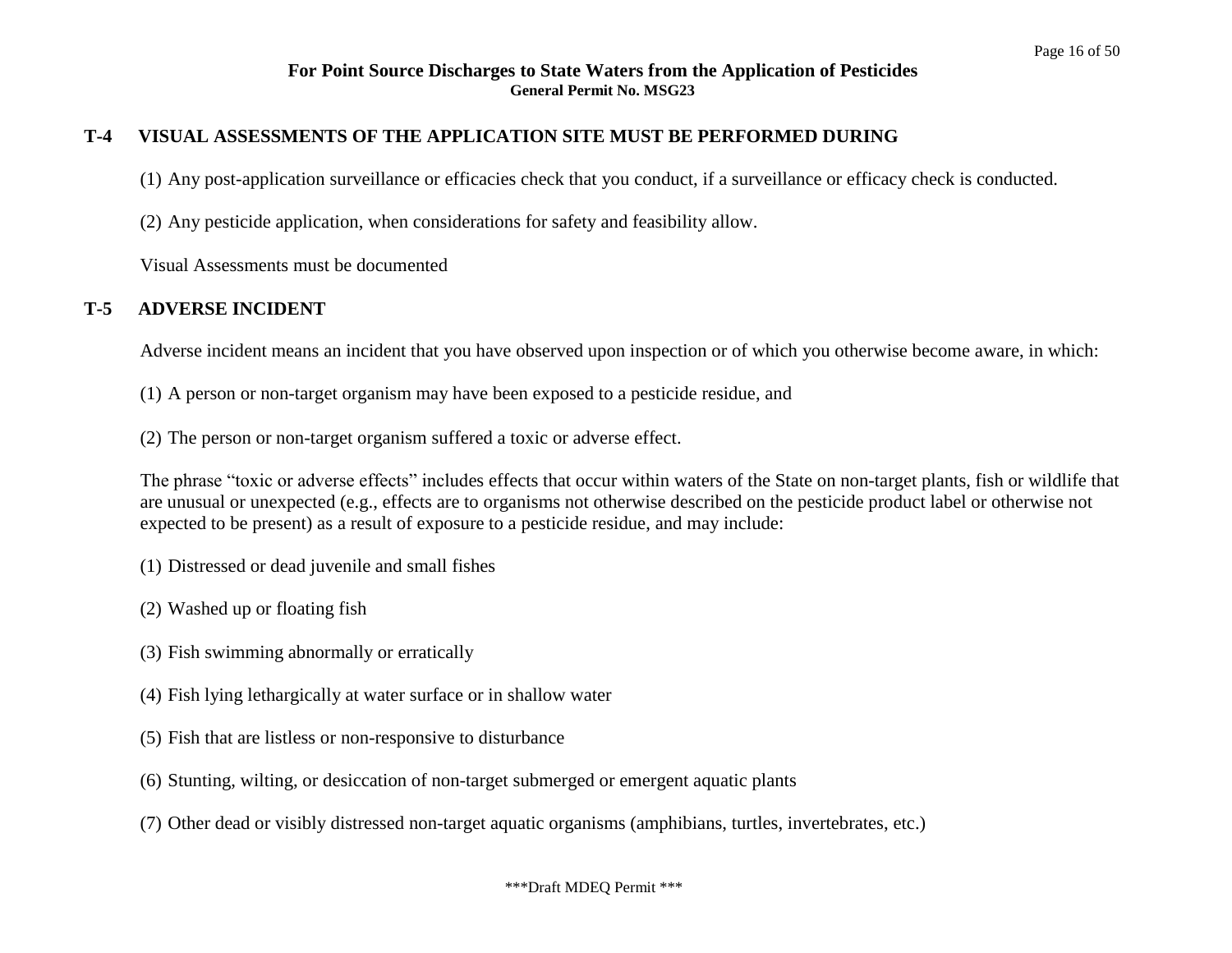## T-4 VISUAL ASSESSMENTS OF THE APPLICATION SITE MUST BE PERFORMED DURING

(1) Any post-application surveillance or efficacies check that you conduct, if a surveillance or efficacy check is conducted.

(2) Any pesticide application, when considerations for safety and feasibility allow.

Visual Assessments must be documented

## T-5 ADVERSE INCIDENT

Adverse incident means an incident that you have observed upon inspection or of which you otherwise become aware, in which:

(1) A person or non-target organism may have been exposed to a pesticide residue, and

(2) The person or non-target organism suffered a toxic or adverse effect.

The phrase "toxic or adverse effects" includes effects that occur within waters of the State on non-target plants, fish or wildlife that are unusual or unexpected (e.g., effects are to organisms not otherwise described on the pesticide product label or otherwise not expected to be present) as a result of exposure to a pesticide residue, and may include:

(1) Distressed or dead juvenile and small fishes

(2) Washed up or floating fish

(3) Fish swimming abnormally or erratically

(4) Fish lying lethargically at water surface or in shallow water

(5) Fish that are listless or non-responsive to disturbance

(6) Stunting, wilting, or desiccation of non-target submerged or emergent aquatic plants

(7) Other dead or visibly distressed non-target aquatic organisms (amphibians, turtles, invertebrates, etc.)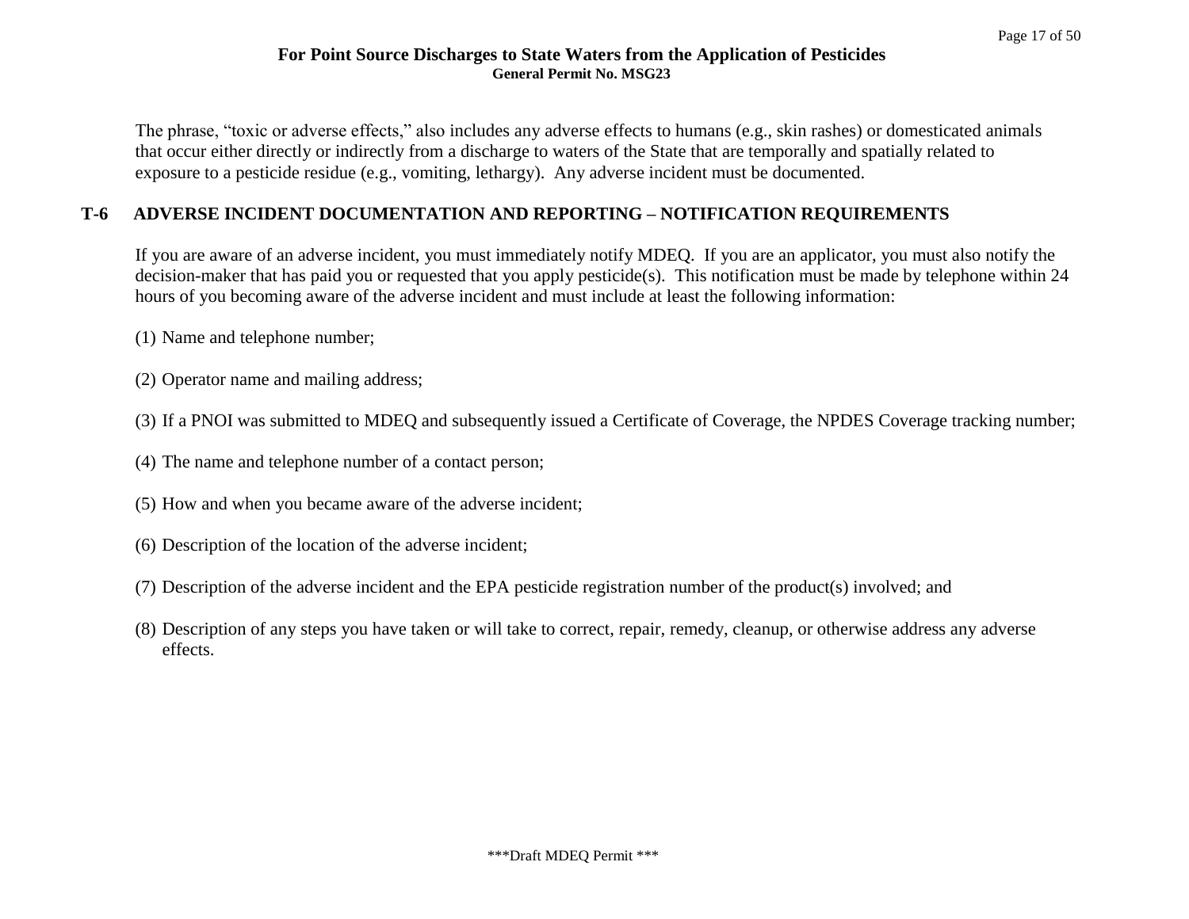The phrase, "toxic or adverse effects," also includes any adverse effects to humans (e.g., skin rashes) or domesticated animals that occur either directly or indirectly from a discharge to waters of the State that are temporally and spatially related to exposure to a pesticide residue (e.g., vomiting, lethargy). Any adverse incident must be documented.

## T-6 ADVERSE INCIDENT DOCUMENTATION AND REPORTING – NOTIFICATION REQUIREMENTS

If you are aware of an adverse incident, you must immediately notify MDEQ. If you are an applicator, you must also notify the decision-maker that has paid you or requested that you apply pesticide(s). This notification must be made by telephone within 24 hours of you becoming aware of the adverse incident and must include at least the following information:

(1) Name and telephone number;

(2) Operator name and mailing address;

(3) If a PNOI was submitted to MDEQ and subsequently issued a Certificate of Coverage, the NPDES Coverage tracking number;

(4) The name and telephone number of a contact person;

(5) How and when you became aware of the adverse incident;

(6) Description of the location of the adverse incident;

(7) Description of the adverse incident and the EPA pesticide registration number of the product(s) involved; and

(8) Description of any steps you have taken or will take to correct, repair, remedy, cleanup, or otherwise address any adverse effects.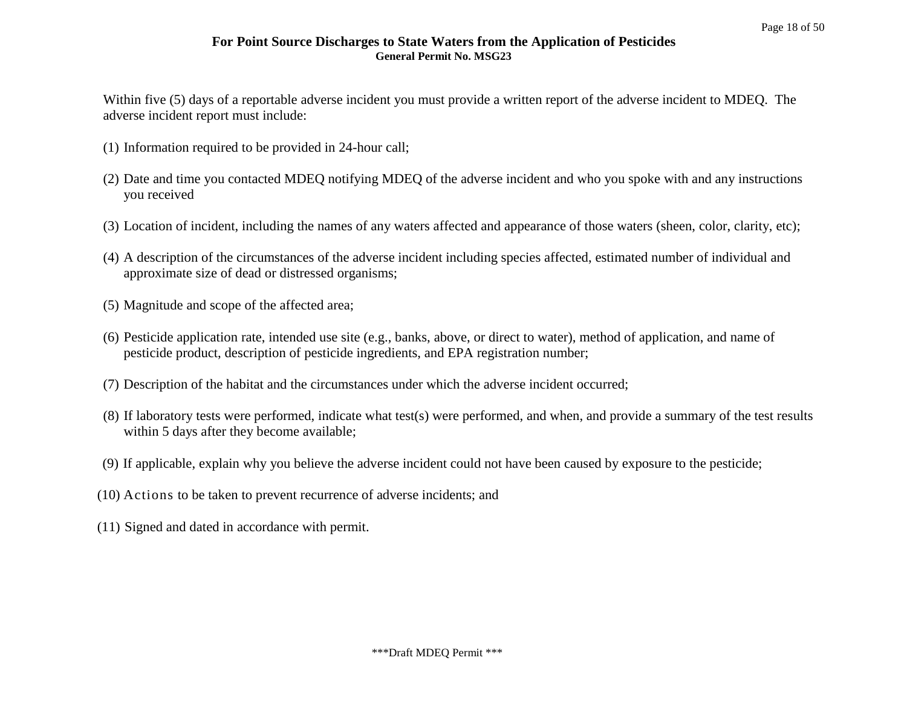Within five (5) days of a reportable adverse incident you must provide a written report of the adverse incident to MDEQ. The adverse incident report must include:

(1) Information required to be provided in 24-hour call;

(2) Date and time you contacted MDEQ notifying MDEQ of the adverse incident and who you spoke with and any instructions you received

(3) Location of incident, including the names of any waters affected and appearance of those waters (sheen, color, clarity, etc);

(4) A description of the circumstances of the adverse incident including species affected, estimated number of individual and approximate size of dead or distressed organisms;

(5) Magnitude and scope of the affected area;

(6) Pesticide application rate, intended use site (e.g., banks, above, or direct to water), method of application, and name of pesticide product, description of pesticide ingredients, and EPA registration number;

(7) Description of the habitat and the circumstances under which the adverse incident occurred;

(8) If laboratory tests were performed, indicate what test(s) were performed, and when, and provide a summary of the test results within 5 days after they become available;

(9) If applicable, explain why you believe the adverse incident could not have been caused by exposure to the pesticide;

(10) Actions to be taken to prevent recurrence of adverse incidents; and

(11) Signed and dated in accordance with permit.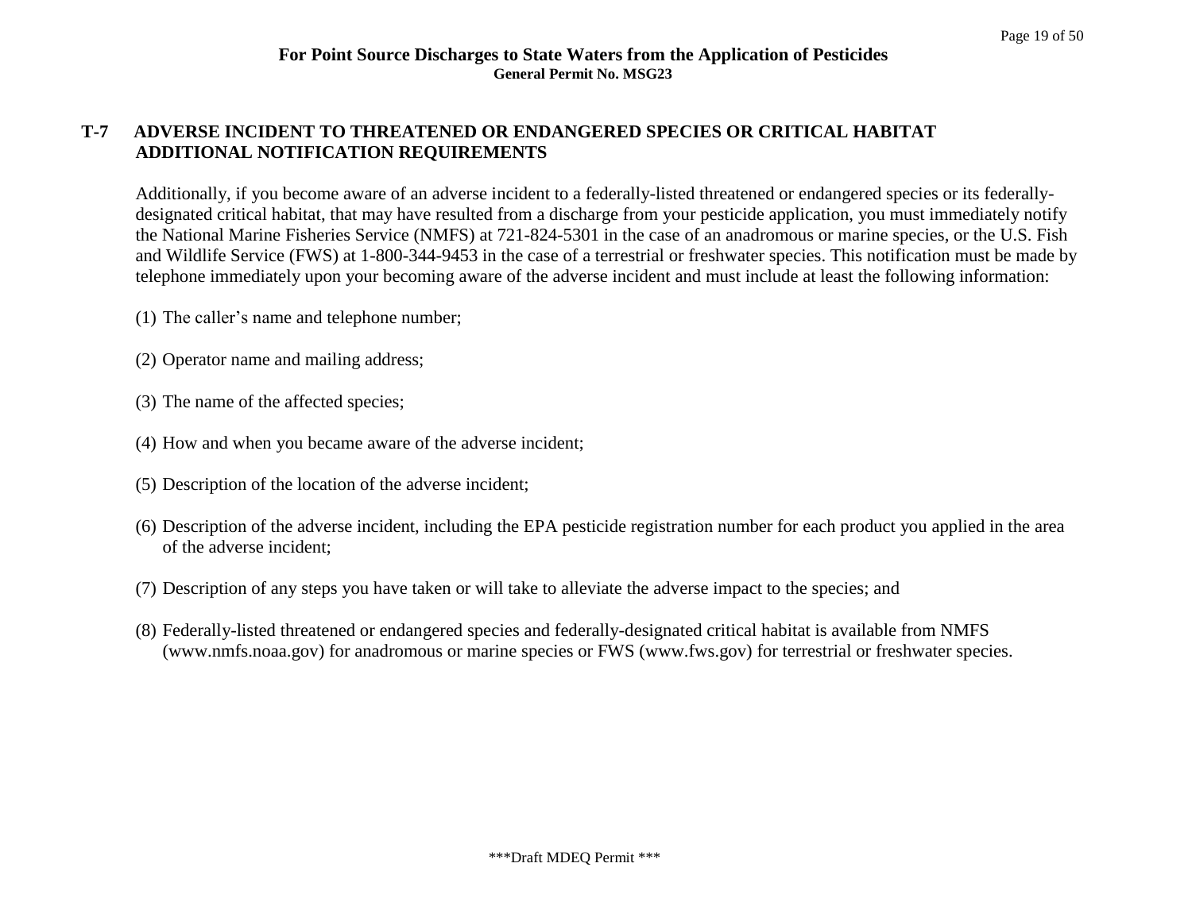## T-7 ADVERSE INCIDENT TO THREATENED OR ENDANGERED SPECIES OR CRITICAL HABITAT ADDITIONAL NOTIFICATION REQUIREMENTS

Additionally, if you become aware of an adverse incident to a federally-listed threatened or endangered species or its federally-designated critical habitat, that may have resulted from a discharge from your pesticide application, you must immediately notify the National Marine Fisheries Service (NMFS) at 721-824-5301 in the case of an anadromous or marine species, or the U.S. Fish and Wildlife Service (FWS) at 1-800-344-9453 in the case of a terrestrial or freshwater species. This notification must be made by telephone immediately upon your becoming aware of the adverse incident and must include at least the following information:

(1) The caller's name and telephone number;

(2) Operator name and mailing address;

(3) The name of the affected species;

(4) How and when you became aware of the adverse incident;

(5) Description of the location of the adverse incident;

(6) Description of the adverse incident, including the EPA pesticide registration number for each product you applied in the area of the adverse incident;

(7) Description of any steps you have taken or will take to alleviate the adverse impact to the species; and

(8) Federally-listed threatened or endangered species and federally-designated critical habitat is available from NMFS (www.nmfs.noaa.gov) for anadromous or marine species or FWS (www.fws.gov) for terrestrial or freshwater species.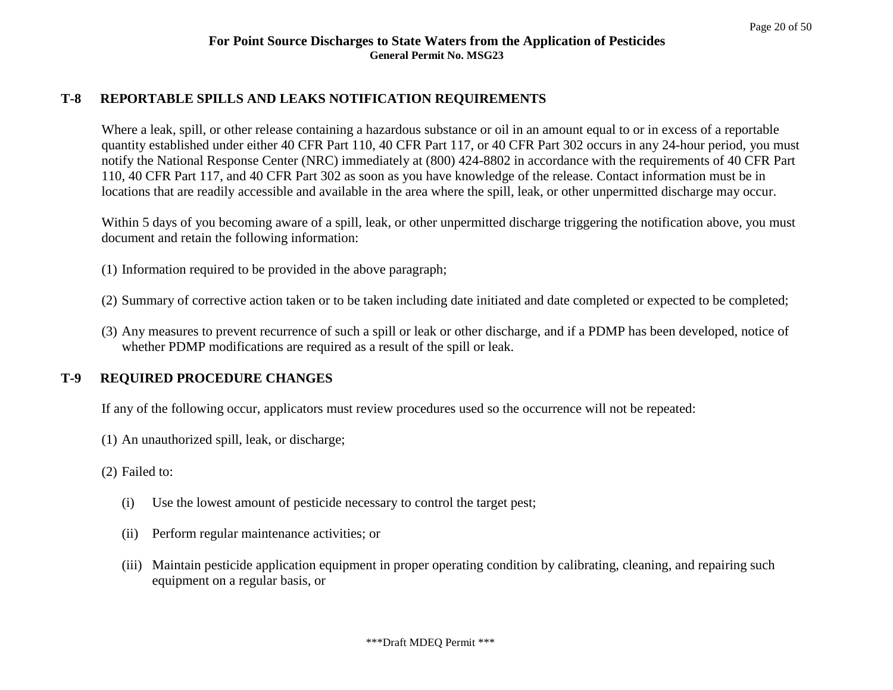## T-8 REPORTABLE SPILLS AND LEAKS NOTIFICATION REQUIREMENTS

Where a leak, spill, or other release containing a hazardous substance or oil in an amount equal to or in excess of a reportable quantity established under either 40 CFR Part 110, 40 CFR Part 117, or 40 CFR Part 302 occurs in any 24-hour period, you must notify the National Response Center (NRC) immediately at (800) 424-8802 in accordance with the requirements of 40 CFR Part 110, 40 CFR Part 117, and 40 CFR Part 302 as soon as you have knowledge of the release. Contact information must be in locations that are readily accessible and available in the area where the spill, leak, or other unpermitted discharge may occur.

Within 5 days of you becoming aware of a spill, leak, or other unpermitted discharge triggering the notification above, you must document and retain the following information:

(1) Information required to be provided in the above paragraph;

(2) Summary of corrective action taken or to be taken including date initiated and date completed or expected to be completed;

(3) Any measures to prevent recurrence of such a spill or leak or other discharge, and if a PDMP has been developed, notice of whether PDMP modifications are required as a result of the spill or leak.

## T-9 REQUIRED PROCEDURE CHANGES

If any of the following occur, applicators must review procedures used so the occurrence will not be repeated:

(1) An unauthorized spill, leak, or discharge;

(2) Failed to:

- (i) Use the lowest amount of pesticide necessary to control the target pest;
- (ii) Perform regular maintenance activities; or
- (iii) Maintain pesticide application equipment in proper operating condition by calibrating, cleaning, and repairing such equipment on a regular basis, or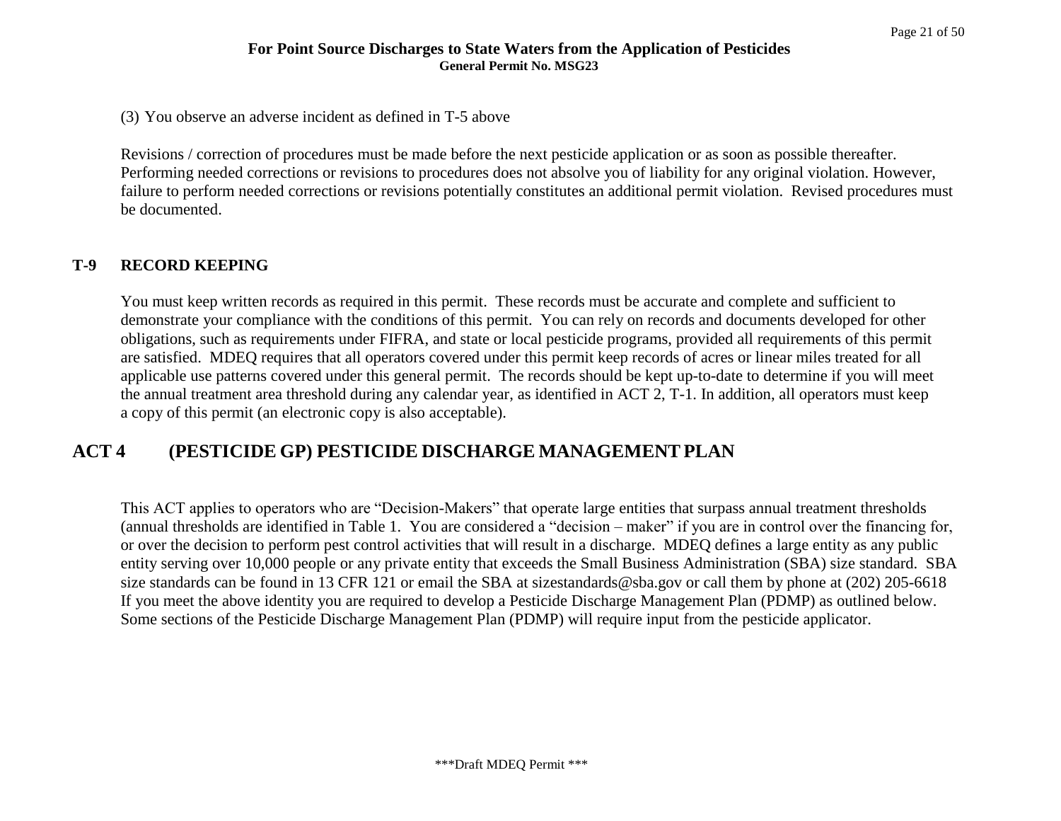(3) You observe an adverse incident as defined in T-5 above

Revisions / correction of procedures must be made before the next pesticide application or as soon as possible thereafter. Performing needed corrections or revisions to procedures does not absolve you of liability for any original violation. However, failure to perform needed corrections or revisions potentially constitutes an additional permit violation. Revised procedures must be documented.

### T-9 RECORD KEEPING

You must keep written records as required in this permit. These records must be accurate and complete and sufficient to demonstrate your compliance with the conditions of this permit. You can rely on records and documents developed for other obligations, such as requirements under FIFRA, and state or local pesticide programs, provided all requirements of this permit are satisfied. MDEQ requires that all operators covered under this permit keep records of acres or linear miles treated for all applicable use patterns covered under this general permit. The records should be kept up-to-date to determine if you will meet the annual treatment area threshold during any calendar year, as identified in ACT 2, T-1. In addition, all operators must keep a copy of this permit (an electronic copy is also acceptable).

## ACT 4 (PESTICIDE GP) PESTICIDE DISCHARGE MANAGEMENT PLAN

This ACT applies to operators who are "Decision-Makers" that operate large entities that surpass annual treatment thresholds (annual thresholds are identified in Table 1. You are considered a "decision – maker" if you are in control over the financing for, or over the decision to perform pest control activities that will result in a discharge. MDEQ defines a large entity as any public entity serving over 10,000 people or any private entity that exceeds the Small Business Administration (SBA) size standard. SBA size standards can be found in 13 CFR 121 or email the SBA at sizestandards@sba.gov or call them by phone at (202) 205-6618 If you meet the above identity you are required to develop a Pesticide Discharge Management Plan (PDMP) as outlined below. Some sections of the Pesticide Discharge Management Plan (PDMP) will require input from the pesticide applicator.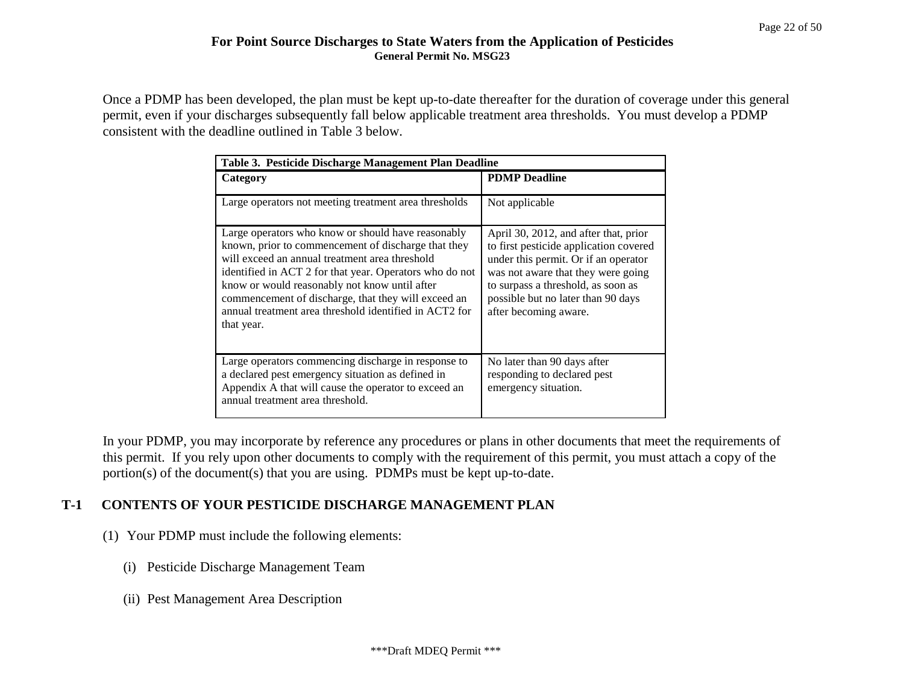Once a PDMP has been developed, the plan must be kept up-to-date thereafter for the duration of coverage under this general permit, even if your discharges subsequently fall below applicable treatment area thresholds. You must develop a PDMP consistent with the deadline outlined in Table 3 below.

**Table 3. Pesticide Discharge Management Plan Deadline**

| Category | PDMP Deadline |
|---|---|
| Large operators not meeting treatment area thresholds | Not applicable |
| Large operators who know or should have reasonably known, prior to commencement of discharge that they will exceed an annual treatment area threshold identified in ACT 2 for that year. Operators who do not know or would reasonably not know until after commencement of discharge, that they will exceed an annual treatment area threshold identified in ACT2 for that year. | April 30, 2012, and after that, prior to first pesticide application covered under this permit. Or if an operator was not aware that they were going to surpass a threshold, as soon as possible but no later than 90 days after becoming aware. |
| Large operators commencing discharge in response to a declared pest emergency situation as defined in Appendix A that will cause the operator to exceed an annual treatment area threshold. | No later than 90 days after responding to declared pest emergency situation. |

In your PDMP, you may incorporate by reference any procedures or plans in other documents that meet the requirements of this permit. If you rely upon other documents to comply with the requirement of this permit, you must attach a copy of the portion(s) of the document(s) that you are using. PDMPs must be kept up-to-date.

## T-1 CONTENTS OF YOUR PESTICIDE DISCHARGE MANAGEMENT PLAN

(1) Your PDMP must include the following elements:

(i) Pesticide Discharge Management Team

(ii) Pest Management Area Description

***Draft MDEQ Permit ***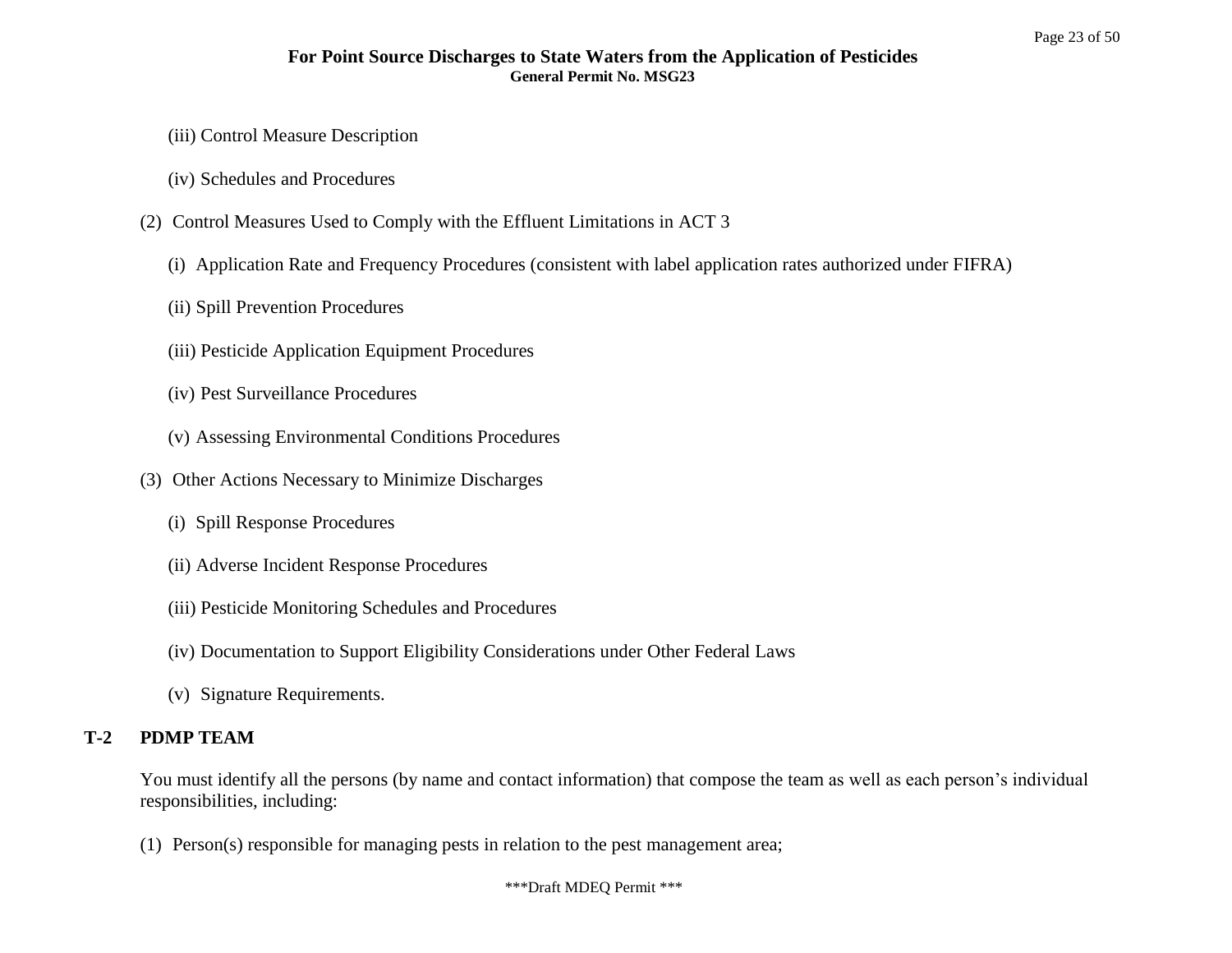(iii) Control Measure Description

(iv) Schedules and Procedures

(2) Control Measures Used to Comply with the Effluent Limitations in ACT 3

(i) Application Rate and Frequency Procedures (consistent with label application rates authorized under FIFRA)

(ii) Spill Prevention Procedures

(iii) Pesticide Application Equipment Procedures

(iv) Pest Surveillance Procedures

(v) Assessing Environmental Conditions Procedures

(3) Other Actions Necessary to Minimize Discharges

(i) Spill Response Procedures

(ii) Adverse Incident Response Procedures

(iii) Pesticide Monitoring Schedules and Procedures

(iv) Documentation to Support Eligibility Considerations under Other Federal Laws

(v) Signature Requirements.

## T-2 PDMP TEAM

You must identify all the persons (by name and contact information) that compose the team as well as each person's individual responsibilities, including:

(1) Person(s) responsible for managing pests in relation to the pest management area;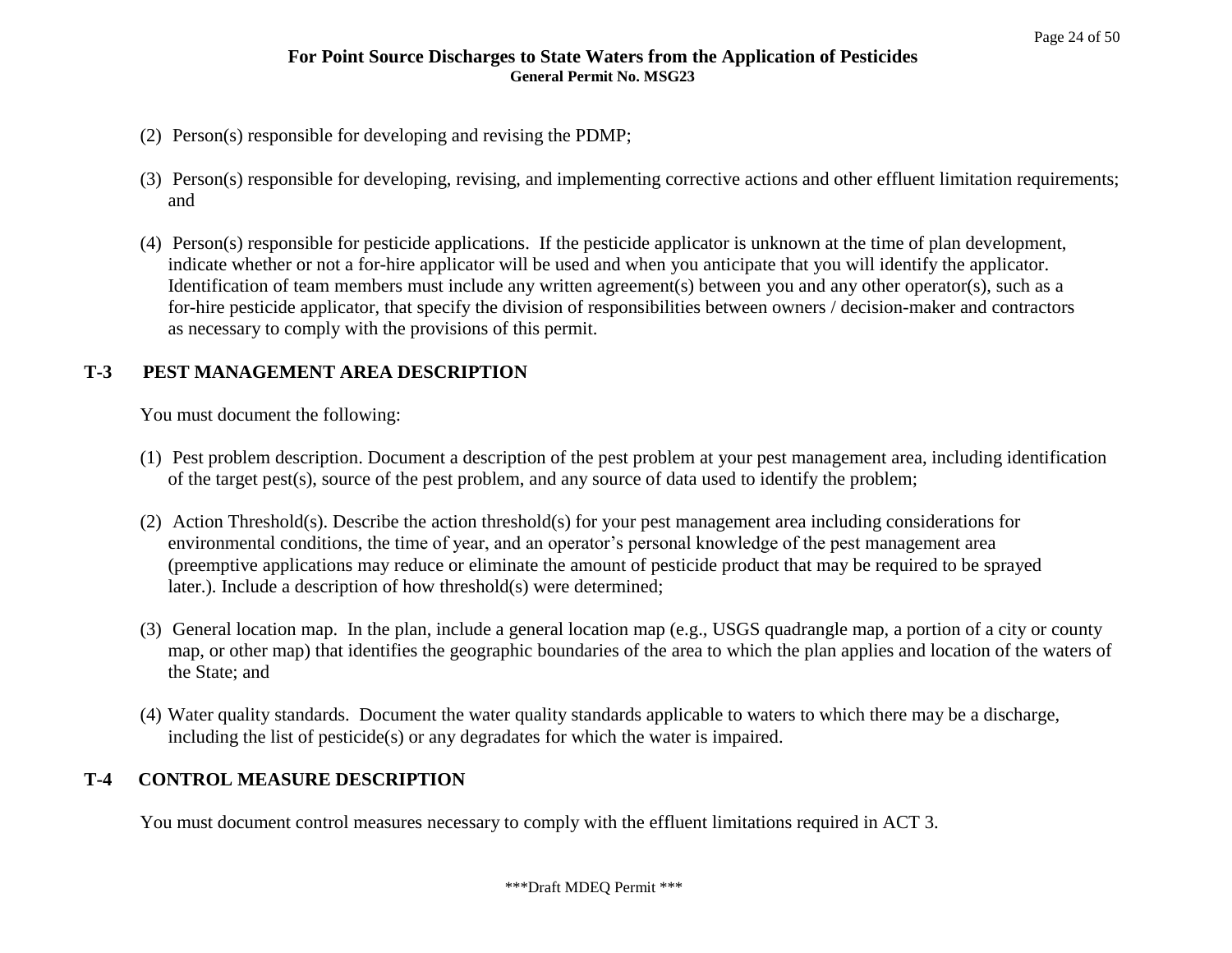(2) Person(s) responsible for developing and revising the PDMP;

(3) Person(s) responsible for developing, revising, and implementing corrective actions and other effluent limitation requirements; and

(4) Person(s) responsible for pesticide applications. If the pesticide applicator is unknown at the time of plan development, indicate whether or not a for-hire applicator will be used and when you anticipate that you will identify the applicator. Identification of team members must include any written agreement(s) between you and any other operator(s), such as a for-hire pesticide applicator, that specify the division of responsibilities between owners / decision-maker and contractors as necessary to comply with the provisions of this permit.

## T-3 PEST MANAGEMENT AREA DESCRIPTION

You must document the following:

(1) Pest problem description. Document a description of the pest problem at your pest management area, including identification of the target pest(s), source of the pest problem, and any source of data used to identify the problem;

(2) Action Threshold(s). Describe the action threshold(s) for your pest management area including considerations for environmental conditions, the time of year, and an operator's personal knowledge of the pest management area (preemptive applications may reduce or eliminate the amount of pesticide product that may be required to be sprayed later.). Include a description of how threshold(s) were determined;

(3) General location map. In the plan, include a general location map (e.g., USGS quadrangle map, a portion of a city or county map, or other map) that identifies the geographic boundaries of the area to which the plan applies and location of the waters of the State; and

(4) Water quality standards. Document the water quality standards applicable to waters to which there may be a discharge, including the list of pesticide(s) or any degradates for which the water is impaired.

## T-4 CONTROL MEASURE DESCRIPTION

You must document control measures necessary to comply with the effluent limitations required in ACT 3.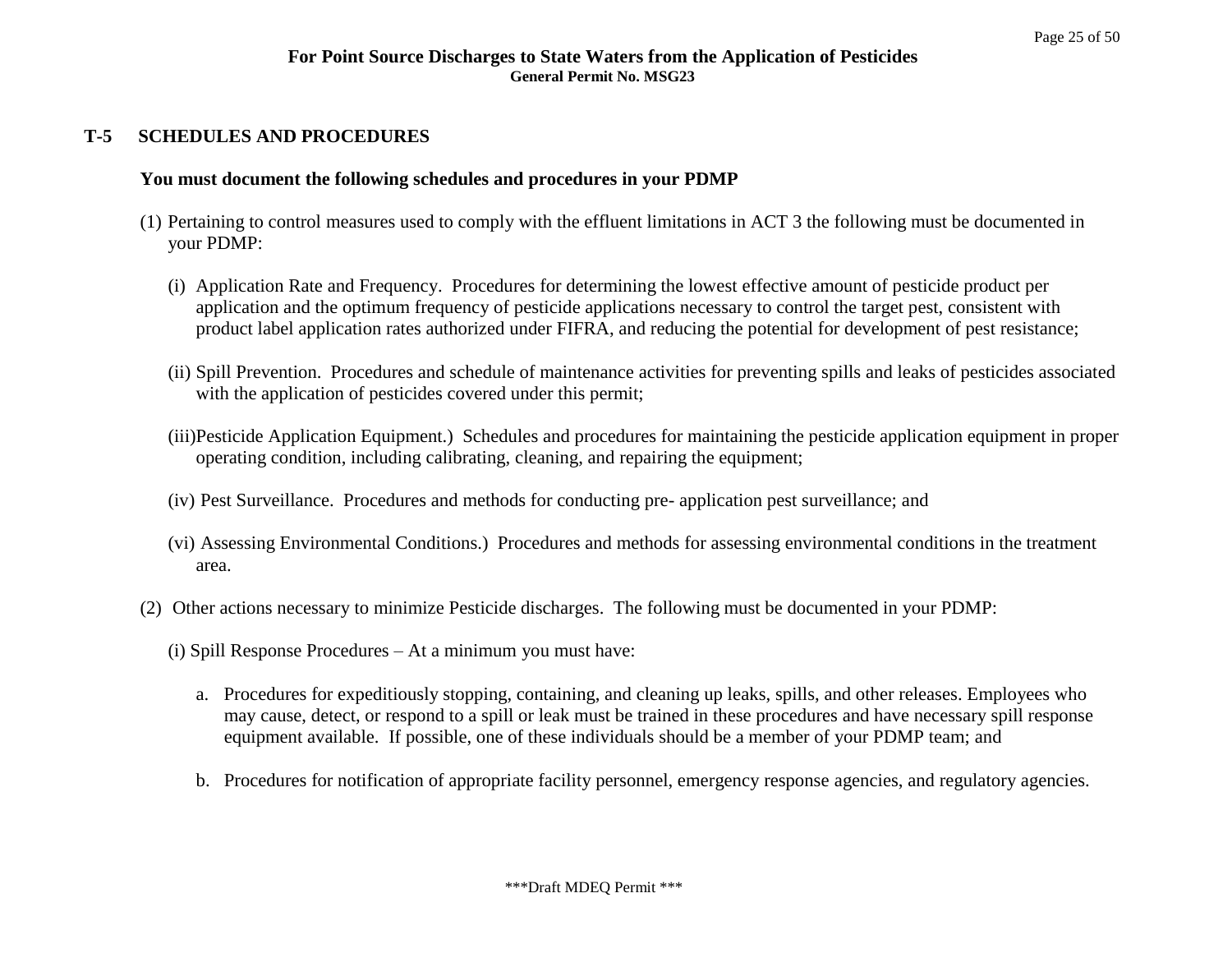## T-5 SCHEDULES AND PROCEDURES

**You must document the following schedules and procedures in your PDMP**

(1) Pertaining to control measures used to comply with the effluent limitations in ACT 3 the following must be documented in your PDMP:

(i) Application Rate and Frequency. Procedures for determining the lowest effective amount of pesticide product per application and the optimum frequency of pesticide applications necessary to control the target pest, consistent with product label application rates authorized under FIFRA, and reducing the potential for development of pest resistance;

(ii) Spill Prevention. Procedures and schedule of maintenance activities for preventing spills and leaks of pesticides associated with the application of pesticides covered under this permit;

(iii)Pesticide Application Equipment.) Schedules and procedures for maintaining the pesticide application equipment in proper operating condition, including calibrating, cleaning, and repairing the equipment;

(iv) Pest Surveillance. Procedures and methods for conducting pre- application pest surveillance; and

(vi) Assessing Environmental Conditions.) Procedures and methods for assessing environmental conditions in the treatment area.

(2) Other actions necessary to minimize Pesticide discharges. The following must be documented in your PDMP:

(i) Spill Response Procedures – At a minimum you must have:

a. Procedures for expeditiously stopping, containing, and cleaning up leaks, spills, and other releases. Employees who may cause, detect, or respond to a spill or leak must be trained in these procedures and have necessary spill response equipment available. If possible, one of these individuals should be a member of your PDMP team; and

b. Procedures for notification of appropriate facility personnel, emergency response agencies, and regulatory agencies.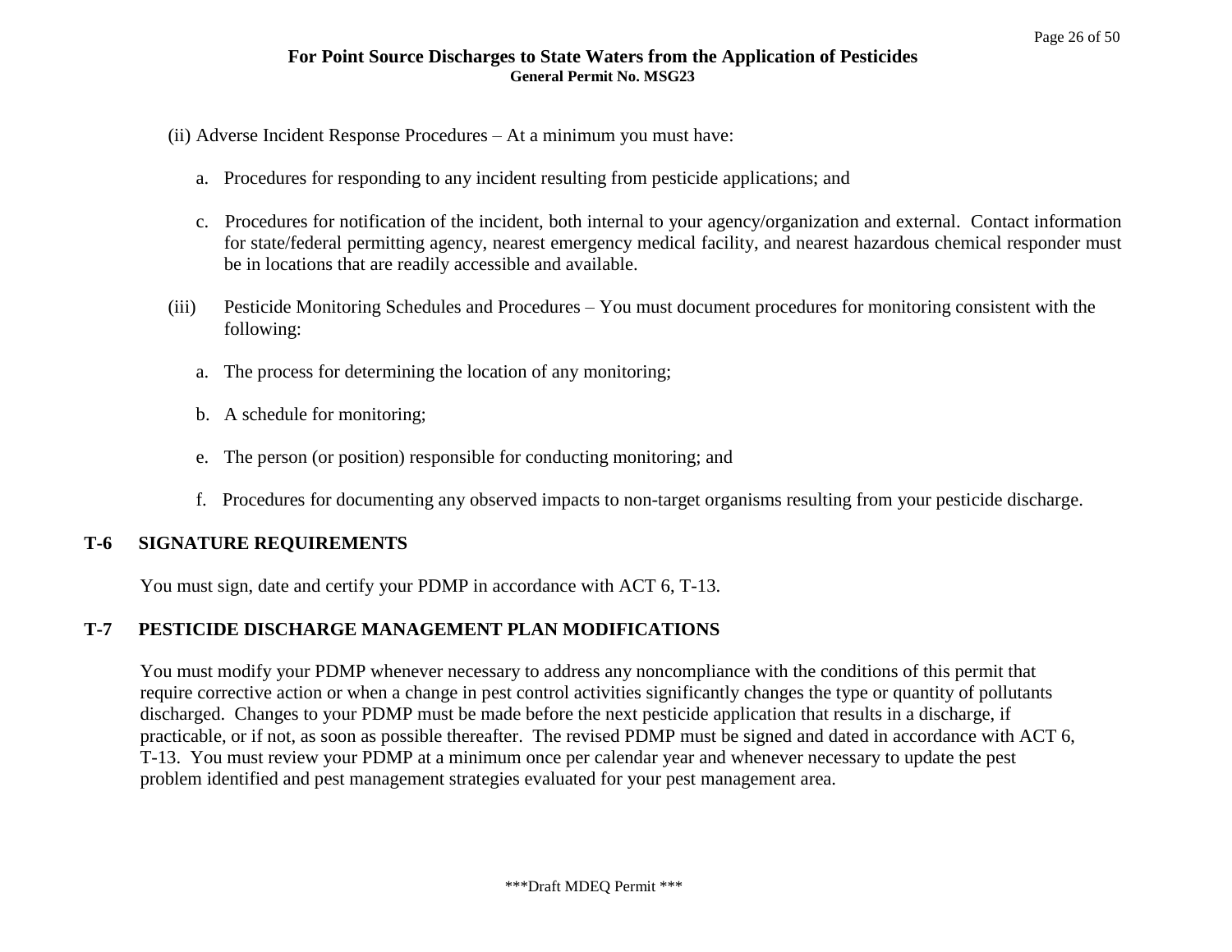(ii) Adverse Incident Response Procedures – At a minimum you must have:

a. Procedures for responding to any incident resulting from pesticide applications; and

c. Procedures for notification of the incident, both internal to your agency/organization and external. Contact information for state/federal permitting agency, nearest emergency medical facility, and nearest hazardous chemical responder must be in locations that are readily accessible and available.

(iii) Pesticide Monitoring Schedules and Procedures – You must document procedures for monitoring consistent with the following:

a. The process for determining the location of any monitoring;

b. A schedule for monitoring;

e. The person (or position) responsible for conducting monitoring; and

f. Procedures for documenting any observed impacts to non-target organisms resulting from your pesticide discharge.

## T-6 SIGNATURE REQUIREMENTS

You must sign, date and certify your PDMP in accordance with ACT 6, T-13.

## T-7 PESTICIDE DISCHARGE MANAGEMENT PLAN MODIFICATIONS

You must modify your PDMP whenever necessary to address any noncompliance with the conditions of this permit that require corrective action or when a change in pest control activities significantly changes the type or quantity of pollutants discharged. Changes to your PDMP must be made before the next pesticide application that results in a discharge, if practicable, or if not, as soon as possible thereafter. The revised PDMP must be signed and dated in accordance with ACT 6, T-13. You must review your PDMP at a minimum once per calendar year and whenever necessary to update the pest problem identified and pest management strategies evaluated for your pest management area.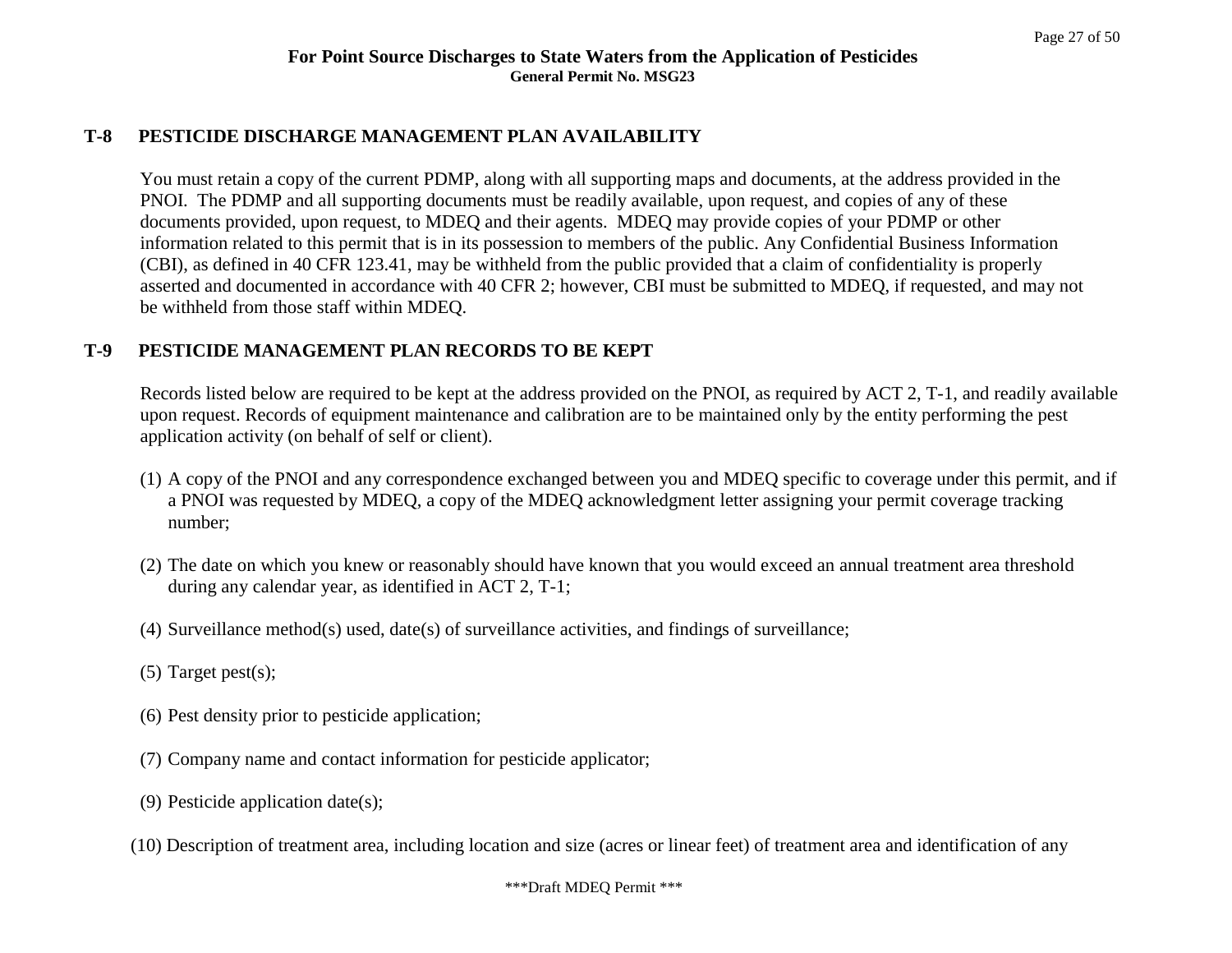## T-8 PESTICIDE DISCHARGE MANAGEMENT PLAN AVAILABILITY

You must retain a copy of the current PDMP, along with all supporting maps and documents, at the address provided in the PNOI. The PDMP and all supporting documents must be readily available, upon request, and copies of any of these documents provided, upon request, to MDEQ and their agents. MDEQ may provide copies of your PDMP or other information related to this permit that is in its possession to members of the public. Any Confidential Business Information (CBI), as defined in 40 CFR 123.41, may be withheld from the public provided that a claim of confidentiality is properly asserted and documented in accordance with 40 CFR 2; however, CBI must be submitted to MDEQ, if requested, and may not be withheld from those staff within MDEQ.

## T-9 PESTICIDE MANAGEMENT PLAN RECORDS TO BE KEPT

Records listed below are required to be kept at the address provided on the PNOI, as required by ACT 2, T-1, and readily available upon request. Records of equipment maintenance and calibration are to be maintained only by the entity performing the pest application activity (on behalf of self or client).

(1) A copy of the PNOI and any correspondence exchanged between you and MDEQ specific to coverage under this permit, and if a PNOI was requested by MDEQ, a copy of the MDEQ acknowledgment letter assigning your permit coverage tracking number;

(2) The date on which you knew or reasonably should have known that you would exceed an annual treatment area threshold during any calendar year, as identified in ACT 2, T-1;

(4) Surveillance method(s) used, date(s) of surveillance activities, and findings of surveillance;

(5) Target pest(s);

(6) Pest density prior to pesticide application;

(7) Company name and contact information for pesticide applicator;

(9) Pesticide application date(s);

(10) Description of treatment area, including location and size (acres or linear feet) of treatment area and identification of any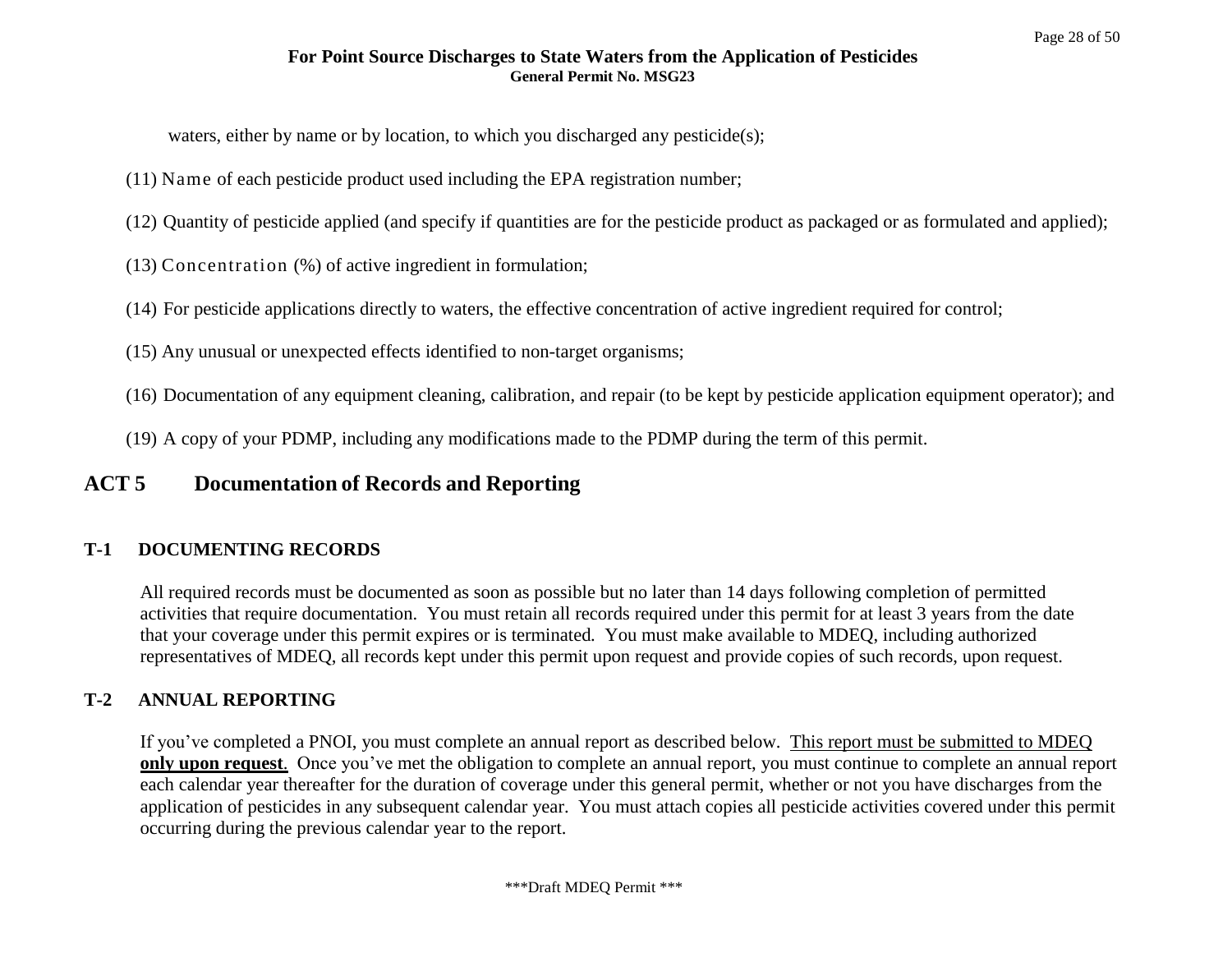waters, either by name or by location, to which you discharged any pesticide(s);

(11) Name of each pesticide product used including the EPA registration number;

(12) Quantity of pesticide applied (and specify if quantities are for the pesticide product as packaged or as formulated and applied);

(13) Concentration (%) of active ingredient in formulation;

(14) For pesticide applications directly to waters, the effective concentration of active ingredient required for control;

(15) Any unusual or unexpected effects identified to non-target organisms;

(16) Documentation of any equipment cleaning, calibration, and repair (to be kept by pesticide application equipment operator); and

(19) A copy of your PDMP, including any modifications made to the PDMP during the term of this permit.

## ACT 5 Documentation of Records and Reporting

### T-1 DOCUMENTING RECORDS

All required records must be documented as soon as possible but no later than 14 days following completion of permitted activities that require documentation. You must retain all records required under this permit for at least 3 years from the date that your coverage under this permit expires or is terminated. You must make available to MDEQ, including authorized representatives of MDEQ, all records kept under this permit upon request and provide copies of such records, upon request.

### T-2 ANNUAL REPORTING

If you've completed a PNOI, you must complete an annual report as described below. This report must be submitted to MDEQ **only upon request**. Once you've met the obligation to complete an annual report, you must continue to complete an annual report each calendar year thereafter for the duration of coverage under this general permit, whether or not you have discharges from the application of pesticides in any subsequent calendar year. You must attach copies all pesticide activities covered under this permit occurring during the previous calendar year to the report.

***Draft MDEQ Permit ***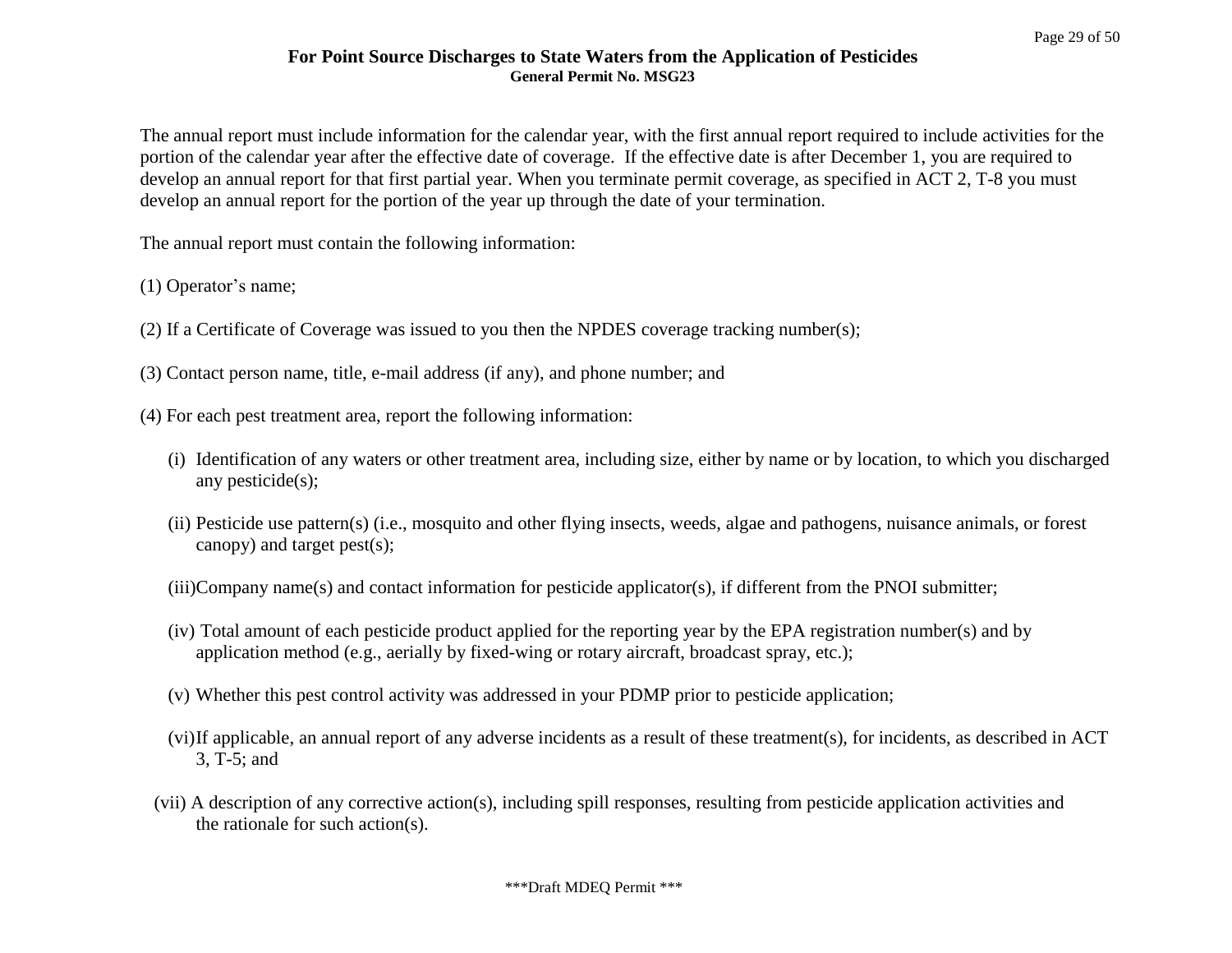The annual report must include information for the calendar year, with the first annual report required to include activities for the portion of the calendar year after the effective date of coverage.  If the effective date is after December 1, you are required to develop an annual report for that first partial year. When you terminate permit coverage, as specified in ACT 2, T-8 you must develop an annual report for the portion of the year up through the date of your termination.

The annual report must contain the following information:

(1) Operator's name;

(2) If a Certificate of Coverage was issued to you then the NPDES coverage tracking number(s);

(3) Contact person name, title, e-mail address (if any), and phone number; and

(4) For each pest treatment area, report the following information:

- (i) Identification of any waters or other treatment area, including size, either by name or by location, to which you discharged any pesticide(s);
- (ii) Pesticide use pattern(s) (i.e., mosquito and other flying insects, weeds, algae and pathogens, nuisance animals, or forest canopy) and target pest(s);
- (iii) Company name(s) and contact information for pesticide applicator(s), if different from the PNOI submitter;
- (iv) Total amount of each pesticide product applied for the reporting year by the EPA registration number(s) and by application method (e.g., aerially by fixed-wing or rotary aircraft, broadcast spray, etc.);
- (v) Whether this pest control activity was addressed in your PDMP prior to pesticide application;
- (vi) If applicable, an annual report of any adverse incidents as a result of these treatment(s), for incidents, as described in ACT 3, T-5; and
- (vii) A description of any corrective action(s), including spill responses, resulting from pesticide application activities and the rationale for such action(s).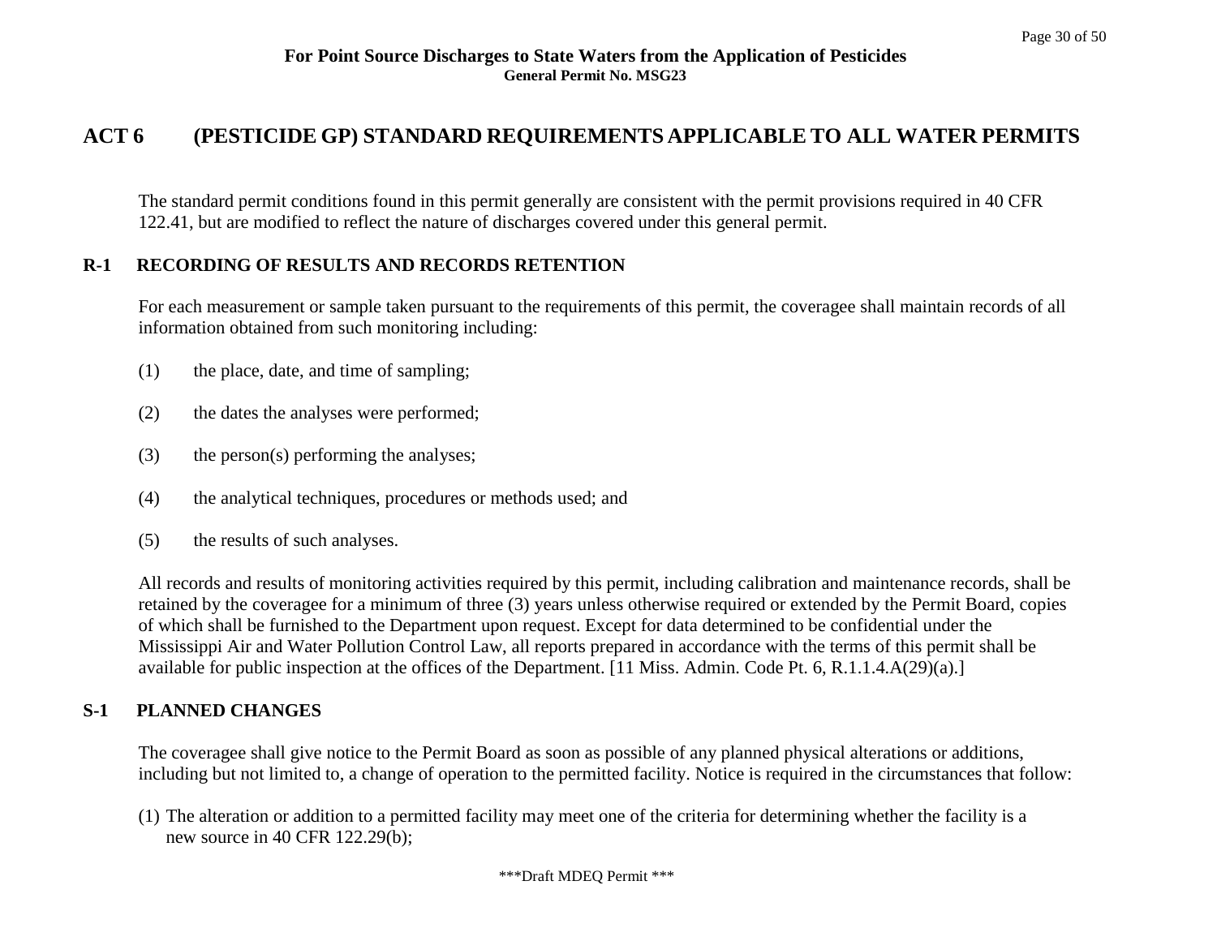## ACT 6 (PESTICIDE GP) STANDARD REQUIREMENTS APPLICABLE TO ALL WATER PERMITS

The standard permit conditions found in this permit generally are consistent with the permit provisions required in 40 CFR 122.41, but are modified to reflect the nature of discharges covered under this general permit.

### R-1 RECORDING OF RESULTS AND RECORDS RETENTION

For each measurement or sample taken pursuant to the requirements of this permit, the coveragee shall maintain records of all information obtained from such monitoring including:

(1) the place, date, and time of sampling;

(2) the dates the analyses were performed;

(3) the person(s) performing the analyses;

(4) the analytical techniques, procedures or methods used; and

(5) the results of such analyses.

All records and results of monitoring activities required by this permit, including calibration and maintenance records, shall be retained by the coveragee for a minimum of three (3) years unless otherwise required or extended by the Permit Board, copies of which shall be furnished to the Department upon request. Except for data determined to be confidential under the Mississippi Air and Water Pollution Control Law, all reports prepared in accordance with the terms of this permit shall be available for public inspection at the offices of the Department. [11 Miss. Admin. Code Pt. 6, R.1.1.4.A(29)(a).]

### S-1 PLANNED CHANGES

The coveragee shall give notice to the Permit Board as soon as possible of any planned physical alterations or additions, including but not limited to, a change of operation to the permitted facility. Notice is required in the circumstances that follow:

(1) The alteration or addition to a permitted facility may meet one of the criteria for determining whether the facility is a new source in 40 CFR 122.29(b);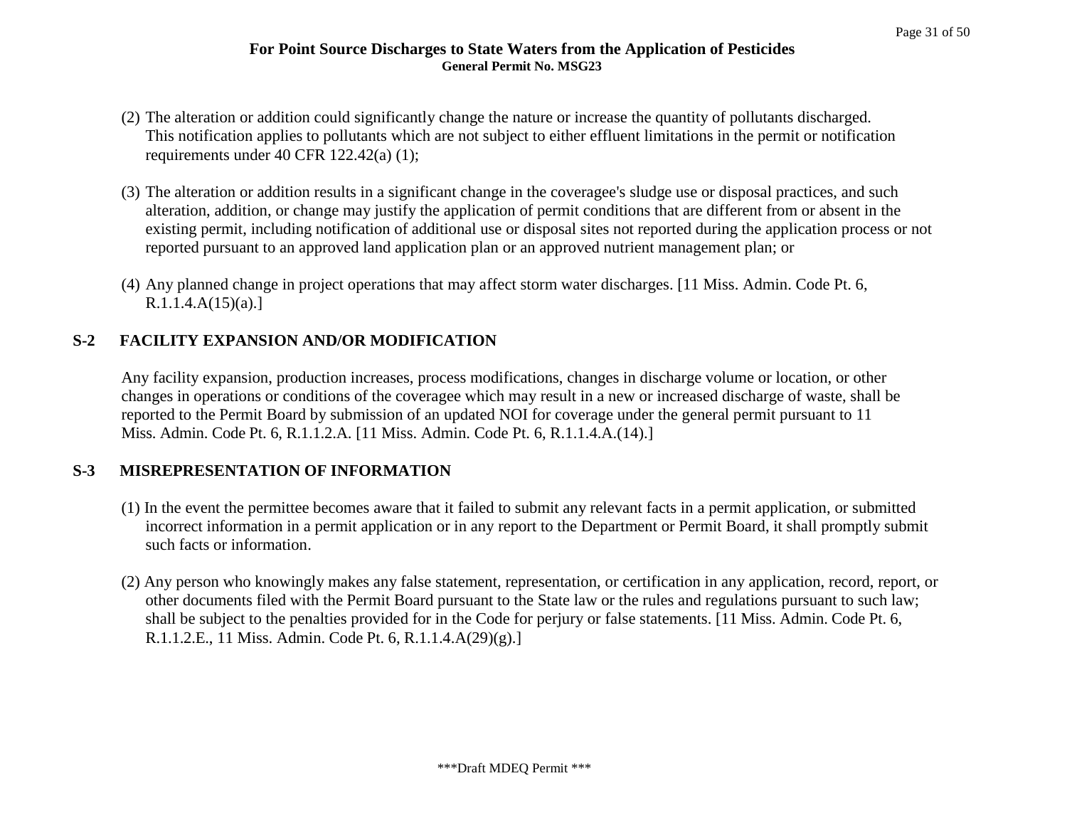(2) The alteration or addition could significantly change the nature or increase the quantity of pollutants discharged. This notification applies to pollutants which are not subject to either effluent limitations in the permit or notification requirements under 40 CFR 122.42(a) (1);

(3) The alteration or addition results in a significant change in the coveragee's sludge use or disposal practices, and such alteration, addition, or change may justify the application of permit conditions that are different from or absent in the existing permit, including notification of additional use or disposal sites not reported during the application process or not reported pursuant to an approved land application plan or an approved nutrient management plan; or

(4) Any planned change in project operations that may affect storm water discharges. [11 Miss. Admin. Code Pt. 6, R.1.1.4.A(15)(a).]

## S-2 FACILITY EXPANSION AND/OR MODIFICATION

Any facility expansion, production increases, process modifications, changes in discharge volume or location, or other changes in operations or conditions of the coveragee which may result in a new or increased discharge of waste, shall be reported to the Permit Board by submission of an updated NOI for coverage under the general permit pursuant to 11 Miss. Admin. Code Pt. 6, R.1.1.2.A. [11 Miss. Admin. Code Pt. 6, R.1.1.4.A.(14).]

## S-3 MISREPRESENTATION OF INFORMATION

(1) In the event the permittee becomes aware that it failed to submit any relevant facts in a permit application, or submitted incorrect information in a permit application or in any report to the Department or Permit Board, it shall promptly submit such facts or information.

(2) Any person who knowingly makes any false statement, representation, or certification in any application, record, report, or other documents filed with the Permit Board pursuant to the State law or the rules and regulations pursuant to such law; shall be subject to the penalties provided for in the Code for perjury or false statements. [11 Miss. Admin. Code Pt. 6, R.1.1.2.E., 11 Miss. Admin. Code Pt. 6, R.1.1.4.A(29)(g).]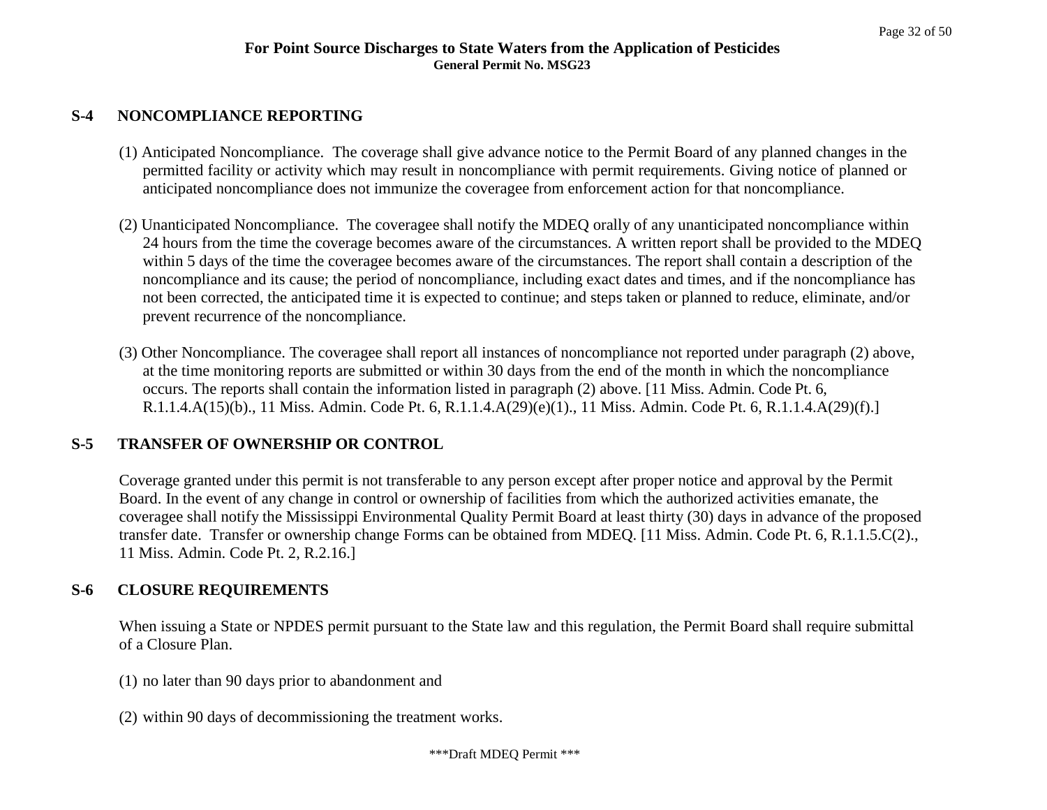## S-4 NONCOMPLIANCE REPORTING

(1) Anticipated Noncompliance. The coverage shall give advance notice to the Permit Board of any planned changes in the permitted facility or activity which may result in noncompliance with permit requirements. Giving notice of planned or anticipated noncompliance does not immunize the coveragee from enforcement action for that noncompliance.

(2) Unanticipated Noncompliance. The coveragee shall notify the MDEQ orally of any unanticipated noncompliance within 24 hours from the time the coverage becomes aware of the circumstances. A written report shall be provided to the MDEQ within 5 days of the time the coveragee becomes aware of the circumstances. The report shall contain a description of the noncompliance and its cause; the period of noncompliance, including exact dates and times, and if the noncompliance has not been corrected, the anticipated time it is expected to continue; and steps taken or planned to reduce, eliminate, and/or prevent recurrence of the noncompliance.

(3) Other Noncompliance. The coveragee shall report all instances of noncompliance not reported under paragraph (2) above, at the time monitoring reports are submitted or within 30 days from the end of the month in which the noncompliance occurs. The reports shall contain the information listed in paragraph (2) above. [11 Miss. Admin. Code Pt. 6, R.1.1.4.A(15)(b)., 11 Miss. Admin. Code Pt. 6, R.1.1.4.A(29)(e)(1)., 11 Miss. Admin. Code Pt. 6, R.1.1.4.A(29)(f).]

## S-5 TRANSFER OF OWNERSHIP OR CONTROL

Coverage granted under this permit is not transferable to any person except after proper notice and approval by the Permit Board. In the event of any change in control or ownership of facilities from which the authorized activities emanate, the coveragee shall notify the Mississippi Environmental Quality Permit Board at least thirty (30) days in advance of the proposed transfer date. Transfer or ownership change Forms can be obtained from MDEQ. [11 Miss. Admin. Code Pt. 6, R.1.1.5.C(2)., 11 Miss. Admin. Code Pt. 2, R.2.16.]

## S-6 CLOSURE REQUIREMENTS

When issuing a State or NPDES permit pursuant to the State law and this regulation, the Permit Board shall require submittal of a Closure Plan.

(1) no later than 90 days prior to abandonment and

(2) within 90 days of decommissioning the treatment works.

***Draft MDEQ Permit ***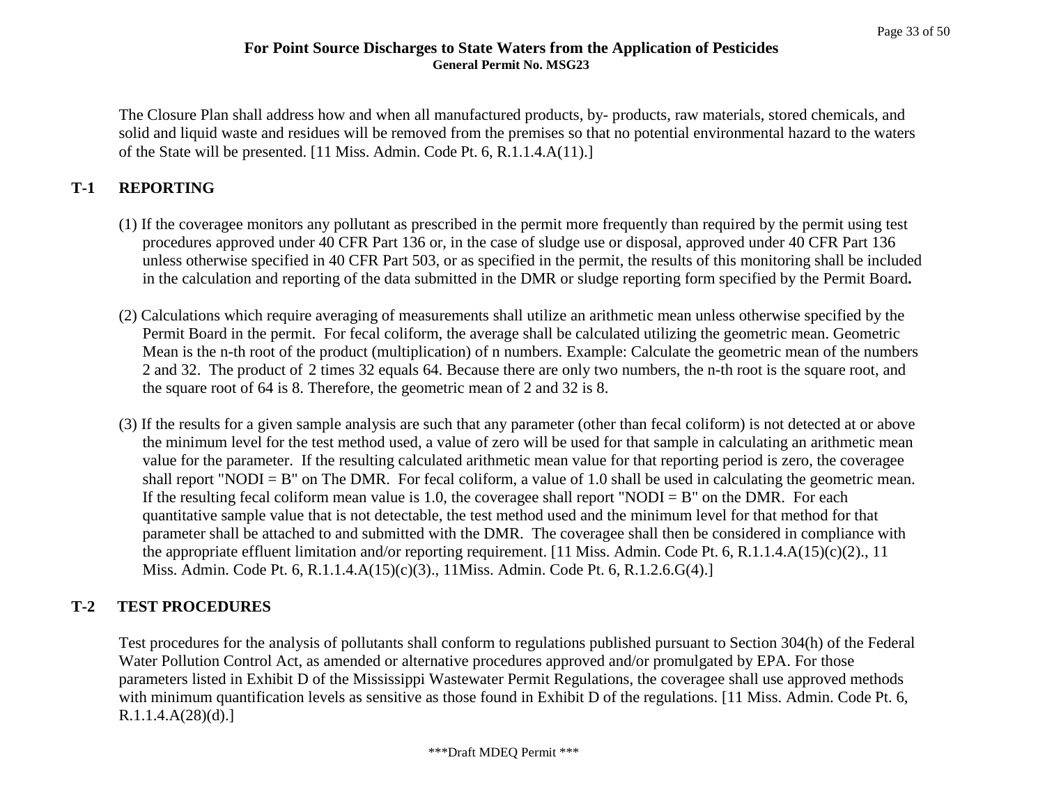The Closure Plan shall address how and when all manufactured products, by- products, raw materials, stored chemicals, and solid and liquid waste and residues will be removed from the premises so that no potential environmental hazard to the waters of the State will be presented. [11 Miss. Admin. Code Pt. 6, R.1.1.4.A(11).]

## T-1 REPORTING

(1) If the coveragee monitors any pollutant as prescribed in the permit more frequently than required by the permit using test procedures approved under 40 CFR Part 136 or, in the case of sludge use or disposal, approved under 40 CFR Part 136 unless otherwise specified in 40 CFR Part 503, or as specified in the permit, the results of this monitoring shall be included in the calculation and reporting of the data submitted in the DMR or sludge reporting form specified by the Permit Board**.**

(2) Calculations which require averaging of measurements shall utilize an arithmetic mean unless otherwise specified by the Permit Board in the permit. For fecal coliform, the average shall be calculated utilizing the geometric mean. Geometric Mean is the n-th root of the product (multiplication) of n numbers. Example: Calculate the geometric mean of the numbers 2 and 32. The product of 2 times 32 equals 64. Because there are only two numbers, the n-th root is the square root, and the square root of 64 is 8. Therefore, the geometric mean of 2 and 32 is 8.

(3) If the results for a given sample analysis are such that any parameter (other than fecal coliform) is not detected at or above the minimum level for the test method used, a value of zero will be used for that sample in calculating an arithmetic mean value for the parameter. If the resulting calculated arithmetic mean value for that reporting period is zero, the coveragee shall report "NODI = B" on The DMR. For fecal coliform, a value of 1.0 shall be used in calculating the geometric mean. If the resulting fecal coliform mean value is 1.0, the coveragee shall report "NODI = B" on the DMR. For each quantitative sample value that is not detectable, the test method used and the minimum level for that method for that parameter shall be attached to and submitted with the DMR. The coveragee shall then be considered in compliance with the appropriate effluent limitation and/or reporting requirement. [11 Miss. Admin. Code Pt. 6, R.1.1.4.A(15)(c)(2)., 11 Miss. Admin. Code Pt. 6, R.1.1.4.A(15)(c)(3)., 11Miss. Admin. Code Pt. 6, R.1.2.6.G(4).]

## T-2 TEST PROCEDURES

Test procedures for the analysis of pollutants shall conform to regulations published pursuant to Section 304(h) of the Federal Water Pollution Control Act, as amended or alternative procedures approved and/or promulgated by EPA. For those parameters listed in Exhibit D of the Mississippi Wastewater Permit Regulations, the coveragee shall use approved methods with minimum quantification levels as sensitive as those found in Exhibit D of the regulations. [11 Miss. Admin. Code Pt. 6, R.1.1.4.A(28)(d).]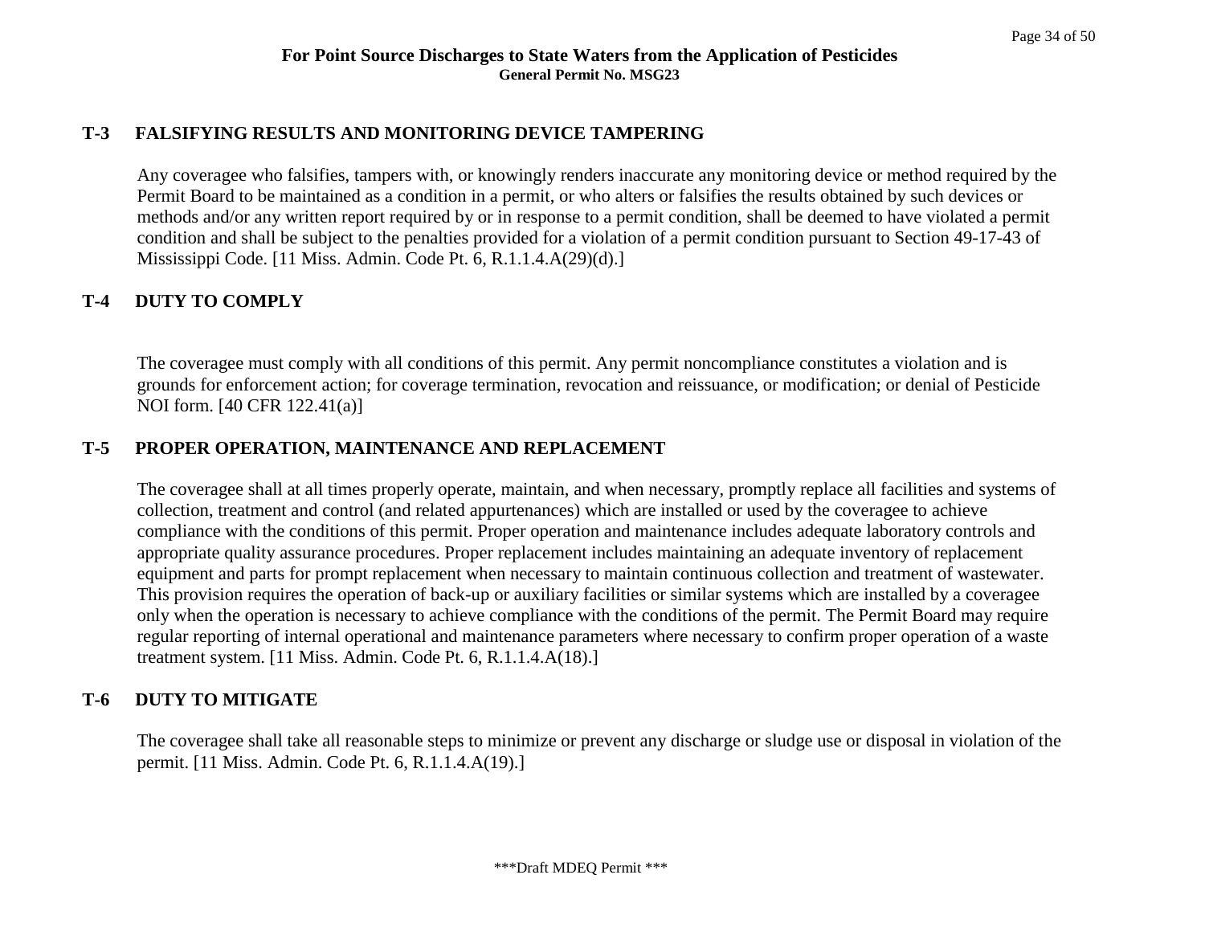## T-3 FALSIFYING RESULTS AND MONITORING DEVICE TAMPERING

Any coveragee who falsifies, tampers with, or knowingly renders inaccurate any monitoring device or method required by the Permit Board to be maintained as a condition in a permit, or who alters or falsifies the results obtained by such devices or methods and/or any written report required by or in response to a permit condition, shall be deemed to have violated a permit condition and shall be subject to the penalties provided for a violation of a permit condition pursuant to Section 49-17-43 of Mississippi Code. [11 Miss. Admin. Code Pt. 6, R.1.1.4.A(29)(d).]

## T-4 DUTY TO COMPLY

The coveragee must comply with all conditions of this permit. Any permit noncompliance constitutes a violation and is grounds for enforcement action; for coverage termination, revocation and reissuance, or modification; or denial of Pesticide NOI form. [40 CFR 122.41(a)]

## T-5 PROPER OPERATION, MAINTENANCE AND REPLACEMENT

The coveragee shall at all times properly operate, maintain, and when necessary, promptly replace all facilities and systems of collection, treatment and control (and related appurtenances) which are installed or used by the coveragee to achieve compliance with the conditions of this permit. Proper operation and maintenance includes adequate laboratory controls and appropriate quality assurance procedures. Proper replacement includes maintaining an adequate inventory of replacement equipment and parts for prompt replacement when necessary to maintain continuous collection and treatment of wastewater. This provision requires the operation of back-up or auxiliary facilities or similar systems which are installed by a coveragee only when the operation is necessary to achieve compliance with the conditions of the permit. The Permit Board may require regular reporting of internal operational and maintenance parameters where necessary to confirm proper operation of a waste treatment system. [11 Miss. Admin. Code Pt. 6, R.1.1.4.A(18).]

## T-6 DUTY TO MITIGATE

The coveragee shall take all reasonable steps to minimize or prevent any discharge or sludge use or disposal in violation of the permit. [11 Miss. Admin. Code Pt. 6, R.1.1.4.A(19).]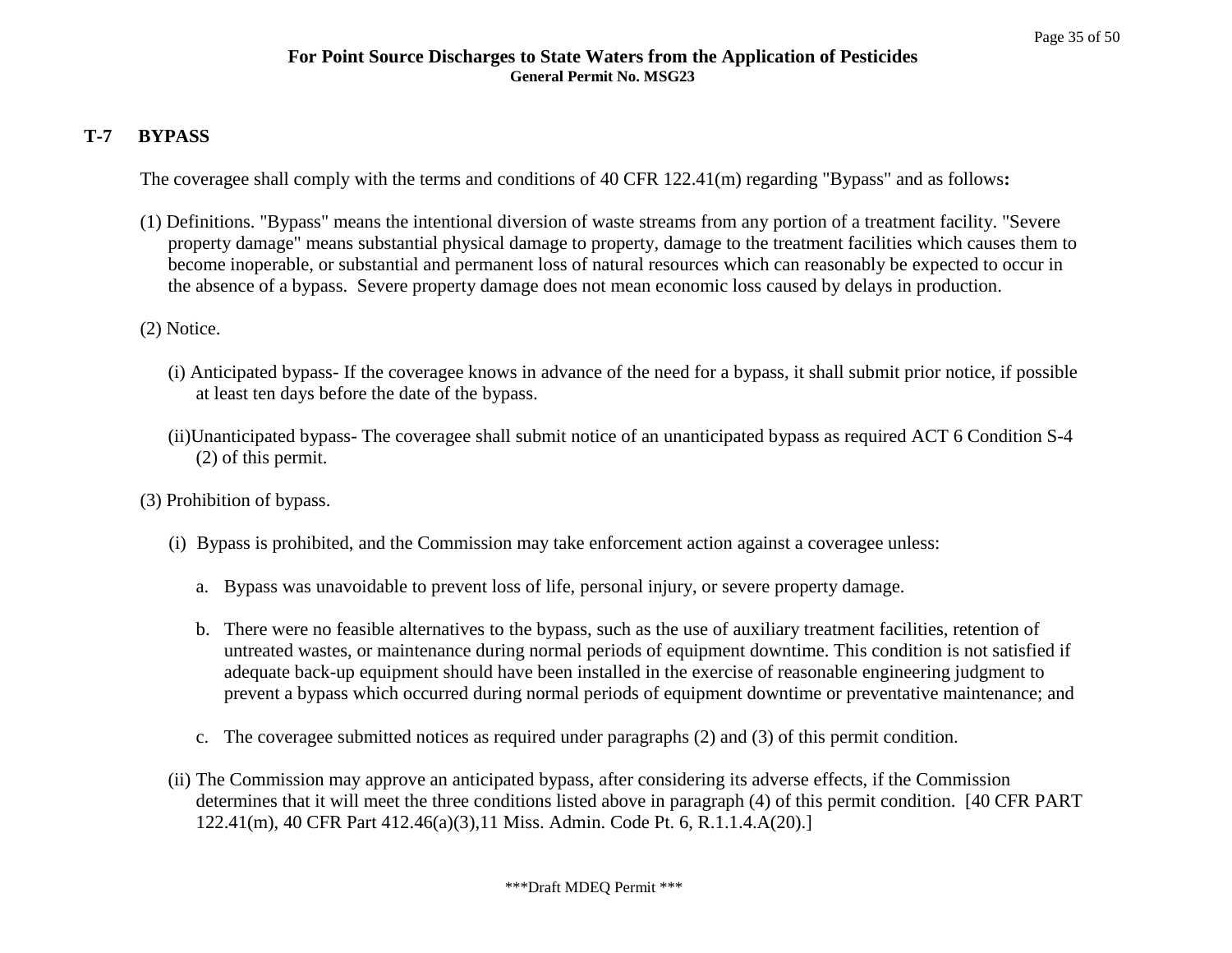## T-7 BYPASS

The coveragee shall comply with the terms and conditions of 40 CFR 122.41(m) regarding "Bypass" and as follows**:**

(1) Definitions. "Bypass" means the intentional diversion of waste streams from any portion of a treatment facility. "Severe property damage" means substantial physical damage to property, damage to the treatment facilities which causes them to become inoperable, or substantial and permanent loss of natural resources which can reasonably be expected to occur in the absence of a bypass. Severe property damage does not mean economic loss caused by delays in production.

(2) Notice.

(i) Anticipated bypass- If the coveragee knows in advance of the need for a bypass, it shall submit prior notice, if possible at least ten days before the date of the bypass.

(ii)Unanticipated bypass- The coveragee shall submit notice of an unanticipated bypass as required ACT 6 Condition S-4 (2) of this permit.

(3) Prohibition of bypass.

(i) Bypass is prohibited, and the Commission may take enforcement action against a coveragee unless:

a. Bypass was unavoidable to prevent loss of life, personal injury, or severe property damage.

b. There were no feasible alternatives to the bypass, such as the use of auxiliary treatment facilities, retention of untreated wastes, or maintenance during normal periods of equipment downtime. This condition is not satisfied if adequate back-up equipment should have been installed in the exercise of reasonable engineering judgment to prevent a bypass which occurred during normal periods of equipment downtime or preventative maintenance; and

c. The coveragee submitted notices as required under paragraphs (2) and (3) of this permit condition.

(ii) The Commission may approve an anticipated bypass, after considering its adverse effects, if the Commission determines that it will meet the three conditions listed above in paragraph (4) of this permit condition. [40 CFR PART 122.41(m), 40 CFR Part 412.46(a)(3),11 Miss. Admin. Code Pt. 6, R.1.1.4.A(20).]

***Draft MDEQ Permit ***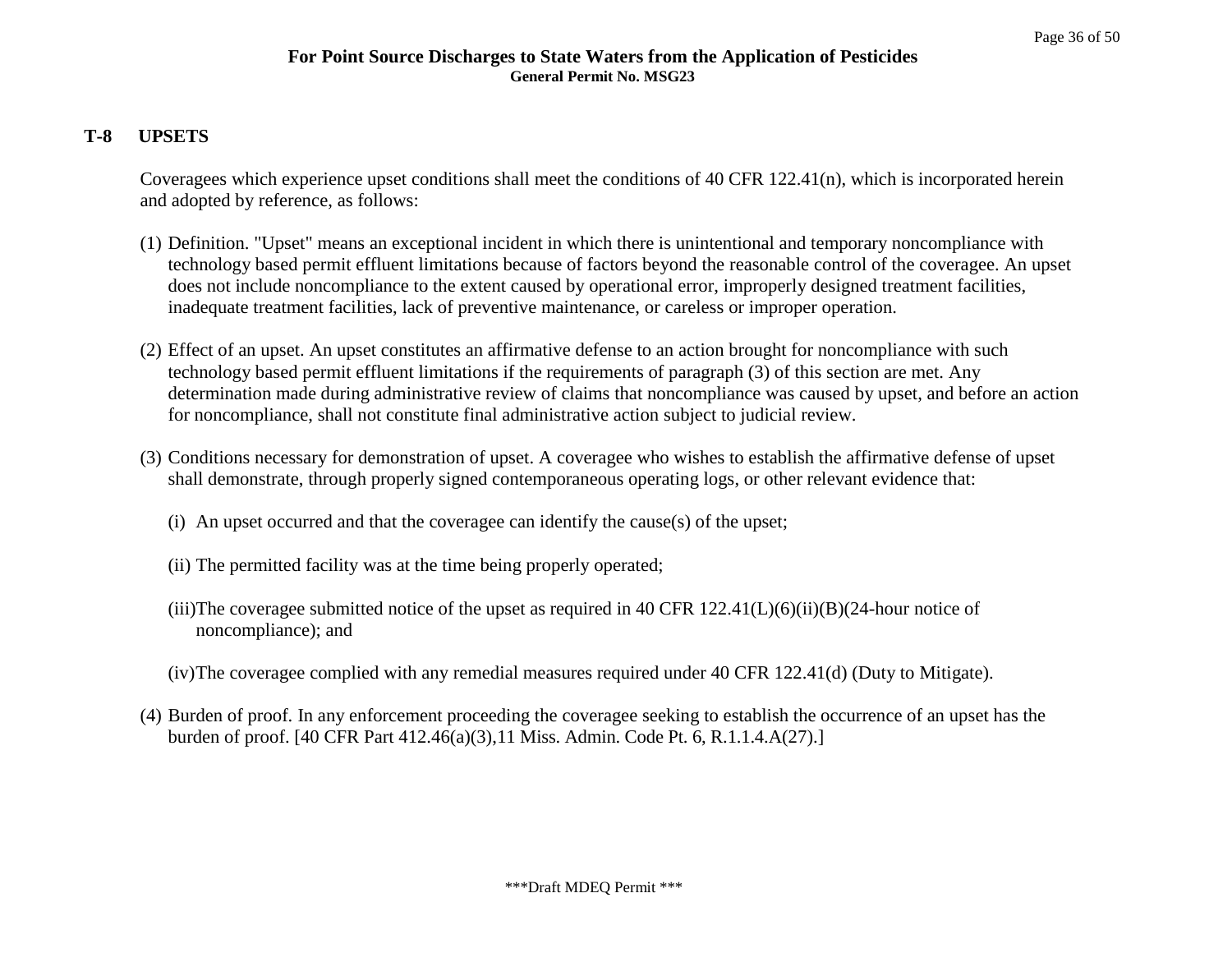## T-8 UPSETS

Coveragees which experience upset conditions shall meet the conditions of 40 CFR 122.41(n), which is incorporated herein and adopted by reference, as follows:

(1) Definition. "Upset" means an exceptional incident in which there is unintentional and temporary noncompliance with technology based permit effluent limitations because of factors beyond the reasonable control of the coveragee. An upset does not include noncompliance to the extent caused by operational error, improperly designed treatment facilities, inadequate treatment facilities, lack of preventive maintenance, or careless or improper operation.

(2) Effect of an upset. An upset constitutes an affirmative defense to an action brought for noncompliance with such technology based permit effluent limitations if the requirements of paragraph (3) of this section are met. Any determination made during administrative review of claims that noncompliance was caused by upset, and before an action for noncompliance, shall not constitute final administrative action subject to judicial review.

(3) Conditions necessary for demonstration of upset. A coveragee who wishes to establish the affirmative defense of upset shall demonstrate, through properly signed contemporaneous operating logs, or other relevant evidence that:

(i) An upset occurred and that the coveragee can identify the cause(s) of the upset;

(ii) The permitted facility was at the time being properly operated;

(iii)The coveragee submitted notice of the upset as required in 40 CFR 122.41(L)(6)(ii)(B)(24-hour notice of noncompliance); and

(iv)The coveragee complied with any remedial measures required under 40 CFR 122.41(d) (Duty to Mitigate).

(4) Burden of proof. In any enforcement proceeding the coveragee seeking to establish the occurrence of an upset has the burden of proof. [40 CFR Part 412.46(a)(3),11 Miss. Admin. Code Pt. 6, R.1.1.4.A(27).]

***Draft MDEQ Permit ***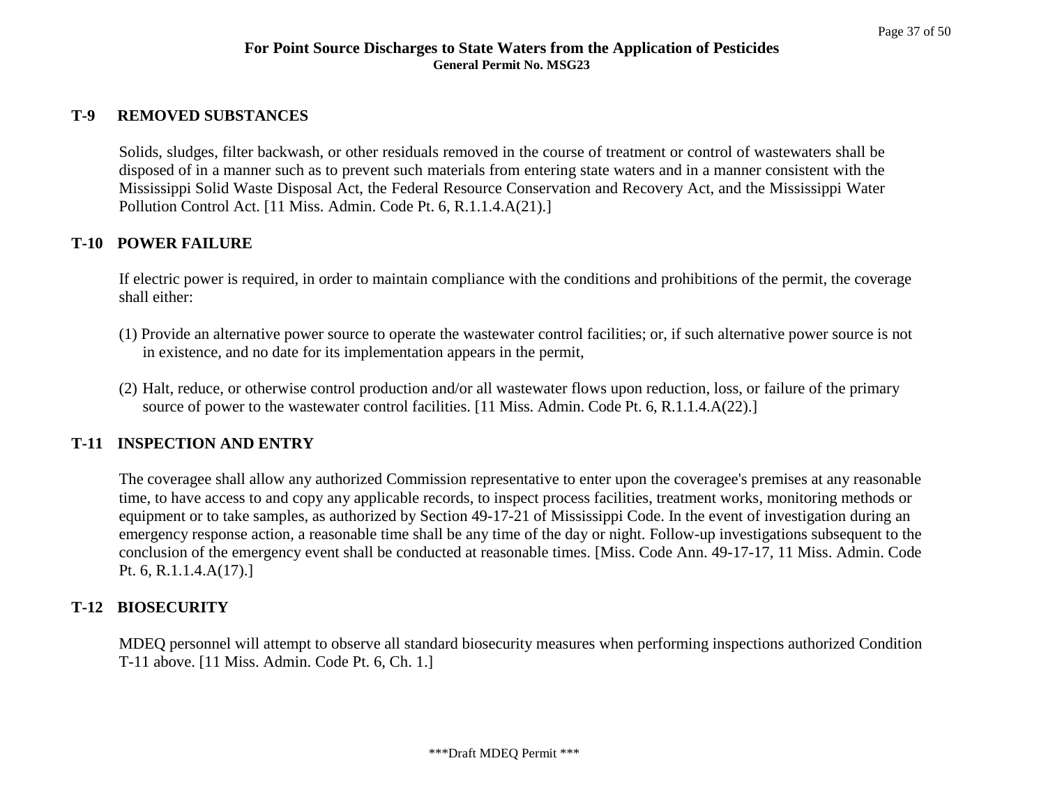## T-9 REMOVED SUBSTANCES

Solids, sludges, filter backwash, or other residuals removed in the course of treatment or control of wastewaters shall be disposed of in a manner such as to prevent such materials from entering state waters and in a manner consistent with the Mississippi Solid Waste Disposal Act, the Federal Resource Conservation and Recovery Act, and the Mississippi Water Pollution Control Act. [11 Miss. Admin. Code Pt. 6, R.1.1.4.A(21).]

## T-10 POWER FAILURE

If electric power is required, in order to maintain compliance with the conditions and prohibitions of the permit, the coverage shall either:

(1) Provide an alternative power source to operate the wastewater control facilities; or, if such alternative power source is not in existence, and no date for its implementation appears in the permit,

(2) Halt, reduce, or otherwise control production and/or all wastewater flows upon reduction, loss, or failure of the primary source of power to the wastewater control facilities. [11 Miss. Admin. Code Pt. 6, R.1.1.4.A(22).]

## T-11 INSPECTION AND ENTRY

The coveragee shall allow any authorized Commission representative to enter upon the coveragee's premises at any reasonable time, to have access to and copy any applicable records, to inspect process facilities, treatment works, monitoring methods or equipment or to take samples, as authorized by Section 49-17-21 of Mississippi Code. In the event of investigation during an emergency response action, a reasonable time shall be any time of the day or night. Follow-up investigations subsequent to the conclusion of the emergency event shall be conducted at reasonable times. [Miss. Code Ann. 49-17-17, 11 Miss. Admin. Code Pt. 6, R.1.1.4.A(17).]

## T-12 BIOSECURITY

MDEQ personnel will attempt to observe all standard biosecurity measures when performing inspections authorized Condition T-11 above. [11 Miss. Admin. Code Pt. 6, Ch. 1.]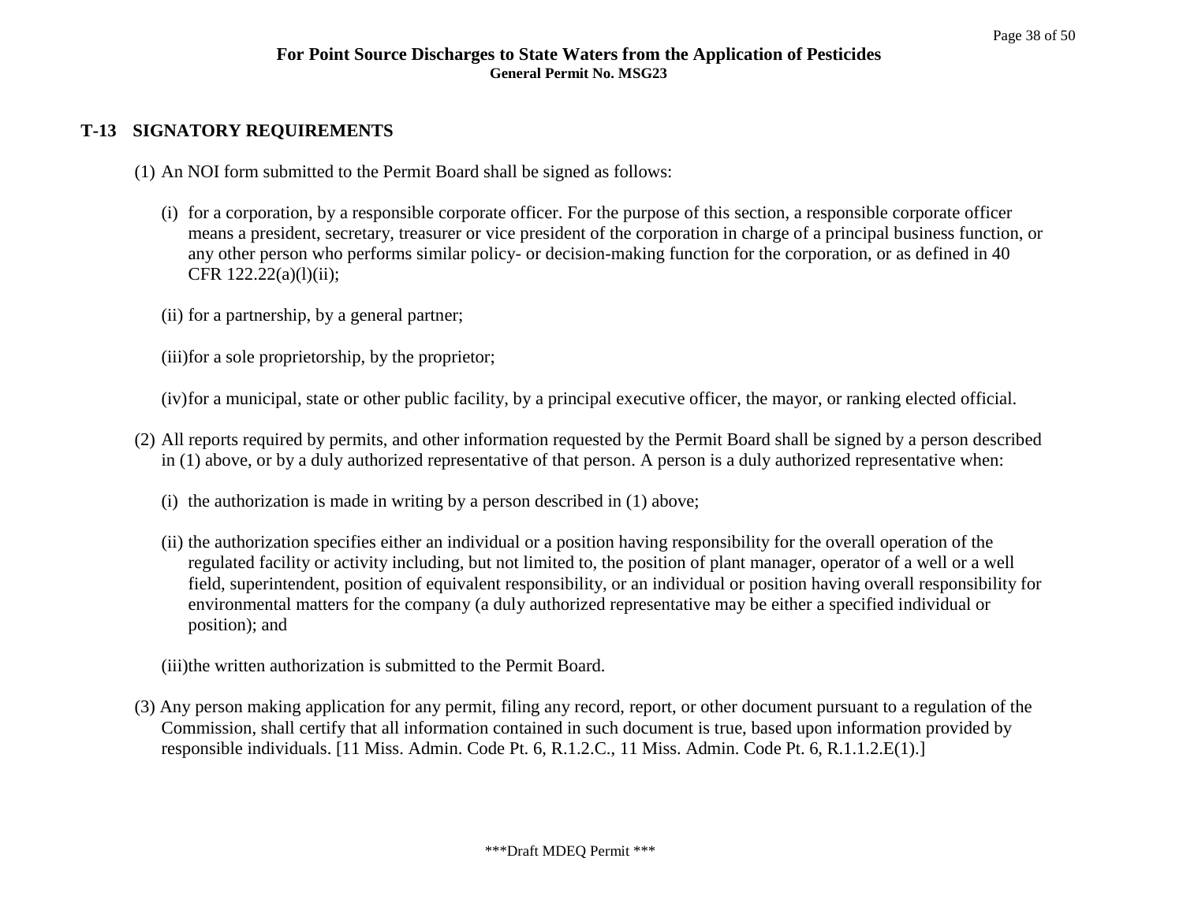## T-13 SIGNATORY REQUIREMENTS

(1) An NOI form submitted to the Permit Board shall be signed as follows:

(i) for a corporation, by a responsible corporate officer. For the purpose of this section, a responsible corporate officer means a president, secretary, treasurer or vice president of the corporation in charge of a principal business function, or any other person who performs similar policy- or decision-making function for the corporation, or as defined in 40 CFR 122.22(a)(l)(ii);

(ii) for a partnership, by a general partner;

(iii) for a sole proprietorship, by the proprietor;

(iv) for a municipal, state or other public facility, by a principal executive officer, the mayor, or ranking elected official.

(2) All reports required by permits, and other information requested by the Permit Board shall be signed by a person described in (1) above, or by a duly authorized representative of that person. A person is a duly authorized representative when:

(i) the authorization is made in writing by a person described in (1) above;

(ii) the authorization specifies either an individual or a position having responsibility for the overall operation of the regulated facility or activity including, but not limited to, the position of plant manager, operator of a well or a well field, superintendent, position of equivalent responsibility, or an individual or position having overall responsibility for environmental matters for the company (a duly authorized representative may be either a specified individual or position); and

(iii) the written authorization is submitted to the Permit Board.

(3) Any person making application for any permit, filing any record, report, or other document pursuant to a regulation of the Commission, shall certify that all information contained in such document is true, based upon information provided by responsible individuals. [11 Miss. Admin. Code Pt. 6, R.1.2.C., 11 Miss. Admin. Code Pt. 6, R.1.1.2.E(1).]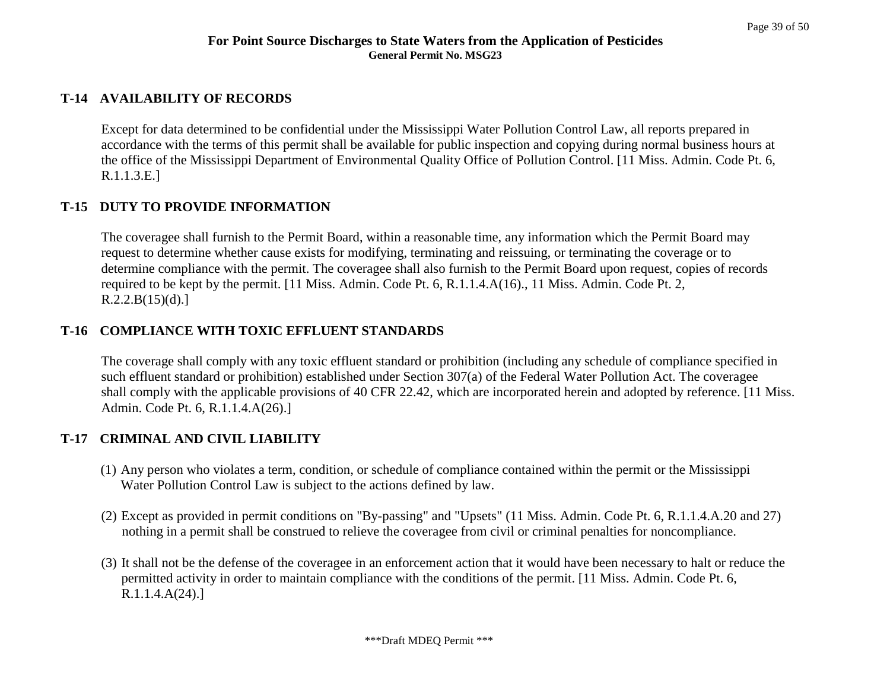## T-14 AVAILABILITY OF RECORDS

Except for data determined to be confidential under the Mississippi Water Pollution Control Law, all reports prepared in accordance with the terms of this permit shall be available for public inspection and copying during normal business hours at the office of the Mississippi Department of Environmental Quality Office of Pollution Control. [11 Miss. Admin. Code Pt. 6, R.1.1.3.E.]

## T-15 DUTY TO PROVIDE INFORMATION

The coveragee shall furnish to the Permit Board, within a reasonable time, any information which the Permit Board may request to determine whether cause exists for modifying, terminating and reissuing, or terminating the coverage or to determine compliance with the permit. The coveragee shall also furnish to the Permit Board upon request, copies of records required to be kept by the permit. [11 Miss. Admin. Code Pt. 6, R.1.1.4.A(16)., 11 Miss. Admin. Code Pt. 2, R.2.2.B(15)(d).]

## T-16 COMPLIANCE WITH TOXIC EFFLUENT STANDARDS

The coverage shall comply with any toxic effluent standard or prohibition (including any schedule of compliance specified in such effluent standard or prohibition) established under Section 307(a) of the Federal Water Pollution Act. The coveragee shall comply with the applicable provisions of 40 CFR 22.42, which are incorporated herein and adopted by reference. [11 Miss. Admin. Code Pt. 6, R.1.1.4.A(26).]

## T-17 CRIMINAL AND CIVIL LIABILITY

(1) Any person who violates a term, condition, or schedule of compliance contained within the permit or the Mississippi Water Pollution Control Law is subject to the actions defined by law.

(2) Except as provided in permit conditions on "By-passing" and "Upsets" (11 Miss. Admin. Code Pt. 6, R.1.1.4.A.20 and 27) nothing in a permit shall be construed to relieve the coveragee from civil or criminal penalties for noncompliance.

(3) It shall not be the defense of the coveragee in an enforcement action that it would have been necessary to halt or reduce the permitted activity in order to maintain compliance with the conditions of the permit. [11 Miss. Admin. Code Pt. 6, R.1.1.4.A(24).]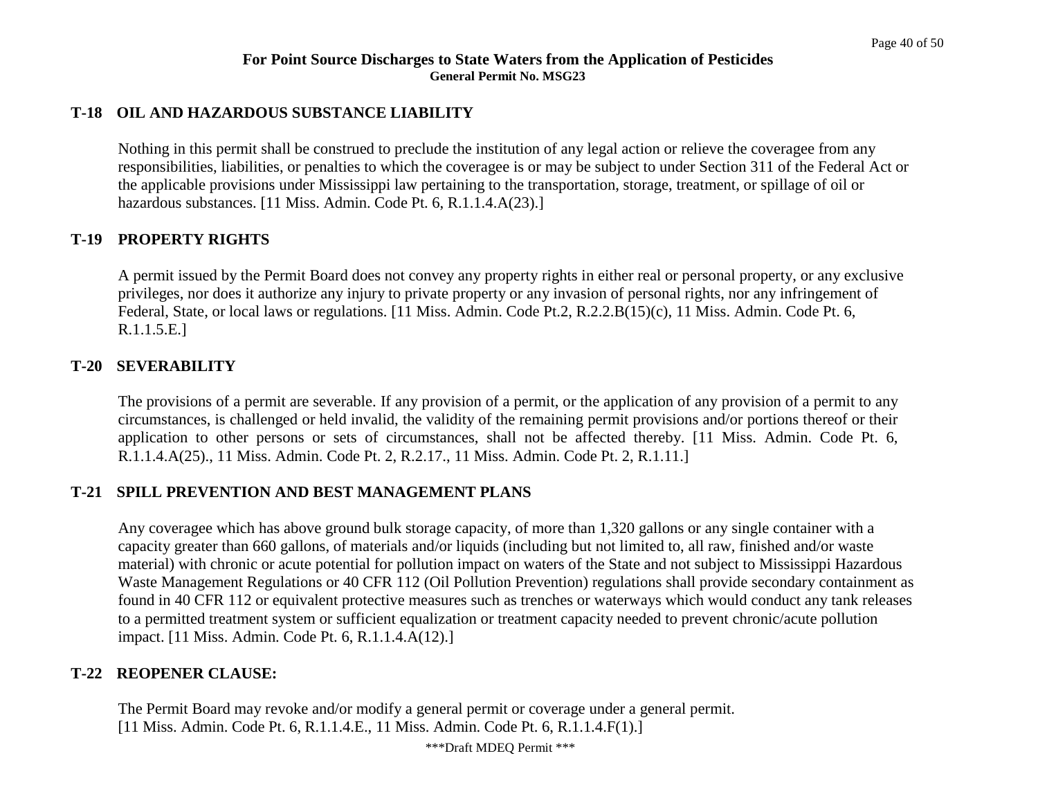### T-18 OIL AND HAZARDOUS SUBSTANCE LIABILITY

Nothing in this permit shall be construed to preclude the institution of any legal action or relieve the coveragee from any responsibilities, liabilities, or penalties to which the coveragee is or may be subject to under Section 311 of the Federal Act or the applicable provisions under Mississippi law pertaining to the transportation, storage, treatment, or spillage of oil or hazardous substances. [11 Miss. Admin. Code Pt. 6, R.1.1.4.A(23).]

### T-19 PROPERTY RIGHTS

A permit issued by the Permit Board does not convey any property rights in either real or personal property, or any exclusive privileges, nor does it authorize any injury to private property or any invasion of personal rights, nor any infringement of Federal, State, or local laws or regulations. [11 Miss. Admin. Code Pt.2, R.2.2.B(15)(c), 11 Miss. Admin. Code Pt. 6, R.1.1.5.E.]

### T-20 SEVERABILITY

The provisions of a permit are severable. If any provision of a permit, or the application of any provision of a permit to any circumstances, is challenged or held invalid, the validity of the remaining permit provisions and/or portions thereof or their application to other persons or sets of circumstances, shall not be affected thereby. [11 Miss. Admin. Code Pt. 6, R.1.1.4.A(25)., 11 Miss. Admin. Code Pt. 2, R.2.17., 11 Miss. Admin. Code Pt. 2, R.1.11.]

### T-21 SPILL PREVENTION AND BEST MANAGEMENT PLANS

Any coveragee which has above ground bulk storage capacity, of more than 1,320 gallons or any single container with a capacity greater than 660 gallons, of materials and/or liquids (including but not limited to, all raw, finished and/or waste material) with chronic or acute potential for pollution impact on waters of the State and not subject to Mississippi Hazardous Waste Management Regulations or 40 CFR 112 (Oil Pollution Prevention) regulations shall provide secondary containment as found in 40 CFR 112 or equivalent protective measures such as trenches or waterways which would conduct any tank releases to a permitted treatment system or sufficient equalization or treatment capacity needed to prevent chronic/acute pollution impact. [11 Miss. Admin. Code Pt. 6, R.1.1.4.A(12).]

### T-22 REOPENER CLAUSE:

The Permit Board may revoke and/or modify a general permit or coverage under a general permit. [11 Miss. Admin. Code Pt. 6, R.1.1.4.E., 11 Miss. Admin. Code Pt. 6, R.1.1.4.F(1).]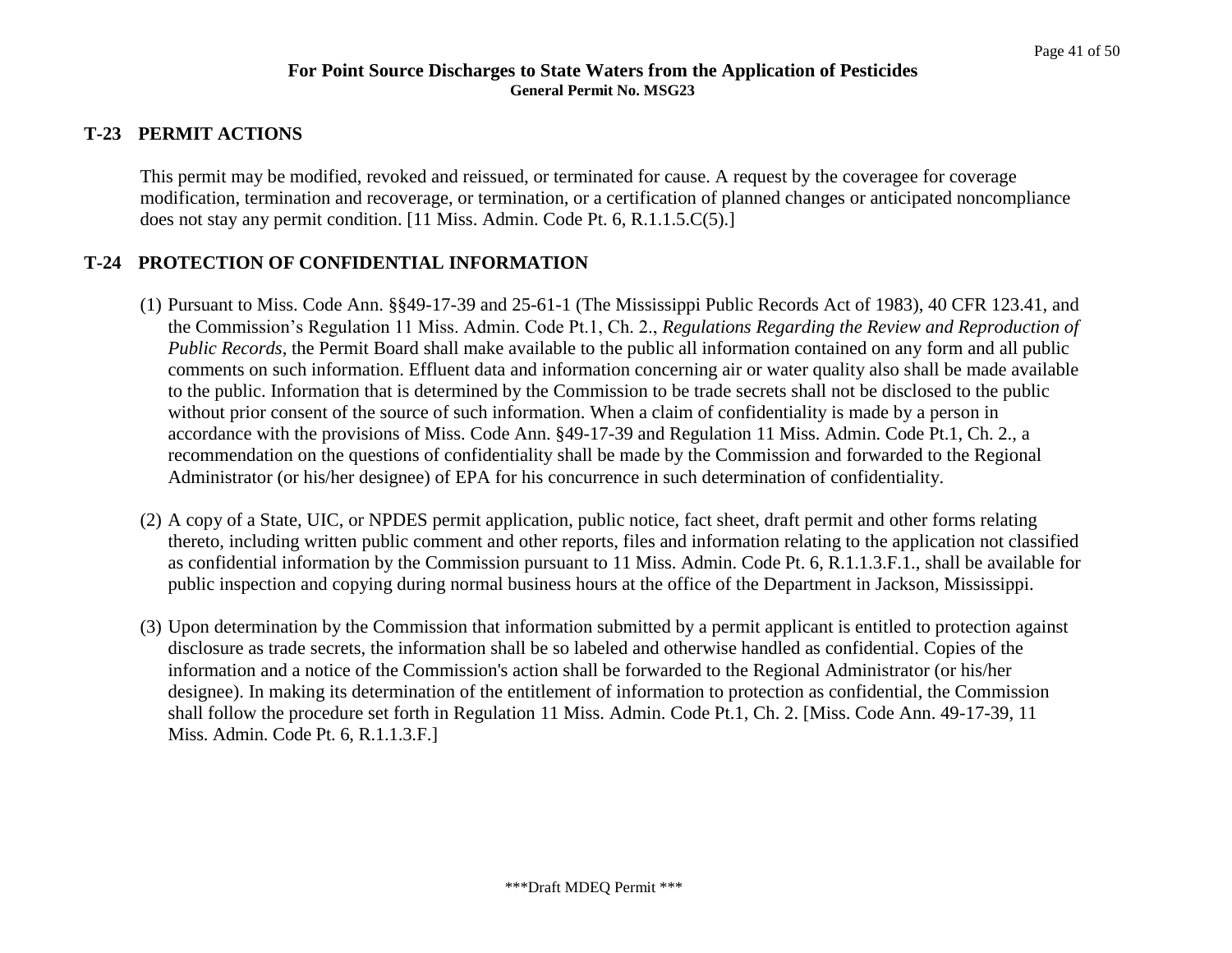## T-23 PERMIT ACTIONS

This permit may be modified, revoked and reissued, or terminated for cause. A request by the coveragee for coverage modification, termination and recoverage, or termination, or a certification of planned changes or anticipated noncompliance does not stay any permit condition. [11 Miss. Admin. Code Pt. 6, R.1.1.5.C(5).]

## T-24 PROTECTION OF CONFIDENTIAL INFORMATION

(1) Pursuant to Miss. Code Ann. §§49-17-39 and 25-61-1 (The Mississippi Public Records Act of 1983), 40 CFR 123.41, and the Commission's Regulation 11 Miss. Admin. Code Pt.1, Ch. 2., *Regulations Regarding the Review and Reproduction of Public Records*, the Permit Board shall make available to the public all information contained on any form and all public comments on such information. Effluent data and information concerning air or water quality also shall be made available to the public. Information that is determined by the Commission to be trade secrets shall not be disclosed to the public without prior consent of the source of such information. When a claim of confidentiality is made by a person in accordance with the provisions of Miss. Code Ann. §49-17-39 and Regulation 11 Miss. Admin. Code Pt.1, Ch. 2., a recommendation on the questions of confidentiality shall be made by the Commission and forwarded to the Regional Administrator (or his/her designee) of EPA for his concurrence in such determination of confidentiality.

(2) A copy of a State, UIC, or NPDES permit application, public notice, fact sheet, draft permit and other forms relating thereto, including written public comment and other reports, files and information relating to the application not classified as confidential information by the Commission pursuant to 11 Miss. Admin. Code Pt. 6, R.1.1.3.F.1., shall be available for public inspection and copying during normal business hours at the office of the Department in Jackson, Mississippi.

(3) Upon determination by the Commission that information submitted by a permit applicant is entitled to protection against disclosure as trade secrets, the information shall be so labeled and otherwise handled as confidential. Copies of the information and a notice of the Commission's action shall be forwarded to the Regional Administrator (or his/her designee). In making its determination of the entitlement of information to protection as confidential, the Commission shall follow the procedure set forth in Regulation 11 Miss. Admin. Code Pt.1, Ch. 2. [Miss. Code Ann. 49-17-39, 11 Miss. Admin. Code Pt. 6, R.1.1.3.F.]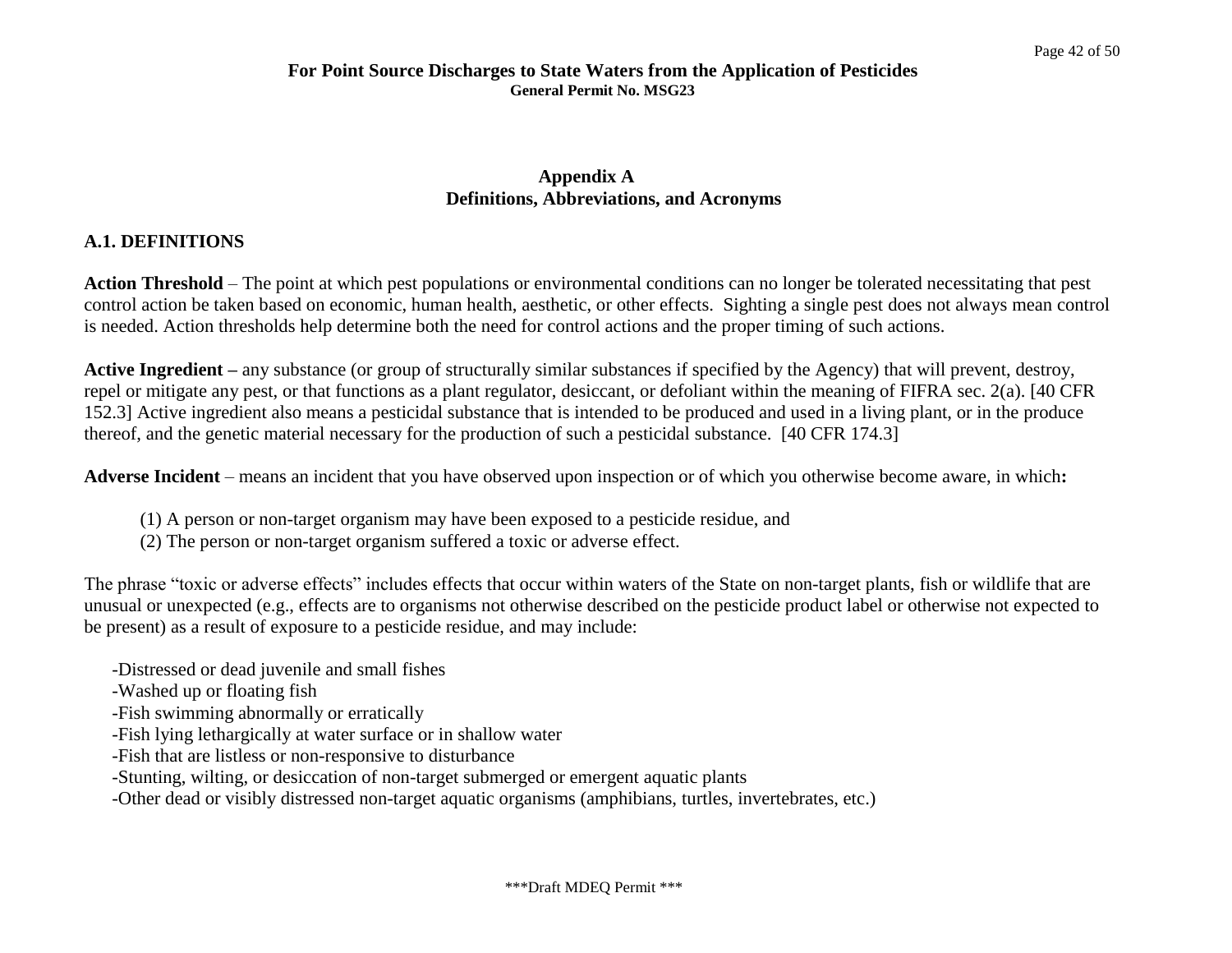## Appendix A
## Definitions, Abbreviations, and Acronyms

### A.1. DEFINITIONS

**Action Threshold** – The point at which pest populations or environmental conditions can no longer be tolerated necessitating that pest control action be taken based on economic, human health, aesthetic, or other effects. Sighting a single pest does not always mean control is needed. Action thresholds help determine both the need for control actions and the proper timing of such actions.

**Active Ingredient –** any substance (or group of structurally similar substances if specified by the Agency) that will prevent, destroy, repel or mitigate any pest, or that functions as a plant regulator, desiccant, or defoliant within the meaning of FIFRA sec. 2(a). [40 CFR 152.3] Active ingredient also means a pesticidal substance that is intended to be produced and used in a living plant, or in the produce thereof, and the genetic material necessary for the production of such a pesticidal substance. [40 CFR 174.3]

**Adverse Incident** – means an incident that you have observed upon inspection or of which you otherwise become aware, in which**:**

(1) A person or non-target organism may have been exposed to a pesticide residue, and
(2) The person or non-target organism suffered a toxic or adverse effect.

The phrase "toxic or adverse effects" includes effects that occur within waters of the State on non-target plants, fish or wildlife that are unusual or unexpected (e.g., effects are to organisms not otherwise described on the pesticide product label or otherwise not expected to be present) as a result of exposure to a pesticide residue, and may include:

-Distressed or dead juvenile and small fishes
-Washed up or floating fish
-Fish swimming abnormally or erratically
-Fish lying lethargically at water surface or in shallow water
-Fish that are listless or non-responsive to disturbance
-Stunting, wilting, or desiccation of non-target submerged or emergent aquatic plants
-Other dead or visibly distressed non-target aquatic organisms (amphibians, turtles, invertebrates, etc.)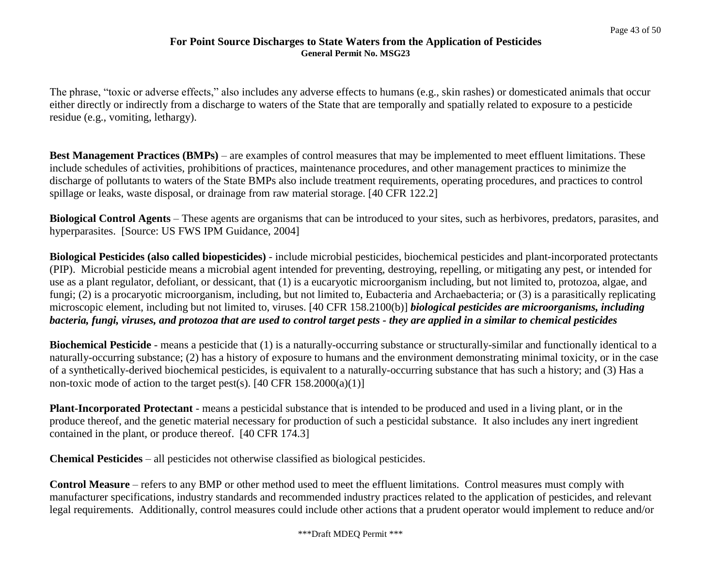The phrase, "toxic or adverse effects," also includes any adverse effects to humans (e.g., skin rashes) or domesticated animals that occur either directly or indirectly from a discharge to waters of the State that are temporally and spatially related to exposure to a pesticide residue (e.g., vomiting, lethargy).

**Best Management Practices (BMPs)** – are examples of control measures that may be implemented to meet effluent limitations. These include schedules of activities, prohibitions of practices, maintenance procedures, and other management practices to minimize the discharge of pollutants to waters of the State BMPs also include treatment requirements, operating procedures, and practices to control spillage or leaks, waste disposal, or drainage from raw material storage. [40 CFR 122.2]

**Biological Control Agents** – These agents are organisms that can be introduced to your sites, such as herbivores, predators, parasites, and hyperparasites. [Source: US FWS IPM Guidance, 2004]

**Biological Pesticides (also called biopesticides)** - include microbial pesticides, biochemical pesticides and plant-incorporated protectants (PIP). Microbial pesticide means a microbial agent intended for preventing, destroying, repelling, or mitigating any pest, or intended for use as a plant regulator, defoliant, or dessicant, that (1) is a eucaryotic microorganism including, but not limited to, protozoa, algae, and fungi; (2) is a procaryotic microorganism, including, but not limited to, Eubacteria and Archaebacteria; or (3) is a parasitically replicating microscopic element, including but not limited to, viruses. [40 CFR 158.2100(b)] ***biological pesticides are microorganisms, including bacteria, fungi, viruses, and protozoa that are used to control target pests - they are applied in a similar to chemical pesticides***

**Biochemical Pesticide** - means a pesticide that (1) is a naturally-occurring substance or structurally-similar and functionally identical to a naturally-occurring substance; (2) has a history of exposure to humans and the environment demonstrating minimal toxicity, or in the case of a synthetically-derived biochemical pesticides, is equivalent to a naturally-occurring substance that has such a history; and (3) Has a non-toxic mode of action to the target pest(s). [40 CFR 158.2000(a)(1)]

**Plant-Incorporated Protectant** - means a pesticidal substance that is intended to be produced and used in a living plant, or in the produce thereof, and the genetic material necessary for production of such a pesticidal substance. It also includes any inert ingredient contained in the plant, or produce thereof. [40 CFR 174.3]

**Chemical Pesticides** – all pesticides not otherwise classified as biological pesticides.

**Control Measure** – refers to any BMP or other method used to meet the effluent limitations. Control measures must comply with manufacturer specifications, industry standards and recommended industry practices related to the application of pesticides, and relevant legal requirements. Additionally, control measures could include other actions that a prudent operator would implement to reduce and/or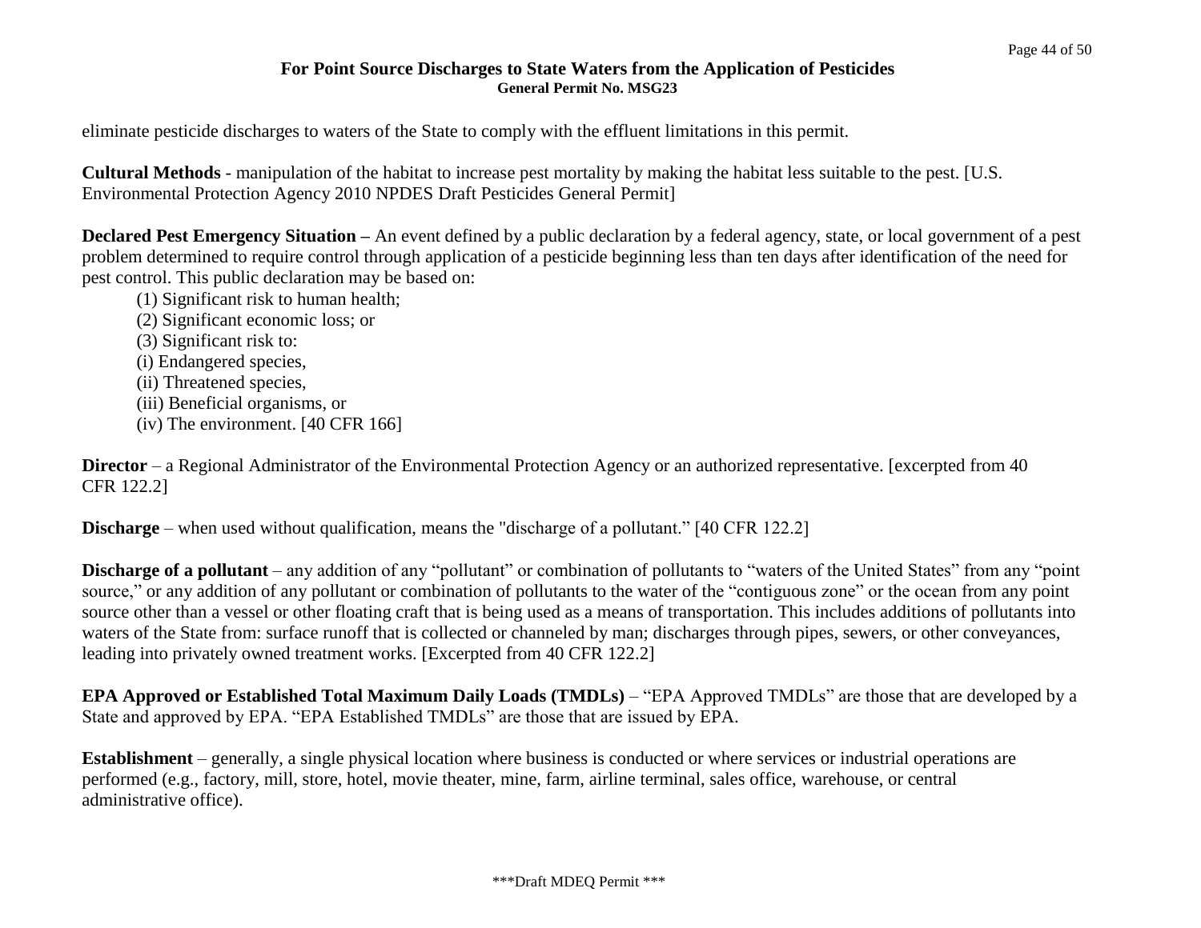eliminate pesticide discharges to waters of the State to comply with the effluent limitations in this permit.

**Cultural Methods** - manipulation of the habitat to increase pest mortality by making the habitat less suitable to the pest. [U.S. Environmental Protection Agency 2010 NPDES Draft Pesticides General Permit]

**Declared Pest Emergency Situation –** An event defined by a public declaration by a federal agency, state, or local government of a pest problem determined to require control through application of a pesticide beginning less than ten days after identification of the need for pest control. This public declaration may be based on:

(1) Significant risk to human health;
(2) Significant economic loss; or
(3) Significant risk to:
(i) Endangered species,
(ii) Threatened species,
(iii) Beneficial organisms, or
(iv) The environment. [40 CFR 166]

**Director** – a Regional Administrator of the Environmental Protection Agency or an authorized representative. [excerpted from 40 CFR 122.2]

**Discharge** – when used without qualification, means the "discharge of a pollutant." [40 CFR 122.2]

**Discharge of a pollutant** – any addition of any "pollutant" or combination of pollutants to "waters of the United States" from any "point source," or any addition of any pollutant or combination of pollutants to the water of the "contiguous zone" or the ocean from any point source other than a vessel or other floating craft that is being used as a means of transportation. This includes additions of pollutants into waters of the State from: surface runoff that is collected or channeled by man; discharges through pipes, sewers, or other conveyances, leading into privately owned treatment works. [Excerpted from 40 CFR 122.2]

**EPA Approved or Established Total Maximum Daily Loads (TMDLs)** – "EPA Approved TMDLs" are those that are developed by a State and approved by EPA. "EPA Established TMDLs" are those that are issued by EPA.

**Establishment** – generally, a single physical location where business is conducted or where services or industrial operations are performed (e.g., factory, mill, store, hotel, movie theater, mine, farm, airline terminal, sales office, warehouse, or central administrative office).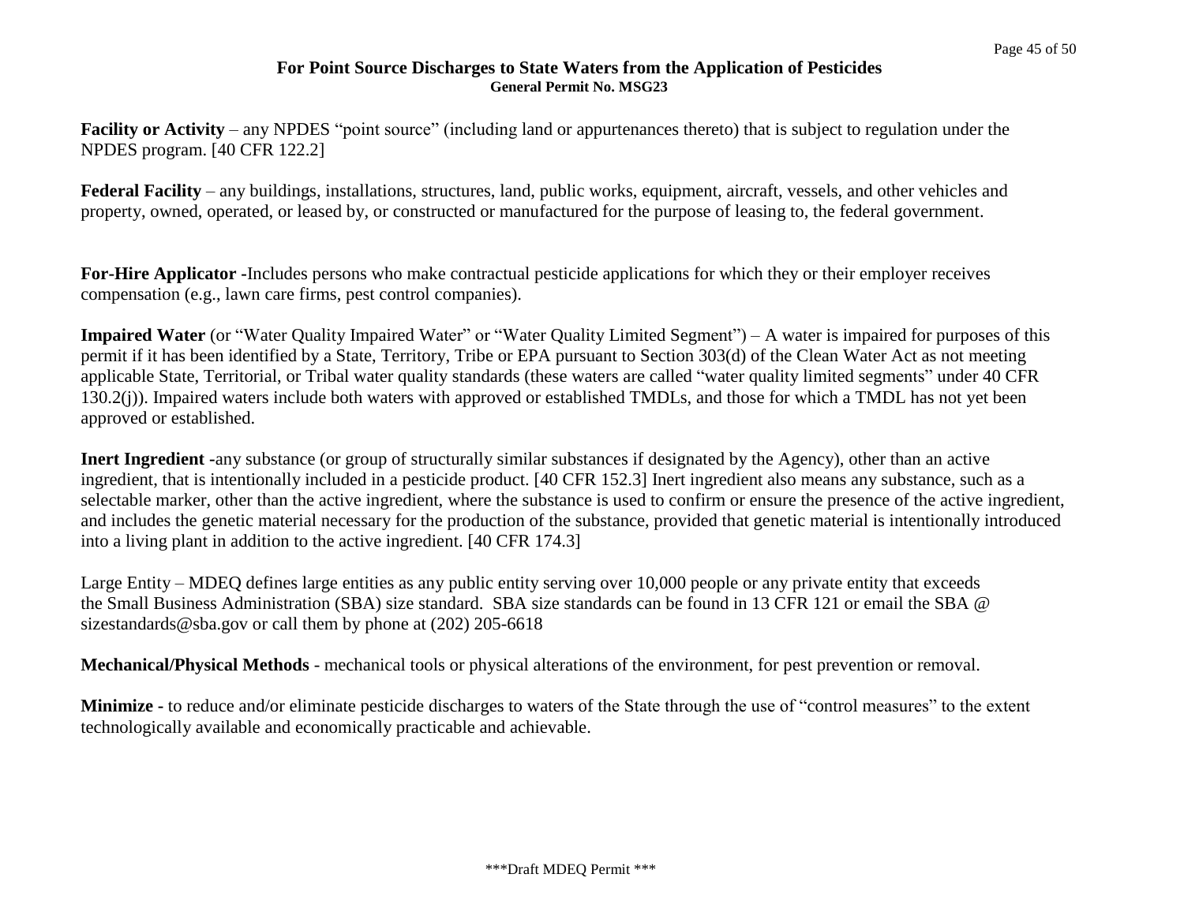**Facility or Activity** – any NPDES "point source" (including land or appurtenances thereto) that is subject to regulation under the NPDES program. [40 CFR 122.2]

**Federal Facility** – any buildings, installations, structures, land, public works, equipment, aircraft, vessels, and other vehicles and property, owned, operated, or leased by, or constructed or manufactured for the purpose of leasing to, the federal government.

**For-Hire Applicator -**Includes persons who make contractual pesticide applications for which they or their employer receives compensation (e.g., lawn care firms, pest control companies).

**Impaired Water** (or "Water Quality Impaired Water" or "Water Quality Limited Segment") – A water is impaired for purposes of this permit if it has been identified by a State, Territory, Tribe or EPA pursuant to Section 303(d) of the Clean Water Act as not meeting applicable State, Territorial, or Tribal water quality standards (these waters are called "water quality limited segments" under 40 CFR 130.2(j)). Impaired waters include both waters with approved or established TMDLs, and those for which a TMDL has not yet been approved or established.

**Inert Ingredient -**any substance (or group of structurally similar substances if designated by the Agency), other than an active ingredient, that is intentionally included in a pesticide product. [40 CFR 152.3] Inert ingredient also means any substance, such as a selectable marker, other than the active ingredient, where the substance is used to confirm or ensure the presence of the active ingredient, and includes the genetic material necessary for the production of the substance, provided that genetic material is intentionally introduced into a living plant in addition to the active ingredient. [40 CFR 174.3]

Large Entity – MDEQ defines large entities as any public entity serving over 10,000 people or any private entity that exceeds the Small Business Administration (SBA) size standard. SBA size standards can be found in 13 CFR 121 or email the SBA @ sizestandards@sba.gov or call them by phone at (202) 205-6618

**Mechanical/Physical Methods** - mechanical tools or physical alterations of the environment, for pest prevention or removal.

**Minimize -** to reduce and/or eliminate pesticide discharges to waters of the State through the use of "control measures" to the extent technologically available and economically practicable and achievable.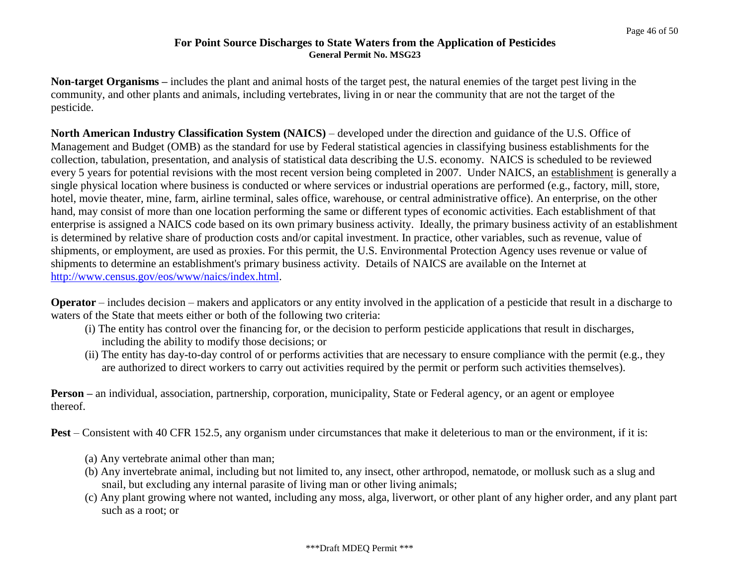**Non-target Organisms –** includes the plant and animal hosts of the target pest, the natural enemies of the target pest living in the community, and other plants and animals, including vertebrates, living in or near the community that are not the target of the pesticide.

**North American Industry Classification System (NAICS)** – developed under the direction and guidance of the U.S. Office of Management and Budget (OMB) as the standard for use by Federal statistical agencies in classifying business establishments for the collection, tabulation, presentation, and analysis of statistical data describing the U.S. economy. NAICS is scheduled to be reviewed every 5 years for potential revisions with the most recent version being completed in 2007. Under NAICS, an establishment is generally a single physical location where business is conducted or where services or industrial operations are performed (e.g., factory, mill, store, hotel, movie theater, mine, farm, airline terminal, sales office, warehouse, or central administrative office). An enterprise, on the other hand, may consist of more than one location performing the same or different types of economic activities. Each establishment of that enterprise is assigned a NAICS code based on its own primary business activity. Ideally, the primary business activity of an establishment is determined by relative share of production costs and/or capital investment. In practice, other variables, such as revenue, value of shipments, or employment, are used as proxies. For this permit, the U.S. Environmental Protection Agency uses revenue or value of shipments to determine an establishment's primary business activity. Details of NAICS are available on the Internet at http://www.census.gov/eos/www/naics/index.html.

**Operator** – includes decision – makers and applicators or any entity involved in the application of a pesticide that result in a discharge to waters of the State that meets either or both of the following two criteria:

(i) The entity has control over the financing for, or the decision to perform pesticide applications that result in discharges, including the ability to modify those decisions; or

(ii) The entity has day-to-day control of or performs activities that are necessary to ensure compliance with the permit (e.g., they are authorized to direct workers to carry out activities required by the permit or perform such activities themselves).

**Person –** an individual, association, partnership, corporation, municipality, State or Federal agency, or an agent or employee thereof.

**Pest** – Consistent with 40 CFR 152.5, any organism under circumstances that make it deleterious to man or the environment, if it is:

(a) Any vertebrate animal other than man;

(b) Any invertebrate animal, including but not limited to, any insect, other arthropod, nematode, or mollusk such as a slug and snail, but excluding any internal parasite of living man or other living animals;

(c) Any plant growing where not wanted, including any moss, alga, liverwort, or other plant of any higher order, and any plant part such as a root; or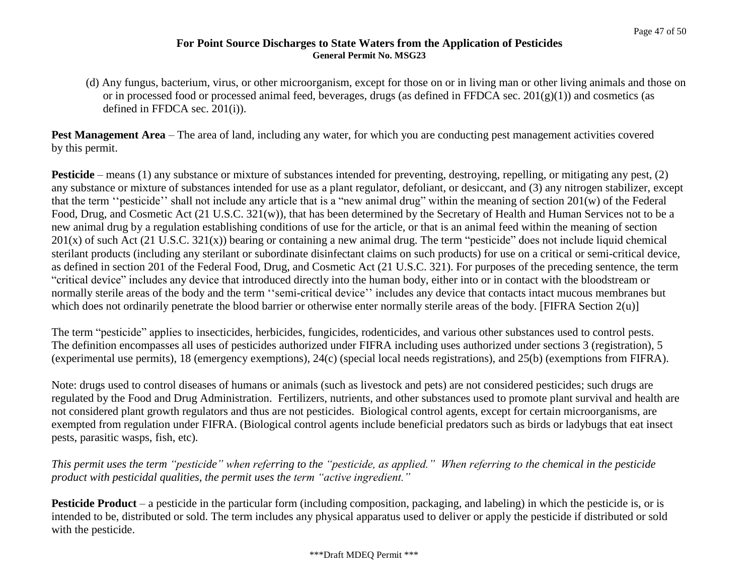(d) Any fungus, bacterium, virus, or other microorganism, except for those on or in living man or other living animals and those on or in processed food or processed animal feed, beverages, drugs (as defined in FFDCA sec. 201(g)(1)) and cosmetics (as defined in FFDCA sec. 201(i)).

**Pest Management Area** – The area of land, including any water, for which you are conducting pest management activities covered by this permit.

**Pesticide** – means (1) any substance or mixture of substances intended for preventing, destroying, repelling, or mitigating any pest, (2) any substance or mixture of substances intended for use as a plant regulator, defoliant, or desiccant, and (3) any nitrogen stabilizer, except that the term ''pesticide'' shall not include any article that is a "new animal drug" within the meaning of section 201(w) of the Federal Food, Drug, and Cosmetic Act (21 U.S.C. 321(w)), that has been determined by the Secretary of Health and Human Services not to be a new animal drug by a regulation establishing conditions of use for the article, or that is an animal feed within the meaning of section 201(x) of such Act (21 U.S.C. 321(x)) bearing or containing a new animal drug. The term "pesticide" does not include liquid chemical sterilant products (including any sterilant or subordinate disinfectant claims on such products) for use on a critical or semi-critical device, as defined in section 201 of the Federal Food, Drug, and Cosmetic Act (21 U.S.C. 321). For purposes of the preceding sentence, the term "critical device" includes any device that introduced directly into the human body, either into or in contact with the bloodstream or normally sterile areas of the body and the term ''semi-critical device'' includes any device that contacts intact mucous membranes but which does not ordinarily penetrate the blood barrier or otherwise enter normally sterile areas of the body. [FIFRA Section 2(u)]

The term "pesticide" applies to insecticides, herbicides, fungicides, rodenticides, and various other substances used to control pests. The definition encompasses all uses of pesticides authorized under FIFRA including uses authorized under sections 3 (registration), 5 (experimental use permits), 18 (emergency exemptions), 24(c) (special local needs registrations), and 25(b) (exemptions from FIFRA).

Note: drugs used to control diseases of humans or animals (such as livestock and pets) are not considered pesticides; such drugs are regulated by the Food and Drug Administration. Fertilizers, nutrients, and other substances used to promote plant survival and health are not considered plant growth regulators and thus are not pesticides. Biological control agents, except for certain microorganisms, are exempted from regulation under FIFRA. (Biological control agents include beneficial predators such as birds or ladybugs that eat insect pests, parasitic wasps, fish, etc).

*This permit uses the term "pesticide" when referring to the "pesticide, as applied." When referring to the chemical in the pesticide product with pesticidal qualities, the permit uses the term "active ingredient."*

**Pesticide Product** – a pesticide in the particular form (including composition, packaging, and labeling) in which the pesticide is, or is intended to be, distributed or sold. The term includes any physical apparatus used to deliver or apply the pesticide if distributed or sold with the pesticide.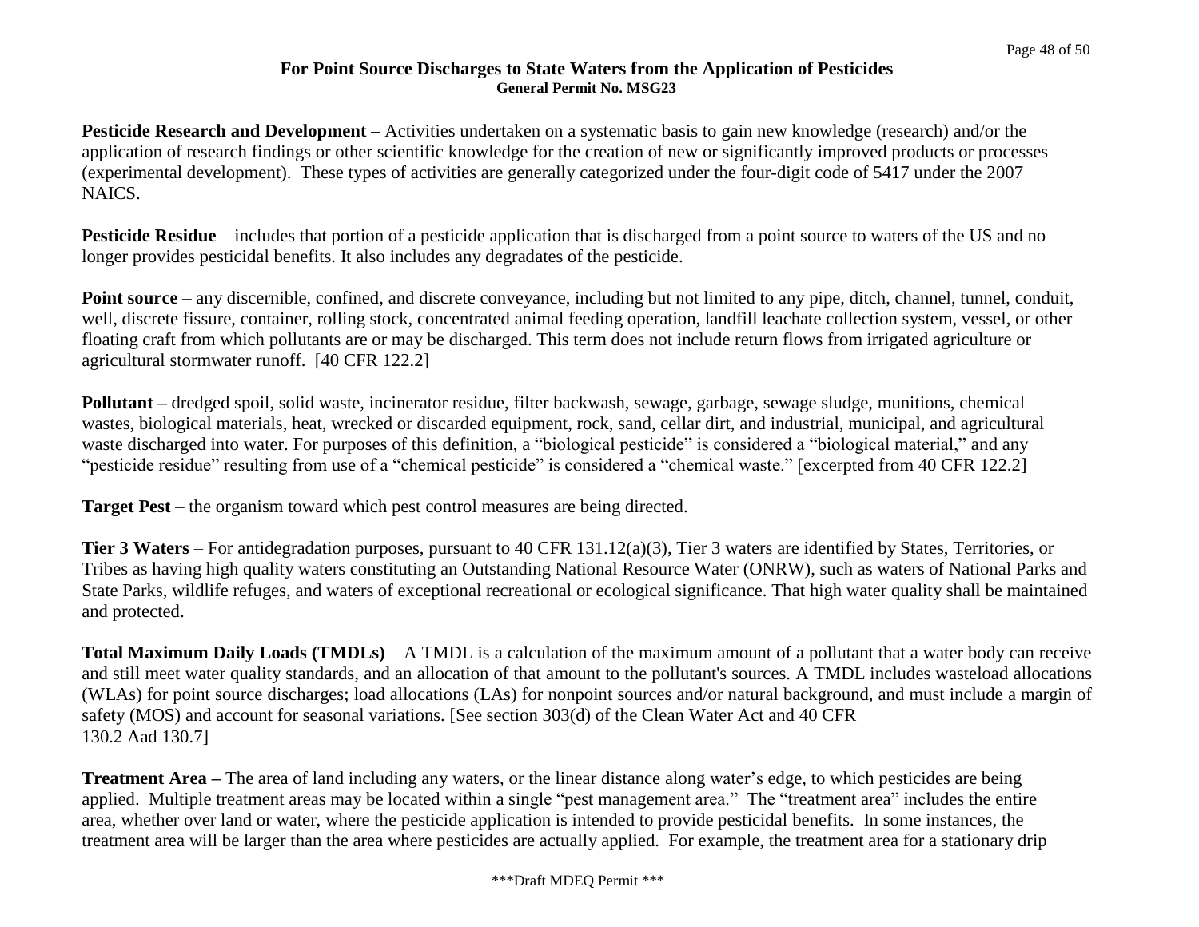**Pesticide Research and Development –** Activities undertaken on a systematic basis to gain new knowledge (research) and/or the application of research findings or other scientific knowledge for the creation of new or significantly improved products or processes (experimental development). These types of activities are generally categorized under the four-digit code of 5417 under the 2007 NAICS.

**Pesticide Residue** – includes that portion of a pesticide application that is discharged from a point source to waters of the US and no longer provides pesticidal benefits. It also includes any degradates of the pesticide.

**Point source** – any discernible, confined, and discrete conveyance, including but not limited to any pipe, ditch, channel, tunnel, conduit, well, discrete fissure, container, rolling stock, concentrated animal feeding operation, landfill leachate collection system, vessel, or other floating craft from which pollutants are or may be discharged. This term does not include return flows from irrigated agriculture or agricultural stormwater runoff. [40 CFR 122.2]

**Pollutant –** dredged spoil, solid waste, incinerator residue, filter backwash, sewage, garbage, sewage sludge, munitions, chemical wastes, biological materials, heat, wrecked or discarded equipment, rock, sand, cellar dirt, and industrial, municipal, and agricultural waste discharged into water. For purposes of this definition, a "biological pesticide" is considered a "biological material," and any "pesticide residue" resulting from use of a "chemical pesticide" is considered a "chemical waste." [excerpted from 40 CFR 122.2]

**Target Pest** – the organism toward which pest control measures are being directed.

**Tier 3 Waters** – For antidegradation purposes, pursuant to 40 CFR 131.12(a)(3), Tier 3 waters are identified by States, Territories, or Tribes as having high quality waters constituting an Outstanding National Resource Water (ONRW), such as waters of National Parks and State Parks, wildlife refuges, and waters of exceptional recreational or ecological significance. That high water quality shall be maintained and protected.

**Total Maximum Daily Loads (TMDLs)** – A TMDL is a calculation of the maximum amount of a pollutant that a water body can receive and still meet water quality standards, and an allocation of that amount to the pollutant's sources. A TMDL includes wasteload allocations (WLAs) for point source discharges; load allocations (LAs) for nonpoint sources and/or natural background, and must include a margin of safety (MOS) and account for seasonal variations. [See section 303(d) of the Clean Water Act and 40 CFR 130.2 Aad 130.7]

**Treatment Area –** The area of land including any waters, or the linear distance along water's edge, to which pesticides are being applied. Multiple treatment areas may be located within a single "pest management area." The "treatment area" includes the entire area, whether over land or water, where the pesticide application is intended to provide pesticidal benefits. In some instances, the treatment area will be larger than the area where pesticides are actually applied. For example, the treatment area for a stationary drip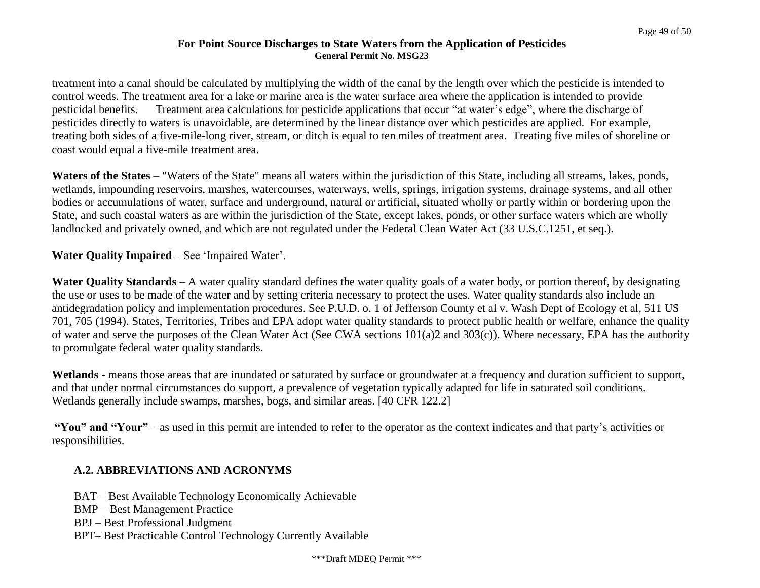treatment into a canal should be calculated by multiplying the width of the canal by the length over which the pesticide is intended to control weeds. The treatment area for a lake or marine area is the water surface area where the application is intended to provide pesticidal benefits. Treatment area calculations for pesticide applications that occur "at water's edge", where the discharge of pesticides directly to waters is unavoidable, are determined by the linear distance over which pesticides are applied. For example, treating both sides of a five-mile-long river, stream, or ditch is equal to ten miles of treatment area. Treating five miles of shoreline or coast would equal a five-mile treatment area.

**Waters of the States** – "Waters of the State" means all waters within the jurisdiction of this State, including all streams, lakes, ponds, wetlands, impounding reservoirs, marshes, watercourses, waterways, wells, springs, irrigation systems, drainage systems, and all other bodies or accumulations of water, surface and underground, natural or artificial, situated wholly or partly within or bordering upon the State, and such coastal waters as are within the jurisdiction of the State, except lakes, ponds, or other surface waters which are wholly landlocked and privately owned, and which are not regulated under the Federal Clean Water Act (33 U.S.C.1251, et seq.).

**Water Quality Impaired** – See 'Impaired Water'.

**Water Quality Standards** – A water quality standard defines the water quality goals of a water body, or portion thereof, by designating the use or uses to be made of the water and by setting criteria necessary to protect the uses. Water quality standards also include an antidegradation policy and implementation procedures. See P.U.D. o. 1 of Jefferson County et al v. Wash Dept of Ecology et al, 511 US 701, 705 (1994). States, Territories, Tribes and EPA adopt water quality standards to protect public health or welfare, enhance the quality of water and serve the purposes of the Clean Water Act (See CWA sections 101(a)2 and 303(c)). Where necessary, EPA has the authority to promulgate federal water quality standards.

**Wetlands** - means those areas that are inundated or saturated by surface or groundwater at a frequency and duration sufficient to support, and that under normal circumstances do support, a prevalence of vegetation typically adapted for life in saturated soil conditions. Wetlands generally include swamps, marshes, bogs, and similar areas. [40 CFR 122.2]

**"You" and "Your"** – as used in this permit are intended to refer to the operator as the context indicates and that party's activities or responsibilities.

## A.2. ABBREVIATIONS AND ACRONYMS

BAT – Best Available Technology Economically Achievable
BMP – Best Management Practice
BPJ – Best Professional Judgment
BPT– Best Practicable Control Technology Currently Available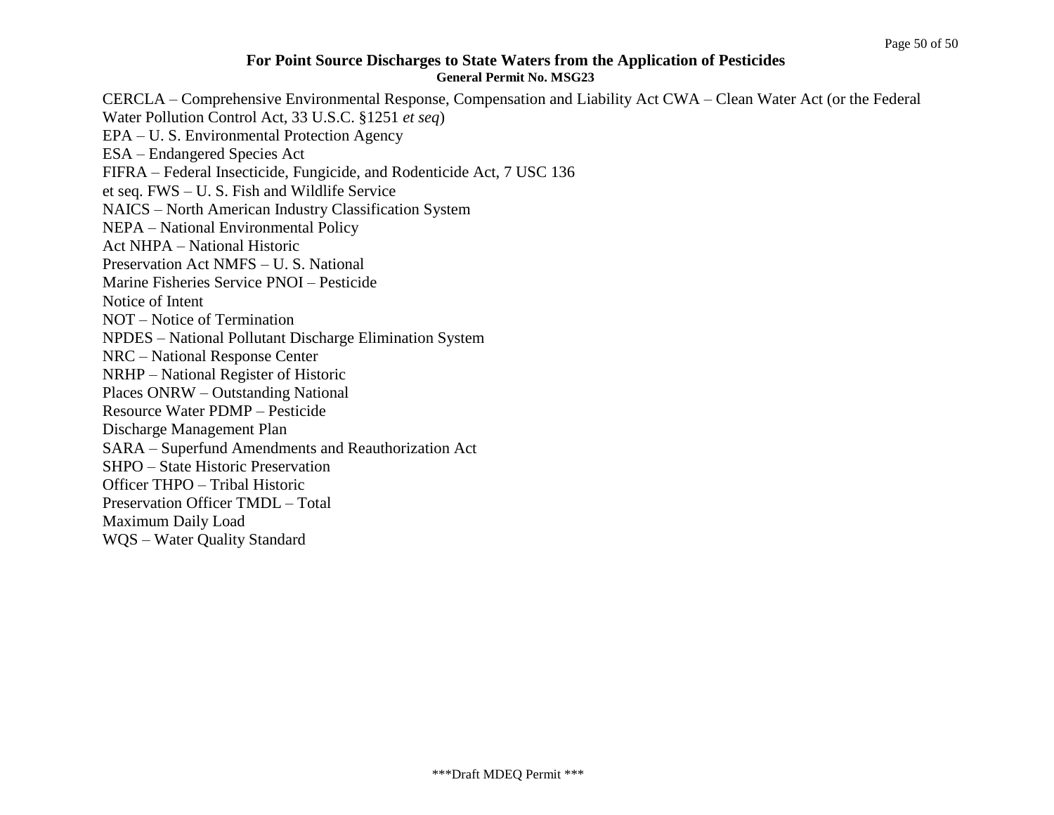CERCLA – Comprehensive Environmental Response, Compensation and Liability Act CWA – Clean Water Act (or the Federal Water Pollution Control Act, 33 U.S.C. §1251 *et seq*)
EPA – U. S. Environmental Protection Agency
ESA – Endangered Species Act
FIFRA – Federal Insecticide, Fungicide, and Rodenticide Act, 7 USC 136
et seq. FWS – U. S. Fish and Wildlife Service
NAICS – North American Industry Classification System
NEPA – National Environmental Policy
Act NHPA – National Historic
Preservation Act NMFS – U. S. National
Marine Fisheries Service PNOI – Pesticide
Notice of Intent
NOT – Notice of Termination
NPDES – National Pollutant Discharge Elimination System
NRC – National Response Center
NRHP – National Register of Historic
Places ONRW – Outstanding National
Resource Water PDMP – Pesticide
Discharge Management Plan
SARA – Superfund Amendments and Reauthorization Act
SHPO – State Historic Preservation
Officer THPO – Tribal Historic
Preservation Officer TMDL – Total
Maximum Daily Load
WQS – Water Quality Standard